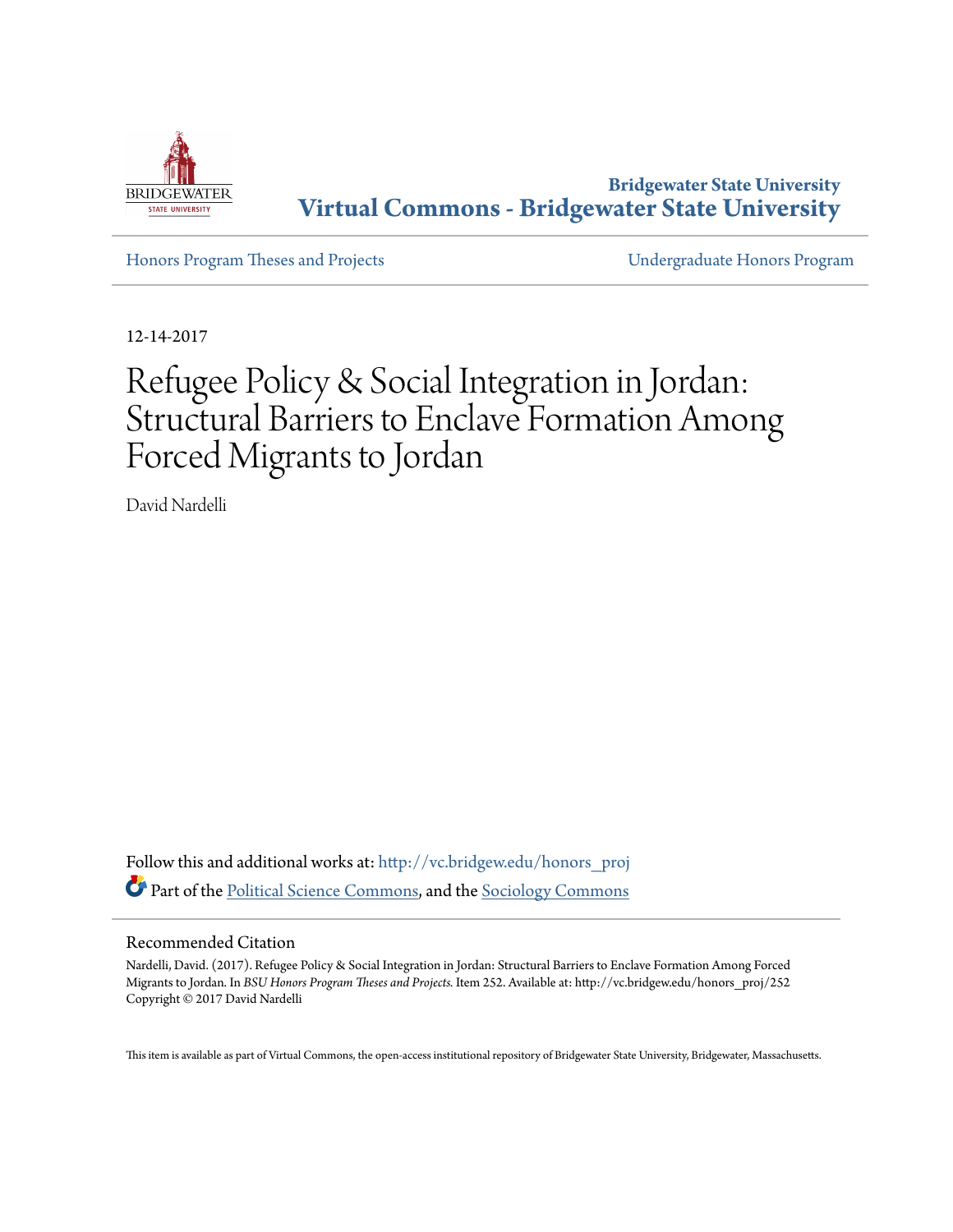Bridgewater State University

**Virtual Commons - Bridgewater State University**

Honors Program Theses and Projects

Undergraduate Honors Program

12-14-2017

# Refugee Policy & Social Integration in Jordan: Structural Barriers to Enclave Formation Among Forced Migrants to Jordan

David Nardelli

Follow this and additional works at: http://vc.bridgew.edu/honors_proj

Part of the Political Science Commons, and the Sociology Commons

## Recommended Citation

Nardelli, David. (2017). Refugee Policy & Social Integration in Jordan: Structural Barriers to Enclave Formation Among Forced Migrants to Jordan. In *BSU Honors Program Theses and Projects.* Item 252. Available at: http://vc.bridgew.edu/honors_proj/252
Copyright © 2017 David Nardelli

This item is available as part of Virtual Commons, the open-access institutional repository of Bridgewater State University, Bridgewater, Massachusetts.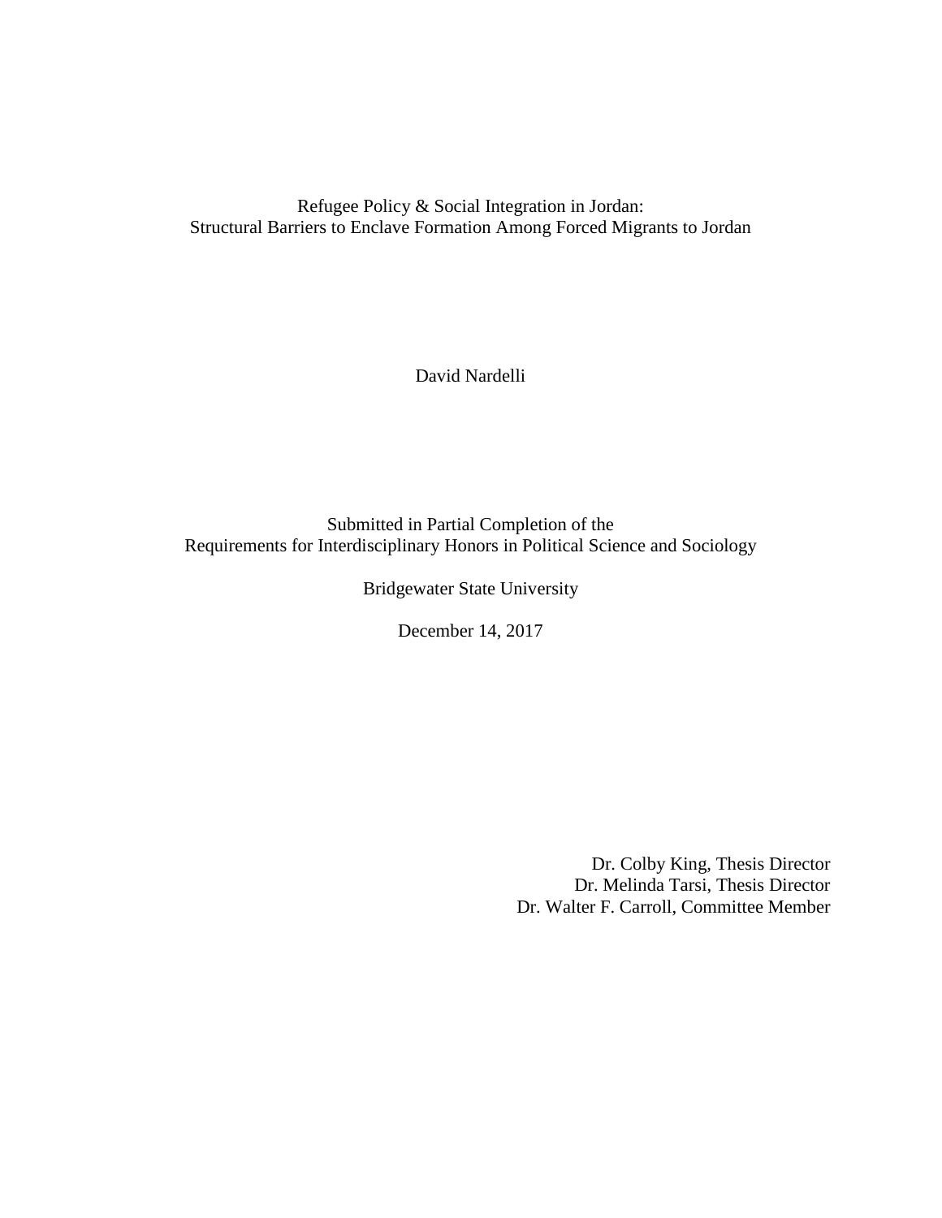Refugee Policy & Social Integration in Jordan:
Structural Barriers to Enclave Formation Among Forced Migrants to Jordan

David Nardelli

Submitted in Partial Completion of the
Requirements for Interdisciplinary Honors in Political Science and Sociology

Bridgewater State University

December 14, 2017

Dr. Colby King, Thesis Director
Dr. Melinda Tarsi, Thesis Director
Dr. Walter F. Carroll, Committee Member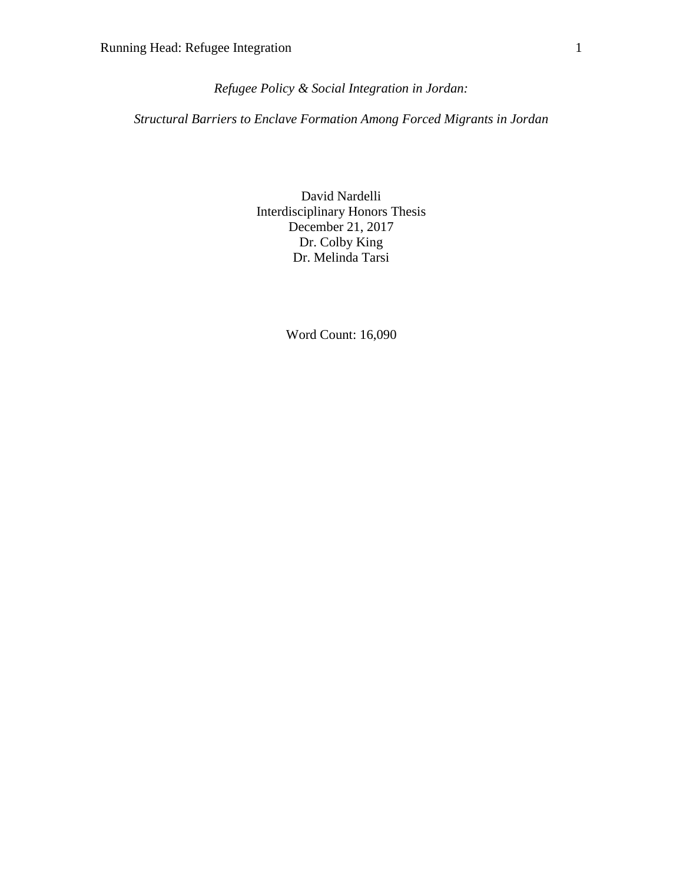*Refugee Policy & Social Integration in Jordan:*

*Structural Barriers to Enclave Formation Among Forced Migrants in Jordan*

David Nardelli
Interdisciplinary Honors Thesis
December 21, 2017
Dr. Colby King
Dr. Melinda Tarsi

Word Count: 16,090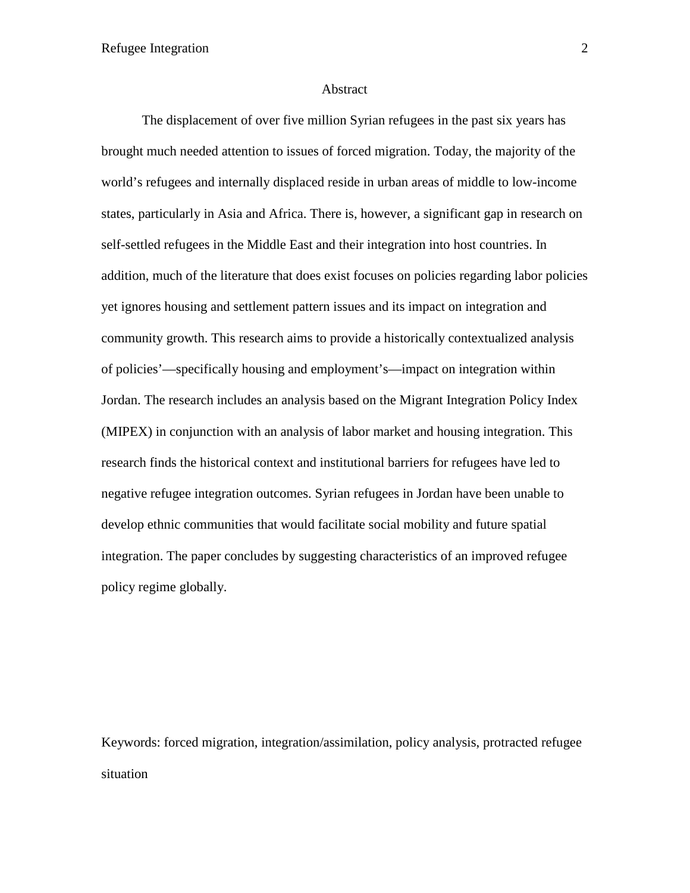# Abstract

The displacement of over five million Syrian refugees in the past six years has brought much needed attention to issues of forced migration. Today, the majority of the world's refugees and internally displaced reside in urban areas of middle to low-income states, particularly in Asia and Africa. There is, however, a significant gap in research on self-settled refugees in the Middle East and their integration into host countries. In addition, much of the literature that does exist focuses on policies regarding labor policies yet ignores housing and settlement pattern issues and its impact on integration and community growth. This research aims to provide a historically contextualized analysis of policies'—specifically housing and employment's—impact on integration within Jordan. The research includes an analysis based on the Migrant Integration Policy Index (MIPEX) in conjunction with an analysis of labor market and housing integration. This research finds the historical context and institutional barriers for refugees have led to negative refugee integration outcomes. Syrian refugees in Jordan have been unable to develop ethnic communities that would facilitate social mobility and future spatial integration. The paper concludes by suggesting characteristics of an improved refugee policy regime globally.

Keywords: forced migration, integration/assimilation, policy analysis, protracted refugee situation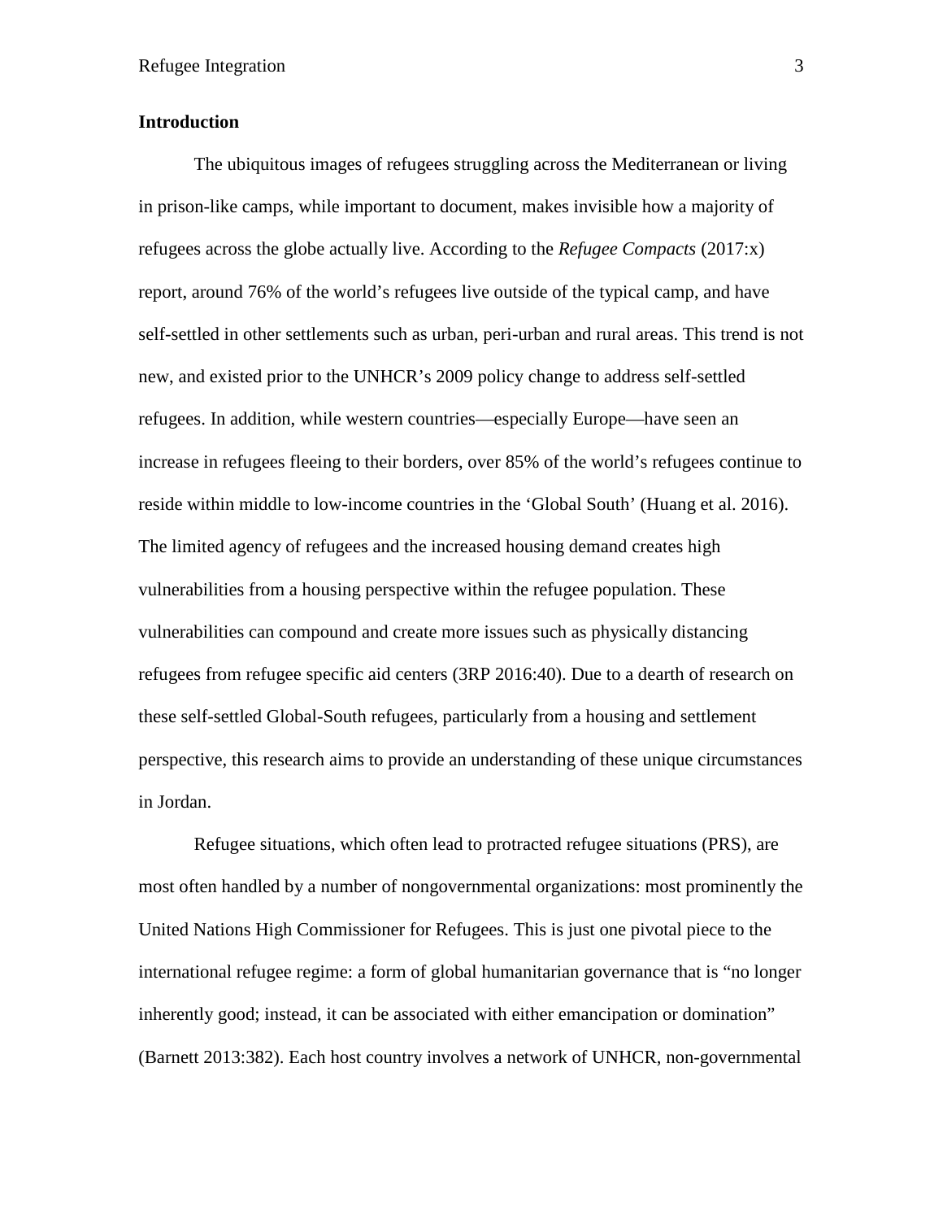## Introduction

The ubiquitous images of refugees struggling across the Mediterranean or living in prison-like camps, while important to document, makes invisible how a majority of refugees across the globe actually live. According to the *Refugee Compacts* (2017:x) report, around 76% of the world's refugees live outside of the typical camp, and have self-settled in other settlements such as urban, peri-urban and rural areas. This trend is not new, and existed prior to the UNHCR's 2009 policy change to address self-settled refugees. In addition, while western countries—especially Europe—have seen an increase in refugees fleeing to their borders, over 85% of the world's refugees continue to reside within middle to low-income countries in the 'Global South' (Huang et al. 2016). The limited agency of refugees and the increased housing demand creates high vulnerabilities from a housing perspective within the refugee population. These vulnerabilities can compound and create more issues such as physically distancing refugees from refugee specific aid centers (3RP 2016:40). Due to a dearth of research on these self-settled Global-South refugees, particularly from a housing and settlement perspective, this research aims to provide an understanding of these unique circumstances in Jordan.

Refugee situations, which often lead to protracted refugee situations (PRS), are most often handled by a number of nongovernmental organizations: most prominently the United Nations High Commissioner for Refugees. This is just one pivotal piece to the international refugee regime: a form of global humanitarian governance that is "no longer inherently good; instead, it can be associated with either emancipation or domination" (Barnett 2013:382). Each host country involves a network of UNHCR, non-governmental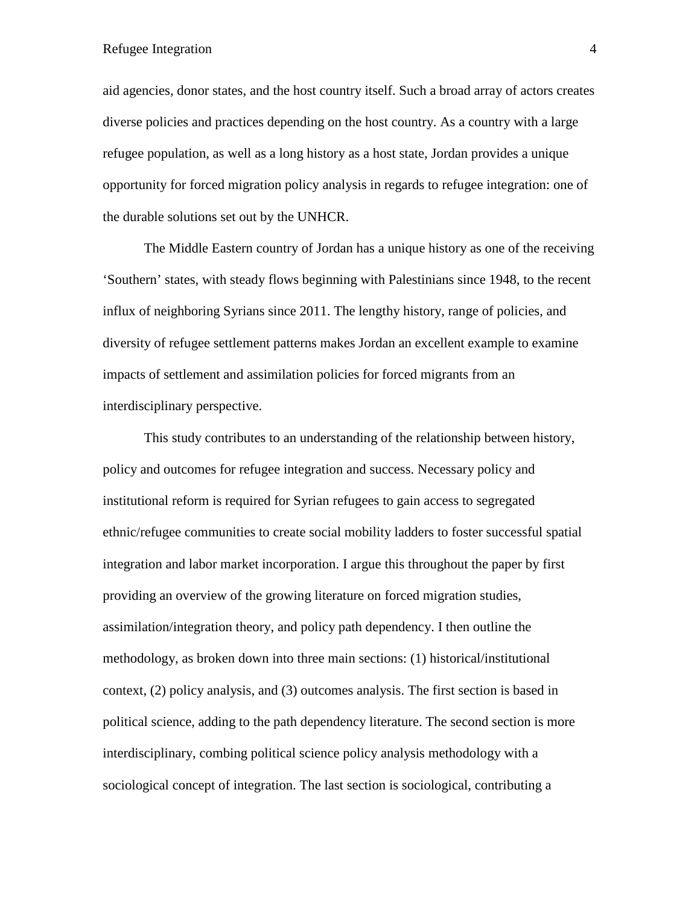aid agencies, donor states, and the host country itself. Such a broad array of actors creates diverse policies and practices depending on the host country. As a country with a large refugee population, as well as a long history as a host state, Jordan provides a unique opportunity for forced migration policy analysis in regards to refugee integration: one of the durable solutions set out by the UNHCR.

The Middle Eastern country of Jordan has a unique history as one of the receiving 'Southern' states, with steady flows beginning with Palestinians since 1948, to the recent influx of neighboring Syrians since 2011. The lengthy history, range of policies, and diversity of refugee settlement patterns makes Jordan an excellent example to examine impacts of settlement and assimilation policies for forced migrants from an interdisciplinary perspective.

This study contributes to an understanding of the relationship between history, policy and outcomes for refugee integration and success. Necessary policy and institutional reform is required for Syrian refugees to gain access to segregated ethnic/refugee communities to create social mobility ladders to foster successful spatial integration and labor market incorporation. I argue this throughout the paper by first providing an overview of the growing literature on forced migration studies, assimilation/integration theory, and policy path dependency. I then outline the methodology, as broken down into three main sections: (1) historical/institutional context, (2) policy analysis, and (3) outcomes analysis. The first section is based in political science, adding to the path dependency literature. The second section is more interdisciplinary, combing political science policy analysis methodology with a sociological concept of integration. The last section is sociological, contributing a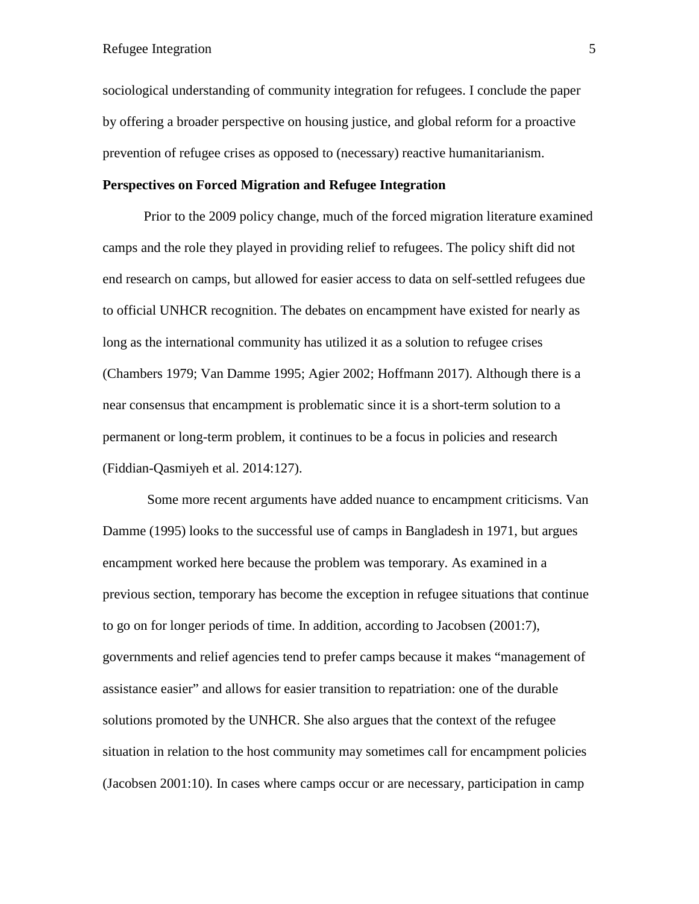sociological understanding of community integration for refugees. I conclude the paper by offering a broader perspective on housing justice, and global reform for a proactive prevention of refugee crises as opposed to (necessary) reactive humanitarianism.

**Perspectives on Forced Migration and Refugee Integration**

Prior to the 2009 policy change, much of the forced migration literature examined camps and the role they played in providing relief to refugees. The policy shift did not end research on camps, but allowed for easier access to data on self-settled refugees due to official UNHCR recognition. The debates on encampment have existed for nearly as long as the international community has utilized it as a solution to refugee crises (Chambers 1979; Van Damme 1995; Agier 2002; Hoffmann 2017). Although there is a near consensus that encampment is problematic since it is a short-term solution to a permanent or long-term problem, it continues to be a focus in policies and research (Fiddian-Qasmiyeh et al. 2014:127).

Some more recent arguments have added nuance to encampment criticisms. Van Damme (1995) looks to the successful use of camps in Bangladesh in 1971, but argues encampment worked here because the problem was temporary. As examined in a previous section, temporary has become the exception in refugee situations that continue to go on for longer periods of time. In addition, according to Jacobsen (2001:7), governments and relief agencies tend to prefer camps because it makes "management of assistance easier" and allows for easier transition to repatriation: one of the durable solutions promoted by the UNHCR. She also argues that the context of the refugee situation in relation to the host community may sometimes call for encampment policies (Jacobsen 2001:10). In cases where camps occur or are necessary, participation in camp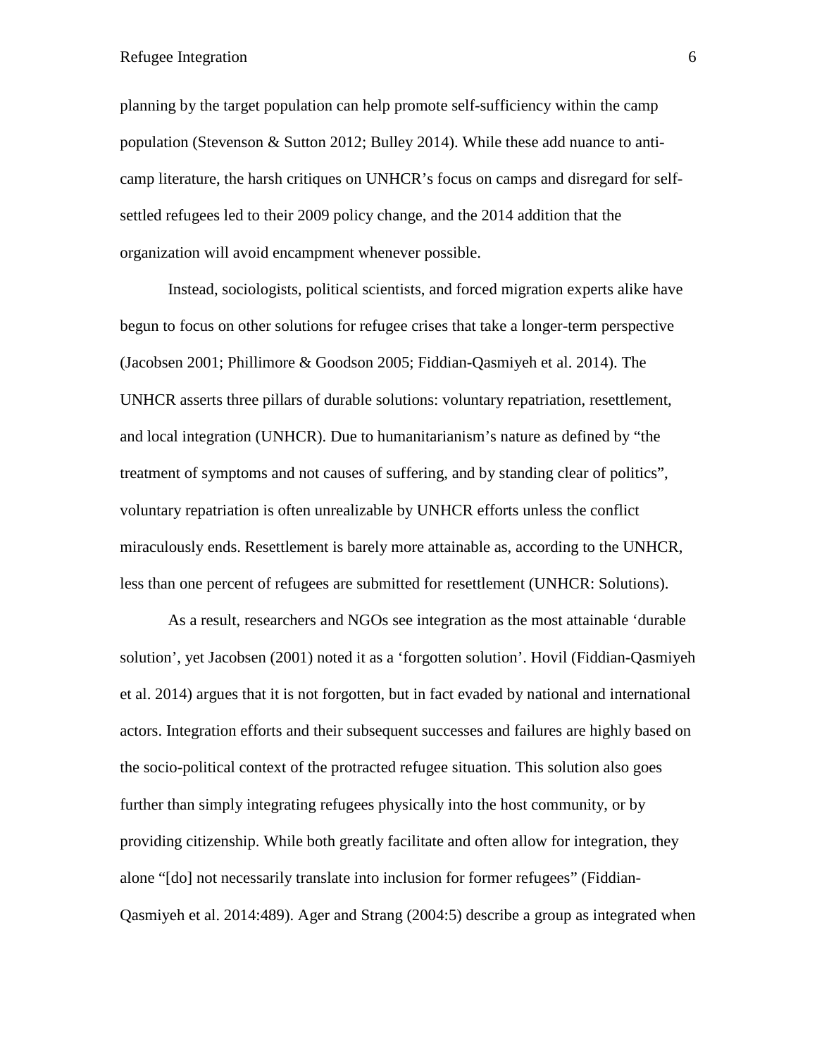planning by the target population can help promote self-sufficiency within the camp population (Stevenson & Sutton 2012; Bulley 2014). While these add nuance to anti-camp literature, the harsh critiques on UNHCR's focus on camps and disregard for self-settled refugees led to their 2009 policy change, and the 2014 addition that the organization will avoid encampment whenever possible.

Instead, sociologists, political scientists, and forced migration experts alike have begun to focus on other solutions for refugee crises that take a longer-term perspective (Jacobsen 2001; Phillimore & Goodson 2005; Fiddian-Qasmiyeh et al. 2014). The UNHCR asserts three pillars of durable solutions: voluntary repatriation, resettlement, and local integration (UNHCR). Due to humanitarianism's nature as defined by "the treatment of symptoms and not causes of suffering, and by standing clear of politics", voluntary repatriation is often unrealizable by UNHCR efforts unless the conflict miraculously ends. Resettlement is barely more attainable as, according to the UNHCR, less than one percent of refugees are submitted for resettlement (UNHCR: Solutions).

As a result, researchers and NGOs see integration as the most attainable 'durable solution', yet Jacobsen (2001) noted it as a 'forgotten solution'. Hovil (Fiddian-Qasmiyeh et al. 2014) argues that it is not forgotten, but in fact evaded by national and international actors. Integration efforts and their subsequent successes and failures are highly based on the socio-political context of the protracted refugee situation. This solution also goes further than simply integrating refugees physically into the host community, or by providing citizenship. While both greatly facilitate and often allow for integration, they alone "[do] not necessarily translate into inclusion for former refugees" (Fiddian-Qasmiyeh et al. 2014:489). Ager and Strang (2004:5) describe a group as integrated when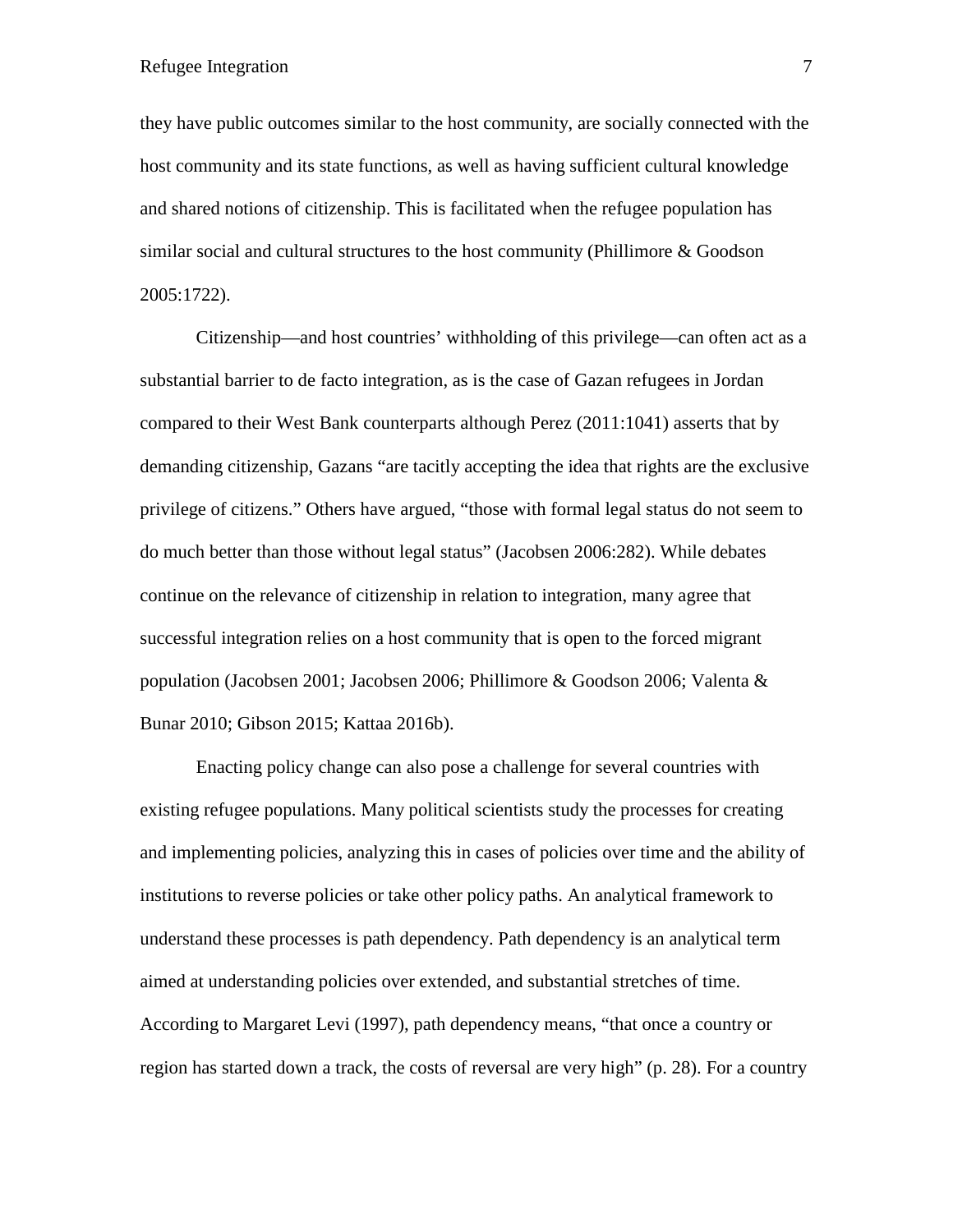they have public outcomes similar to the host community, are socially connected with the host community and its state functions, as well as having sufficient cultural knowledge and shared notions of citizenship. This is facilitated when the refugee population has similar social and cultural structures to the host community (Phillimore & Goodson 2005:1722).

Citizenship—and host countries' withholding of this privilege—can often act as a substantial barrier to de facto integration, as is the case of Gazan refugees in Jordan compared to their West Bank counterparts although Perez (2011:1041) asserts that by demanding citizenship, Gazans "are tacitly accepting the idea that rights are the exclusive privilege of citizens." Others have argued, "those with formal legal status do not seem to do much better than those without legal status" (Jacobsen 2006:282). While debates continue on the relevance of citizenship in relation to integration, many agree that successful integration relies on a host community that is open to the forced migrant population (Jacobsen 2001; Jacobsen 2006; Phillimore & Goodson 2006; Valenta & Bunar 2010; Gibson 2015; Kattaa 2016b).

Enacting policy change can also pose a challenge for several countries with existing refugee populations. Many political scientists study the processes for creating and implementing policies, analyzing this in cases of policies over time and the ability of institutions to reverse policies or take other policy paths. An analytical framework to understand these processes is path dependency. Path dependency is an analytical term aimed at understanding policies over extended, and substantial stretches of time. According to Margaret Levi (1997), path dependency means, "that once a country or region has started down a track, the costs of reversal are very high" (p. 28). For a country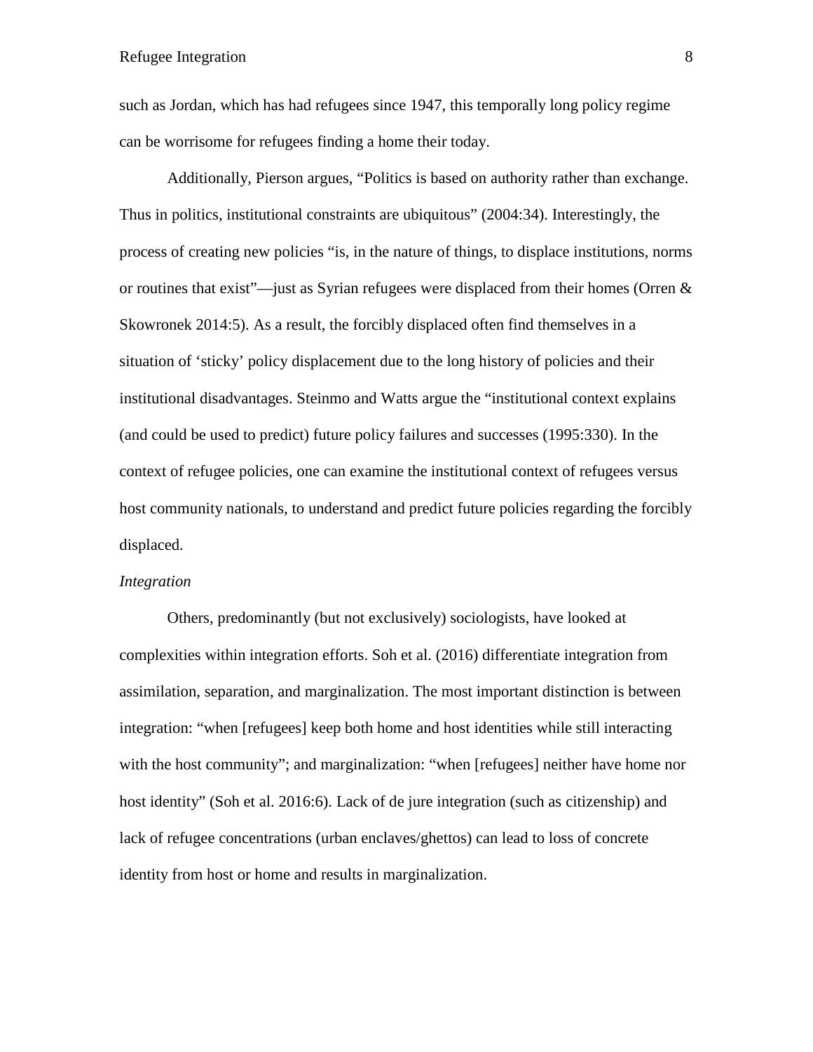such as Jordan, which has had refugees since 1947, this temporally long policy regime can be worrisome for refugees finding a home their today.

Additionally, Pierson argues, "Politics is based on authority rather than exchange. Thus in politics, institutional constraints are ubiquitous" (2004:34). Interestingly, the process of creating new policies "is, in the nature of things, to displace institutions, norms or routines that exist"—just as Syrian refugees were displaced from their homes (Orren & Skowronek 2014:5). As a result, the forcibly displaced often find themselves in a situation of 'sticky' policy displacement due to the long history of policies and their institutional disadvantages. Steinmo and Watts argue the "institutional context explains (and could be used to predict) future policy failures and successes (1995:330). In the context of refugee policies, one can examine the institutional context of refugees versus host community nationals, to understand and predict future policies regarding the forcibly displaced.

*Integration*

Others, predominantly (but not exclusively) sociologists, have looked at complexities within integration efforts. Soh et al. (2016) differentiate integration from assimilation, separation, and marginalization. The most important distinction is between integration: "when [refugees] keep both home and host identities while still interacting with the host community"; and marginalization: "when [refugees] neither have home nor host identity" (Soh et al. 2016:6). Lack of de jure integration (such as citizenship) and lack of refugee concentrations (urban enclaves/ghettos) can lead to loss of concrete identity from host or home and results in marginalization.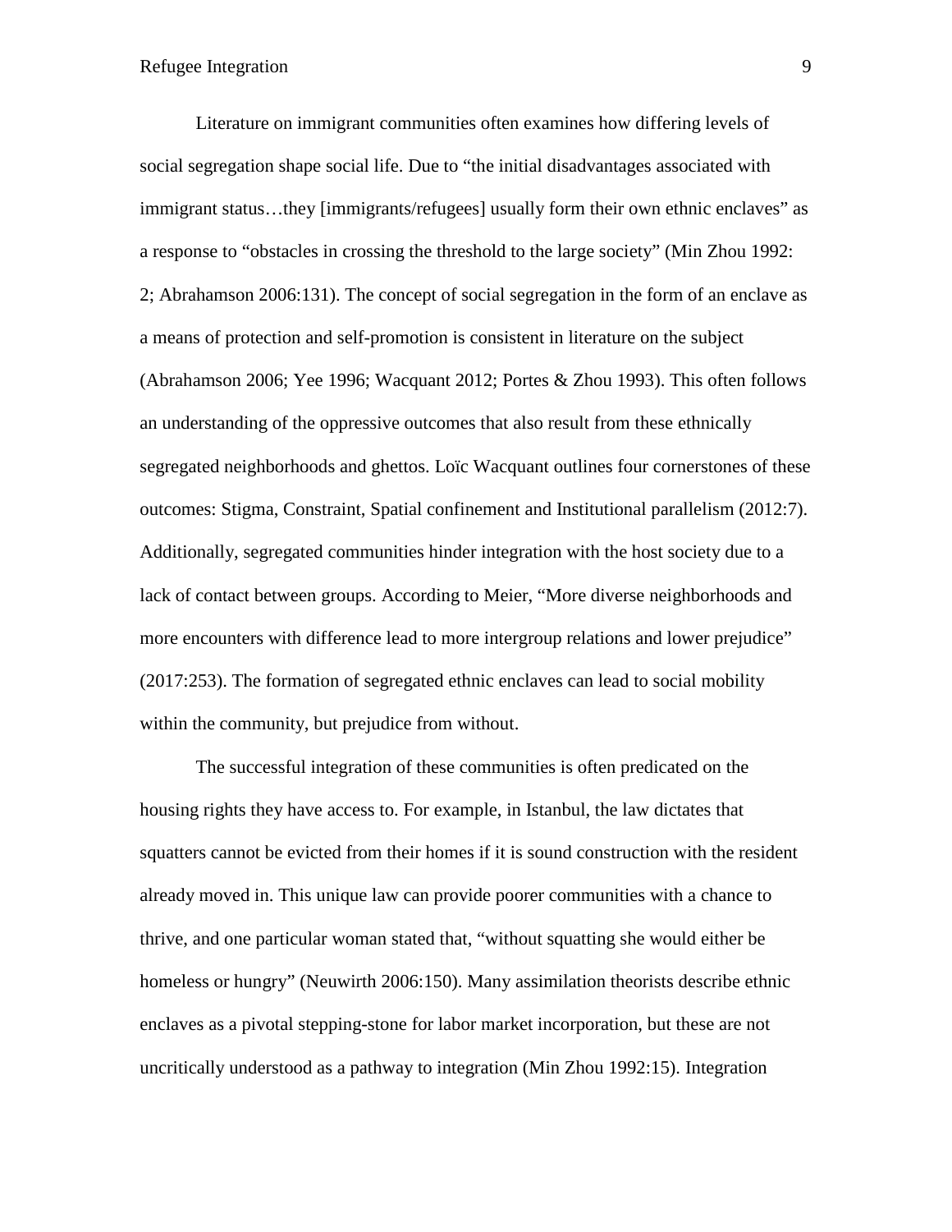Literature on immigrant communities often examines how differing levels of social segregation shape social life. Due to “the initial disadvantages associated with immigrant status…they [immigrants/refugees] usually form their own ethnic enclaves” as a response to “obstacles in crossing the threshold to the large society” (Min Zhou 1992: 2; Abrahamson 2006:131). The concept of social segregation in the form of an enclave as a means of protection and self-promotion is consistent in literature on the subject (Abrahamson 2006; Yee 1996; Wacquant 2012; Portes & Zhou 1993). This often follows an understanding of the oppressive outcomes that also result from these ethnically segregated neighborhoods and ghettos. Loïc Wacquant outlines four cornerstones of these outcomes: Stigma, Constraint, Spatial confinement and Institutional parallelism (2012:7). Additionally, segregated communities hinder integration with the host society due to a lack of contact between groups. According to Meier, “More diverse neighborhoods and more encounters with difference lead to more intergroup relations and lower prejudice” (2017:253). The formation of segregated ethnic enclaves can lead to social mobility within the community, but prejudice from without.

The successful integration of these communities is often predicated on the housing rights they have access to. For example, in Istanbul, the law dictates that squatters cannot be evicted from their homes if it is sound construction with the resident already moved in. This unique law can provide poorer communities with a chance to thrive, and one particular woman stated that, “without squatting she would either be homeless or hungry” (Neuwirth 2006:150). Many assimilation theorists describe ethnic enclaves as a pivotal stepping-stone for labor market incorporation, but these are not uncritically understood as a pathway to integration (Min Zhou 1992:15). Integration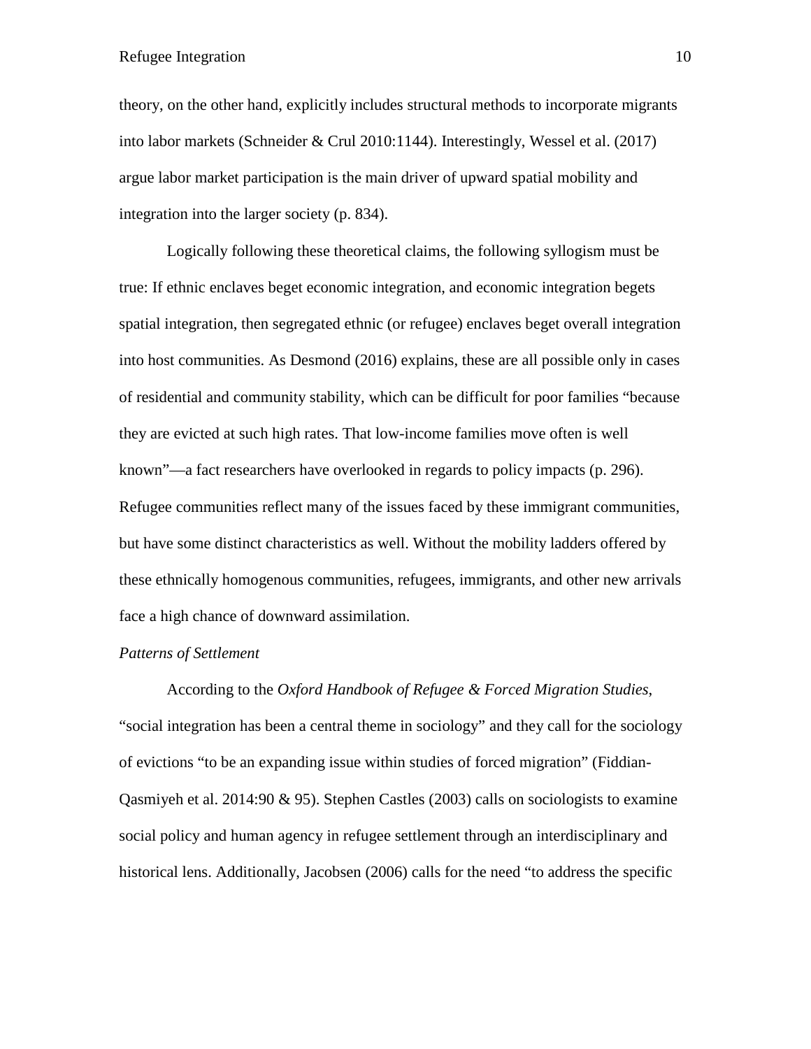theory, on the other hand, explicitly includes structural methods to incorporate migrants into labor markets (Schneider & Crul 2010:1144). Interestingly, Wessel et al. (2017) argue labor market participation is the main driver of upward spatial mobility and integration into the larger society (p. 834).

Logically following these theoretical claims, the following syllogism must be true: If ethnic enclaves beget economic integration, and economic integration begets spatial integration, then segregated ethnic (or refugee) enclaves beget overall integration into host communities. As Desmond (2016) explains, these are all possible only in cases of residential and community stability, which can be difficult for poor families "because they are evicted at such high rates. That low-income families move often is well known"—a fact researchers have overlooked in regards to policy impacts (p. 296). Refugee communities reflect many of the issues faced by these immigrant communities, but have some distinct characteristics as well. Without the mobility ladders offered by these ethnically homogenous communities, refugees, immigrants, and other new arrivals face a high chance of downward assimilation.

### *Patterns of Settlement*

According to the *Oxford Handbook of Refugee & Forced Migration Studies*, "social integration has been a central theme in sociology" and they call for the sociology of evictions "to be an expanding issue within studies of forced migration" (Fiddian-Qasmiyeh et al. 2014:90 & 95). Stephen Castles (2003) calls on sociologists to examine social policy and human agency in refugee settlement through an interdisciplinary and historical lens. Additionally, Jacobsen (2006) calls for the need "to address the specific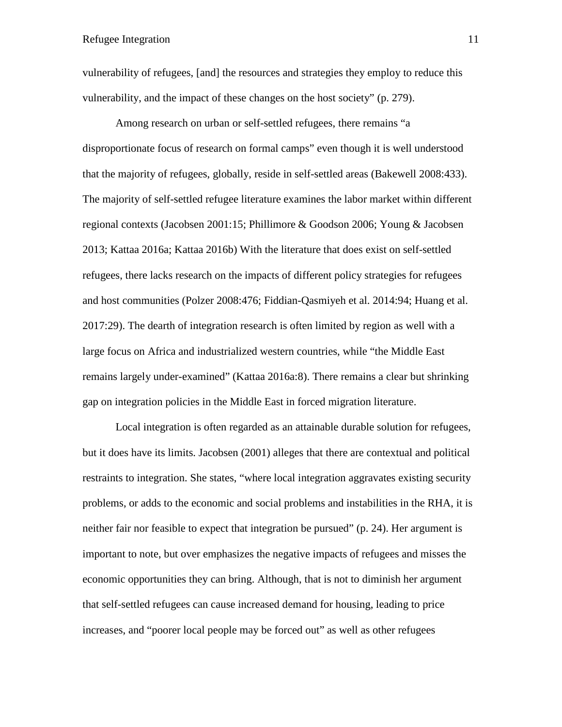vulnerability of refugees, [and] the resources and strategies they employ to reduce this vulnerability, and the impact of these changes on the host society" (p. 279).

Among research on urban or self-settled refugees, there remains "a disproportionate focus of research on formal camps" even though it is well understood that the majority of refugees, globally, reside in self-settled areas (Bakewell 2008:433). The majority of self-settled refugee literature examines the labor market within different regional contexts (Jacobsen 2001:15; Phillimore & Goodson 2006; Young & Jacobsen 2013; Kattaa 2016a; Kattaa 2016b) With the literature that does exist on self-settled refugees, there lacks research on the impacts of different policy strategies for refugees and host communities (Polzer 2008:476; Fiddian-Qasmiyeh et al. 2014:94; Huang et al. 2017:29). The dearth of integration research is often limited by region as well with a large focus on Africa and industrialized western countries, while "the Middle East remains largely under-examined" (Kattaa 2016a:8). There remains a clear but shrinking gap on integration policies in the Middle East in forced migration literature.

Local integration is often regarded as an attainable durable solution for refugees, but it does have its limits. Jacobsen (2001) alleges that there are contextual and political restraints to integration. She states, "where local integration aggravates existing security problems, or adds to the economic and social problems and instabilities in the RHA, it is neither fair nor feasible to expect that integration be pursued" (p. 24). Her argument is important to note, but over emphasizes the negative impacts of refugees and misses the economic opportunities they can bring. Although, that is not to diminish her argument that self-settled refugees can cause increased demand for housing, leading to price increases, and "poorer local people may be forced out" as well as other refugees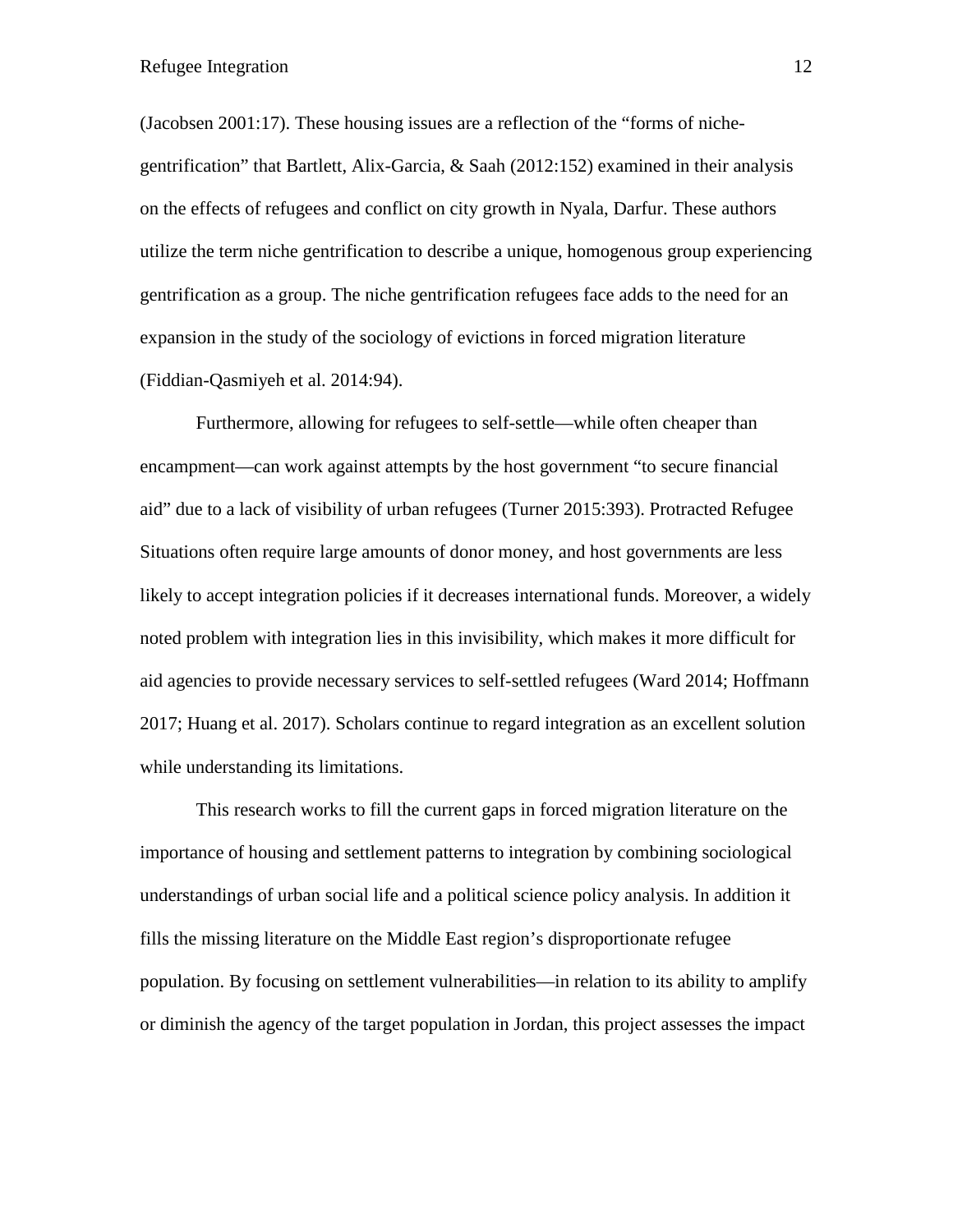(Jacobsen 2001:17). These housing issues are a reflection of the "forms of niche-gentrification" that Bartlett, Alix-Garcia, & Saah (2012:152) examined in their analysis on the effects of refugees and conflict on city growth in Nyala, Darfur. These authors utilize the term niche gentrification to describe a unique, homogenous group experiencing gentrification as a group. The niche gentrification refugees face adds to the need for an expansion in the study of the sociology of evictions in forced migration literature (Fiddian-Qasmiyeh et al. 2014:94).

Furthermore, allowing for refugees to self-settle—while often cheaper than encampment—can work against attempts by the host government "to secure financial aid" due to a lack of visibility of urban refugees (Turner 2015:393). Protracted Refugee Situations often require large amounts of donor money, and host governments are less likely to accept integration policies if it decreases international funds. Moreover, a widely noted problem with integration lies in this invisibility, which makes it more difficult for aid agencies to provide necessary services to self-settled refugees (Ward 2014; Hoffmann 2017; Huang et al. 2017). Scholars continue to regard integration as an excellent solution while understanding its limitations.

This research works to fill the current gaps in forced migration literature on the importance of housing and settlement patterns to integration by combining sociological understandings of urban social life and a political science policy analysis. In addition it fills the missing literature on the Middle East region's disproportionate refugee population. By focusing on settlement vulnerabilities—in relation to its ability to amplify or diminish the agency of the target population in Jordan, this project assesses the impact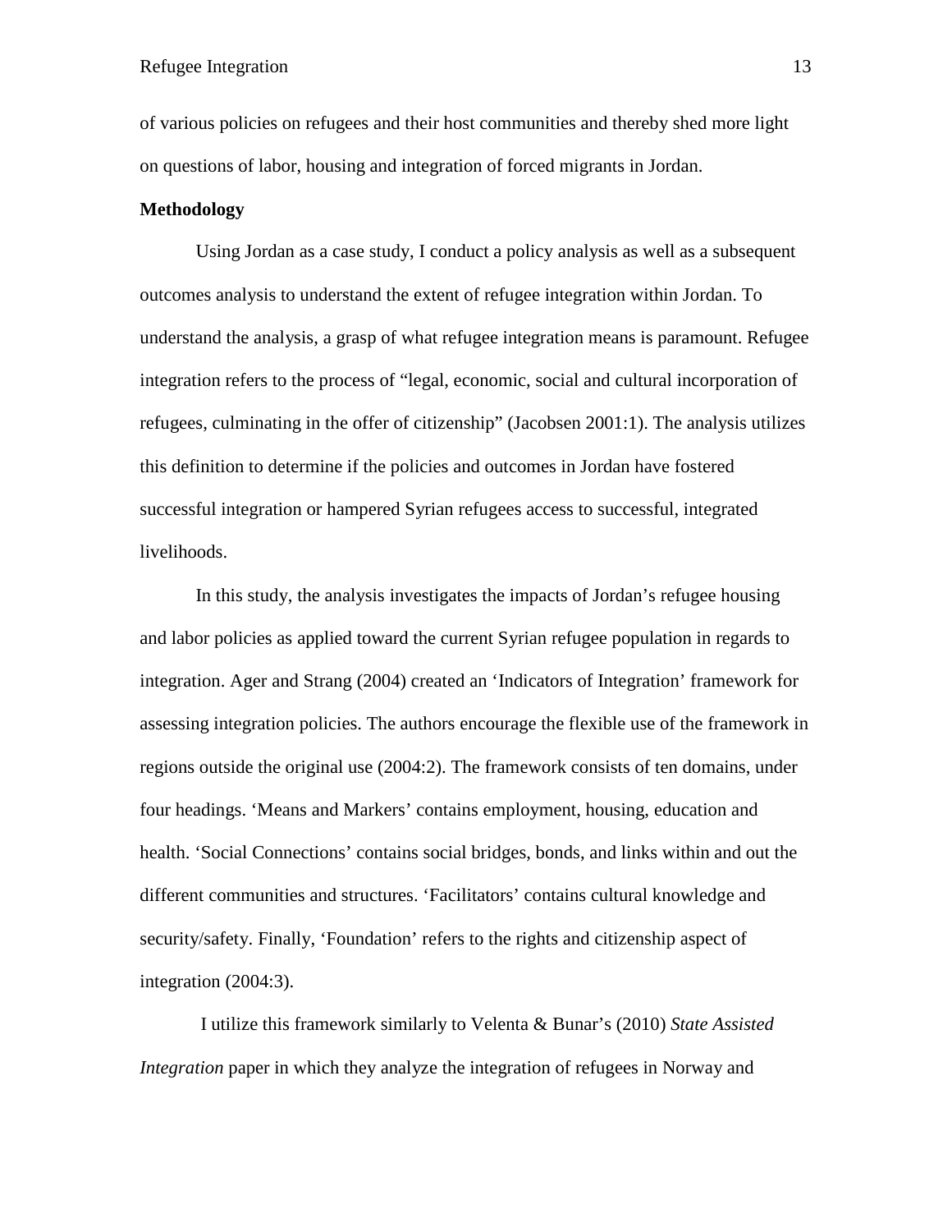of various policies on refugees and their host communities and thereby shed more light on questions of labor, housing and integration of forced migrants in Jordan.

**Methodology**

Using Jordan as a case study, I conduct a policy analysis as well as a subsequent outcomes analysis to understand the extent of refugee integration within Jordan. To understand the analysis, a grasp of what refugee integration means is paramount. Refugee integration refers to the process of "legal, economic, social and cultural incorporation of refugees, culminating in the offer of citizenship" (Jacobsen 2001:1). The analysis utilizes this definition to determine if the policies and outcomes in Jordan have fostered successful integration or hampered Syrian refugees access to successful, integrated livelihoods.

In this study, the analysis investigates the impacts of Jordan's refugee housing and labor policies as applied toward the current Syrian refugee population in regards to integration. Ager and Strang (2004) created an 'Indicators of Integration' framework for assessing integration policies. The authors encourage the flexible use of the framework in regions outside the original use (2004:2). The framework consists of ten domains, under four headings. 'Means and Markers' contains employment, housing, education and health. 'Social Connections' contains social bridges, bonds, and links within and out the different communities and structures. 'Facilitators' contains cultural knowledge and security/safety. Finally, 'Foundation' refers to the rights and citizenship aspect of integration (2004:3).

I utilize this framework similarly to Velenta & Bunar's (2010) *State Assisted Integration* paper in which they analyze the integration of refugees in Norway and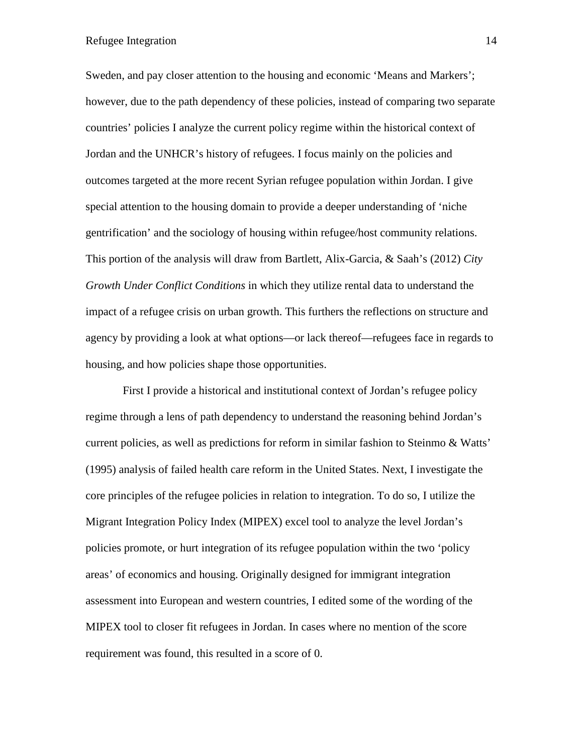Sweden, and pay closer attention to the housing and economic 'Means and Markers'; however, due to the path dependency of these policies, instead of comparing two separate countries' policies I analyze the current policy regime within the historical context of Jordan and the UNHCR's history of refugees. I focus mainly on the policies and outcomes targeted at the more recent Syrian refugee population within Jordan. I give special attention to the housing domain to provide a deeper understanding of 'niche gentrification' and the sociology of housing within refugee/host community relations. This portion of the analysis will draw from Bartlett, Alix-Garcia, & Saah's (2012) *City Growth Under Conflict Conditions* in which they utilize rental data to understand the impact of a refugee crisis on urban growth. This furthers the reflections on structure and agency by providing a look at what options—or lack thereof—refugees face in regards to housing, and how policies shape those opportunities.

First I provide a historical and institutional context of Jordan's refugee policy regime through a lens of path dependency to understand the reasoning behind Jordan's current policies, as well as predictions for reform in similar fashion to Steinmo & Watts' (1995) analysis of failed health care reform in the United States. Next, I investigate the core principles of the refugee policies in relation to integration. To do so, I utilize the Migrant Integration Policy Index (MIPEX) excel tool to analyze the level Jordan's policies promote, or hurt integration of its refugee population within the two 'policy areas' of economics and housing. Originally designed for immigrant integration assessment into European and western countries, I edited some of the wording of the MIPEX tool to closer fit refugees in Jordan. In cases where no mention of the score requirement was found, this resulted in a score of 0.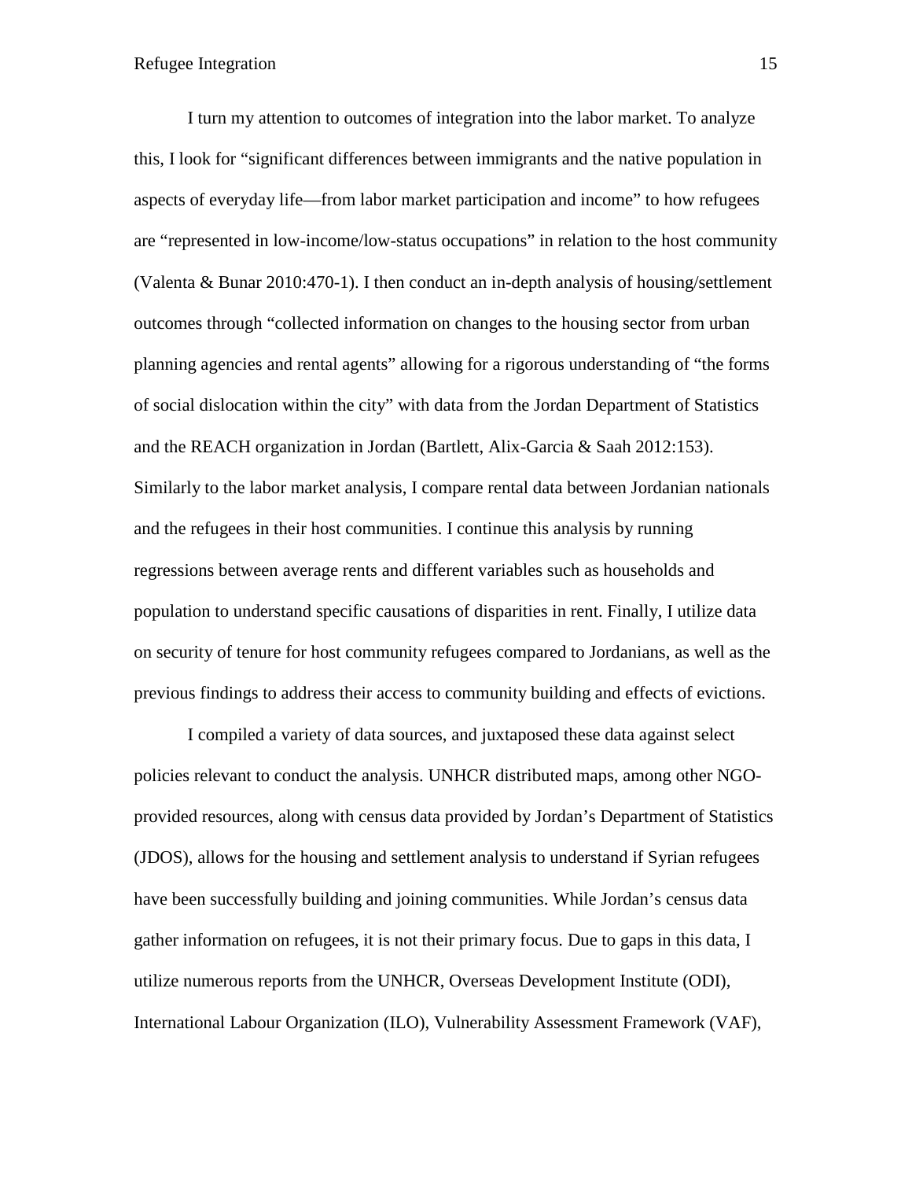I turn my attention to outcomes of integration into the labor market. To analyze this, I look for "significant differences between immigrants and the native population in aspects of everyday life—from labor market participation and income" to how refugees are "represented in low-income/low-status occupations" in relation to the host community (Valenta & Bunar 2010:470-1). I then conduct an in-depth analysis of housing/settlement outcomes through "collected information on changes to the housing sector from urban planning agencies and rental agents" allowing for a rigorous understanding of "the forms of social dislocation within the city" with data from the Jordan Department of Statistics and the REACH organization in Jordan (Bartlett, Alix-Garcia & Saah 2012:153). Similarly to the labor market analysis, I compare rental data between Jordanian nationals and the refugees in their host communities. I continue this analysis by running regressions between average rents and different variables such as households and population to understand specific causations of disparities in rent. Finally, I utilize data on security of tenure for host community refugees compared to Jordanians, as well as the previous findings to address their access to community building and effects of evictions.

I compiled a variety of data sources, and juxtaposed these data against select policies relevant to conduct the analysis. UNHCR distributed maps, among other NGO-provided resources, along with census data provided by Jordan's Department of Statistics (JDOS), allows for the housing and settlement analysis to understand if Syrian refugees have been successfully building and joining communities. While Jordan's census data gather information on refugees, it is not their primary focus. Due to gaps in this data, I utilize numerous reports from the UNHCR, Overseas Development Institute (ODI), International Labour Organization (ILO), Vulnerability Assessment Framework (VAF),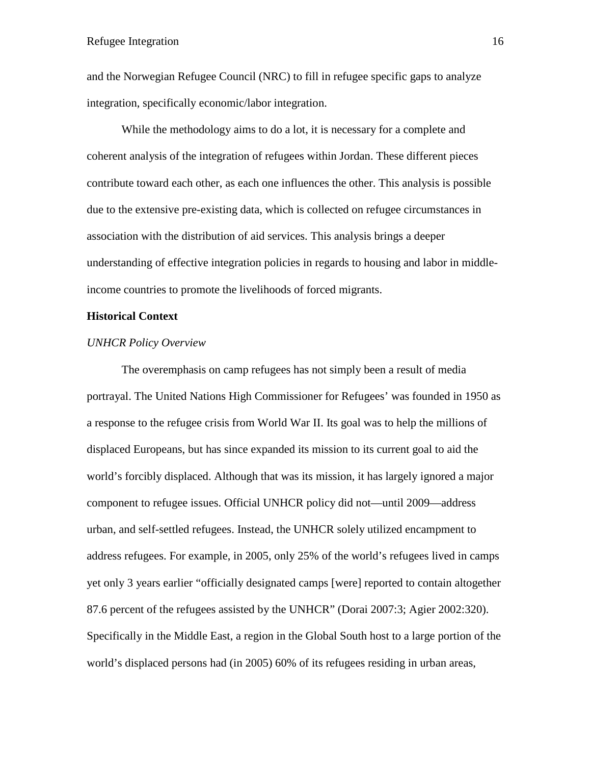and the Norwegian Refugee Council (NRC) to fill in refugee specific gaps to analyze integration, specifically economic/labor integration.

While the methodology aims to do a lot, it is necessary for a complete and coherent analysis of the integration of refugees within Jordan. These different pieces contribute toward each other, as each one influences the other. This analysis is possible due to the extensive pre-existing data, which is collected on refugee circumstances in association with the distribution of aid services. This analysis brings a deeper understanding of effective integration policies in regards to housing and labor in middle-income countries to promote the livelihoods of forced migrants.

## Historical Context

### *UNHCR Policy Overview*

The overemphasis on camp refugees has not simply been a result of media portrayal. The United Nations High Commissioner for Refugees' was founded in 1950 as a response to the refugee crisis from World War II. Its goal was to help the millions of displaced Europeans, but has since expanded its mission to its current goal to aid the world's forcibly displaced. Although that was its mission, it has largely ignored a major component to refugee issues. Official UNHCR policy did not—until 2009—address urban, and self-settled refugees. Instead, the UNHCR solely utilized encampment to address refugees. For example, in 2005, only 25% of the world's refugees lived in camps yet only 3 years earlier "officially designated camps [were] reported to contain altogether 87.6 percent of the refugees assisted by the UNHCR" (Dorai 2007:3; Agier 2002:320). Specifically in the Middle East, a region in the Global South host to a large portion of the world's displaced persons had (in 2005) 60% of its refugees residing in urban areas,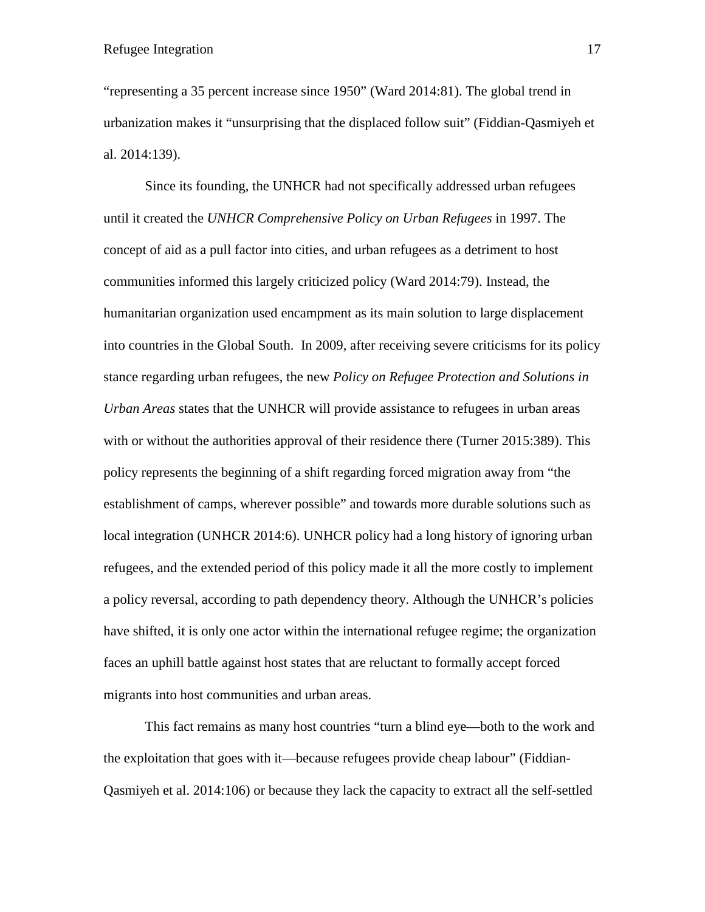"representing a 35 percent increase since 1950" (Ward 2014:81). The global trend in urbanization makes it "unsurprising that the displaced follow suit" (Fiddian-Qasmiyeh et al. 2014:139).

Since its founding, the UNHCR had not specifically addressed urban refugees until it created the *UNHCR Comprehensive Policy on Urban Refugees* in 1997. The concept of aid as a pull factor into cities, and urban refugees as a detriment to host communities informed this largely criticized policy (Ward 2014:79). Instead, the humanitarian organization used encampment as its main solution to large displacement into countries in the Global South. In 2009, after receiving severe criticisms for its policy stance regarding urban refugees, the new *Policy on Refugee Protection and Solutions in Urban Areas* states that the UNHCR will provide assistance to refugees in urban areas with or without the authorities approval of their residence there (Turner 2015:389). This policy represents the beginning of a shift regarding forced migration away from "the establishment of camps, wherever possible" and towards more durable solutions such as local integration (UNHCR 2014:6). UNHCR policy had a long history of ignoring urban refugees, and the extended period of this policy made it all the more costly to implement a policy reversal, according to path dependency theory. Although the UNHCR's policies have shifted, it is only one actor within the international refugee regime; the organization faces an uphill battle against host states that are reluctant to formally accept forced migrants into host communities and urban areas.

This fact remains as many host countries "turn a blind eye—both to the work and the exploitation that goes with it—because refugees provide cheap labour" (Fiddian-Qasmiyeh et al. 2014:106) or because they lack the capacity to extract all the self-settled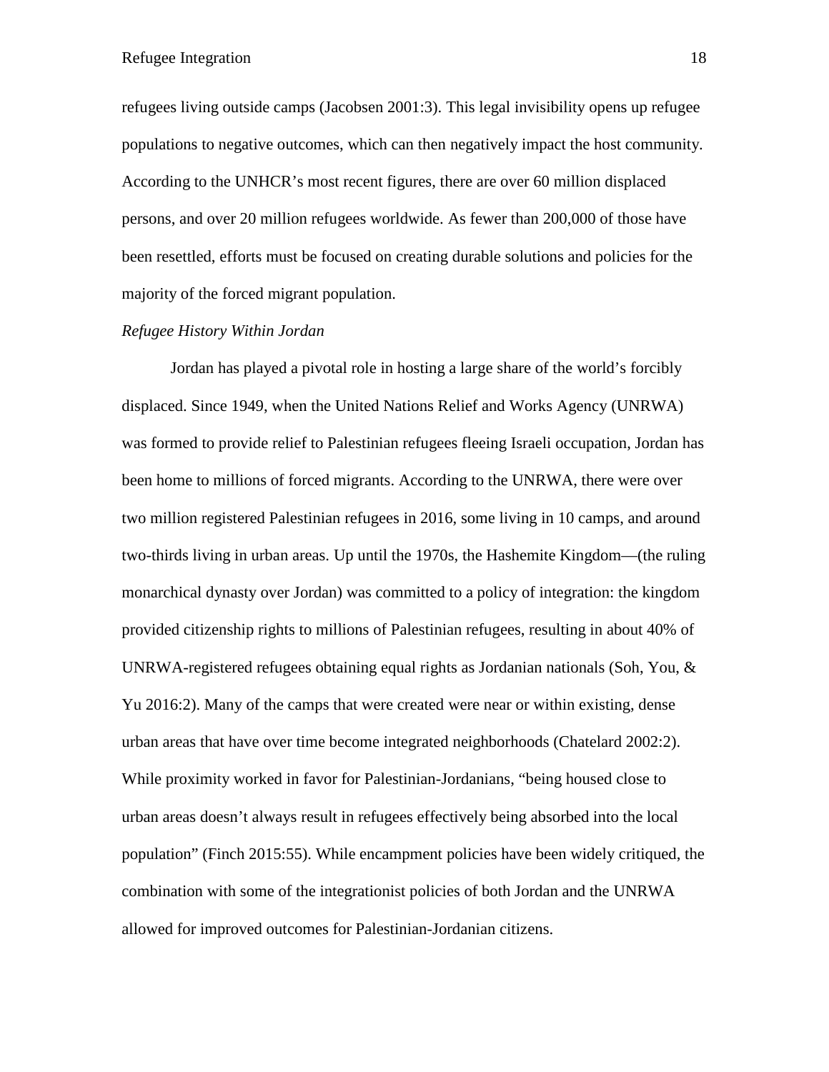refugees living outside camps (Jacobsen 2001:3). This legal invisibility opens up refugee populations to negative outcomes, which can then negatively impact the host community. According to the UNHCR's most recent figures, there are over 60 million displaced persons, and over 20 million refugees worldwide. As fewer than 200,000 of those have been resettled, efforts must be focused on creating durable solutions and policies for the majority of the forced migrant population.

*Refugee History Within Jordan*

Jordan has played a pivotal role in hosting a large share of the world's forcibly displaced. Since 1949, when the United Nations Relief and Works Agency (UNRWA) was formed to provide relief to Palestinian refugees fleeing Israeli occupation, Jordan has been home to millions of forced migrants. According to the UNRWA, there were over two million registered Palestinian refugees in 2016, some living in 10 camps, and around two-thirds living in urban areas. Up until the 1970s, the Hashemite Kingdom—(the ruling monarchical dynasty over Jordan) was committed to a policy of integration: the kingdom provided citizenship rights to millions of Palestinian refugees, resulting in about 40% of UNRWA-registered refugees obtaining equal rights as Jordanian nationals (Soh, You, & Yu 2016:2). Many of the camps that were created were near or within existing, dense urban areas that have over time become integrated neighborhoods (Chatelard 2002:2). While proximity worked in favor for Palestinian-Jordanians, "being housed close to urban areas doesn't always result in refugees effectively being absorbed into the local population" (Finch 2015:55). While encampment policies have been widely critiqued, the combination with some of the integrationist policies of both Jordan and the UNRWA allowed for improved outcomes for Palestinian-Jordanian citizens.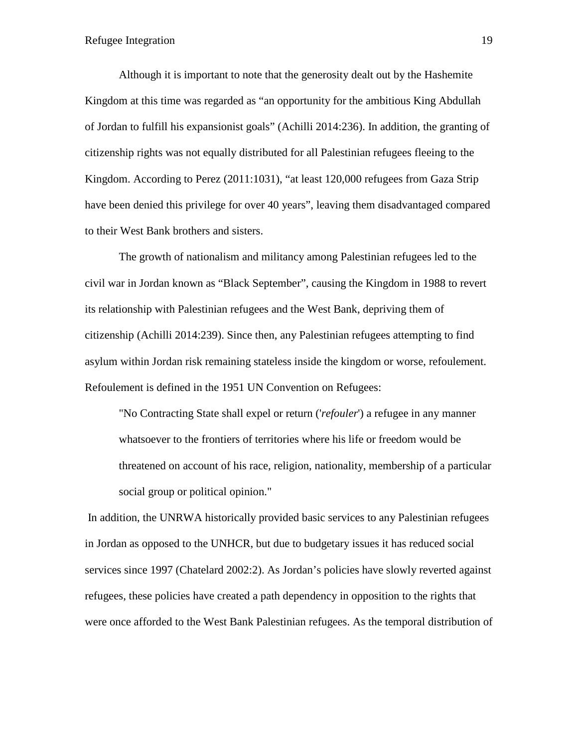Although it is important to note that the generosity dealt out by the Hashemite Kingdom at this time was regarded as "an opportunity for the ambitious King Abdullah of Jordan to fulfill his expansionist goals" (Achilli 2014:236). In addition, the granting of citizenship rights was not equally distributed for all Palestinian refugees fleeing to the Kingdom. According to Perez (2011:1031), "at least 120,000 refugees from Gaza Strip have been denied this privilege for over 40 years", leaving them disadvantaged compared to their West Bank brothers and sisters.

The growth of nationalism and militancy among Palestinian refugees led to the civil war in Jordan known as "Black September", causing the Kingdom in 1988 to revert its relationship with Palestinian refugees and the West Bank, depriving them of citizenship (Achilli 2014:239). Since then, any Palestinian refugees attempting to find asylum within Jordan risk remaining stateless inside the kingdom or worse, refoulement. Refoulement is defined in the 1951 UN Convention on Refugees:

> "No Contracting State shall expel or return ('*refouler*') a refugee in any manner whatsoever to the frontiers of territories where his life or freedom would be threatened on account of his race, religion, nationality, membership of a particular social group or political opinion."

In addition, the UNRWA historically provided basic services to any Palestinian refugees in Jordan as opposed to the UNHCR, but due to budgetary issues it has reduced social services since 1997 (Chatelard 2002:2). As Jordan's policies have slowly reverted against refugees, these policies have created a path dependency in opposition to the rights that were once afforded to the West Bank Palestinian refugees. As the temporal distribution of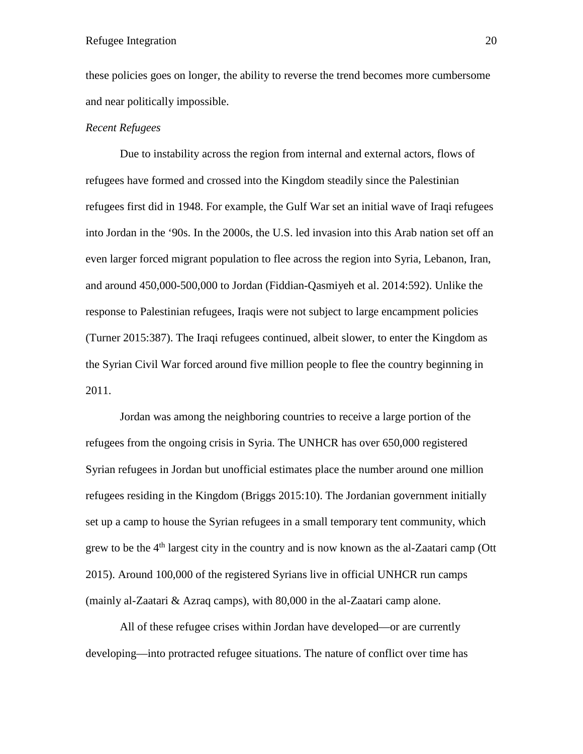these policies goes on longer, the ability to reverse the trend becomes more cumbersome and near politically impossible.

*Recent Refugees*

Due to instability across the region from internal and external actors, flows of refugees have formed and crossed into the Kingdom steadily since the Palestinian refugees first did in 1948. For example, the Gulf War set an initial wave of Iraqi refugees into Jordan in the '90s. In the 2000s, the U.S. led invasion into this Arab nation set off an even larger forced migrant population to flee across the region into Syria, Lebanon, Iran, and around 450,000-500,000 to Jordan (Fiddian-Qasmiyeh et al. 2014:592). Unlike the response to Palestinian refugees, Iraqis were not subject to large encampment policies (Turner 2015:387). The Iraqi refugees continued, albeit slower, to enter the Kingdom as the Syrian Civil War forced around five million people to flee the country beginning in 2011.

Jordan was among the neighboring countries to receive a large portion of the refugees from the ongoing crisis in Syria. The UNHCR has over 650,000 registered Syrian refugees in Jordan but unofficial estimates place the number around one million refugees residing in the Kingdom (Briggs 2015:10). The Jordanian government initially set up a camp to house the Syrian refugees in a small temporary tent community, which grew to be the 4th largest city in the country and is now known as the al-Zaatari camp (Ott 2015). Around 100,000 of the registered Syrians live in official UNHCR run camps (mainly al-Zaatari & Azraq camps), with 80,000 in the al-Zaatari camp alone.

All of these refugee crises within Jordan have developed—or are currently developing—into protracted refugee situations. The nature of conflict over time has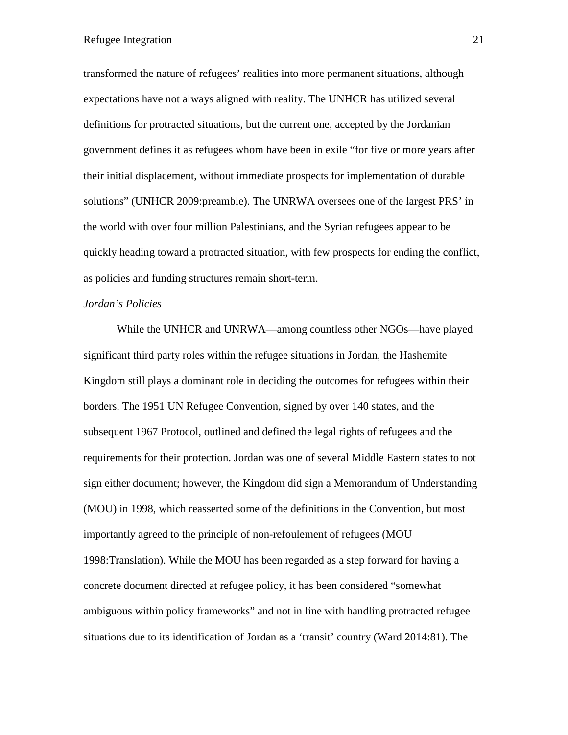transformed the nature of refugees' realities into more permanent situations, although expectations have not always aligned with reality. The UNHCR has utilized several definitions for protracted situations, but the current one, accepted by the Jordanian government defines it as refugees whom have been in exile "for five or more years after their initial displacement, without immediate prospects for implementation of durable solutions" (UNHCR 2009:preamble). The UNRWA oversees one of the largest PRS' in the world with over four million Palestinians, and the Syrian refugees appear to be quickly heading toward a protracted situation, with few prospects for ending the conflict, as policies and funding structures remain short-term.

*Jordan's Policies*

While the UNHCR and UNRWA—among countless other NGOs—have played significant third party roles within the refugee situations in Jordan, the Hashemite Kingdom still plays a dominant role in deciding the outcomes for refugees within their borders. The 1951 UN Refugee Convention, signed by over 140 states, and the subsequent 1967 Protocol, outlined and defined the legal rights of refugees and the requirements for their protection. Jordan was one of several Middle Eastern states to not sign either document; however, the Kingdom did sign a Memorandum of Understanding (MOU) in 1998, which reasserted some of the definitions in the Convention, but most importantly agreed to the principle of non-refoulement of refugees (MOU 1998:Translation). While the MOU has been regarded as a step forward for having a concrete document directed at refugee policy, it has been considered "somewhat ambiguous within policy frameworks" and not in line with handling protracted refugee situations due to its identification of Jordan as a 'transit' country (Ward 2014:81). The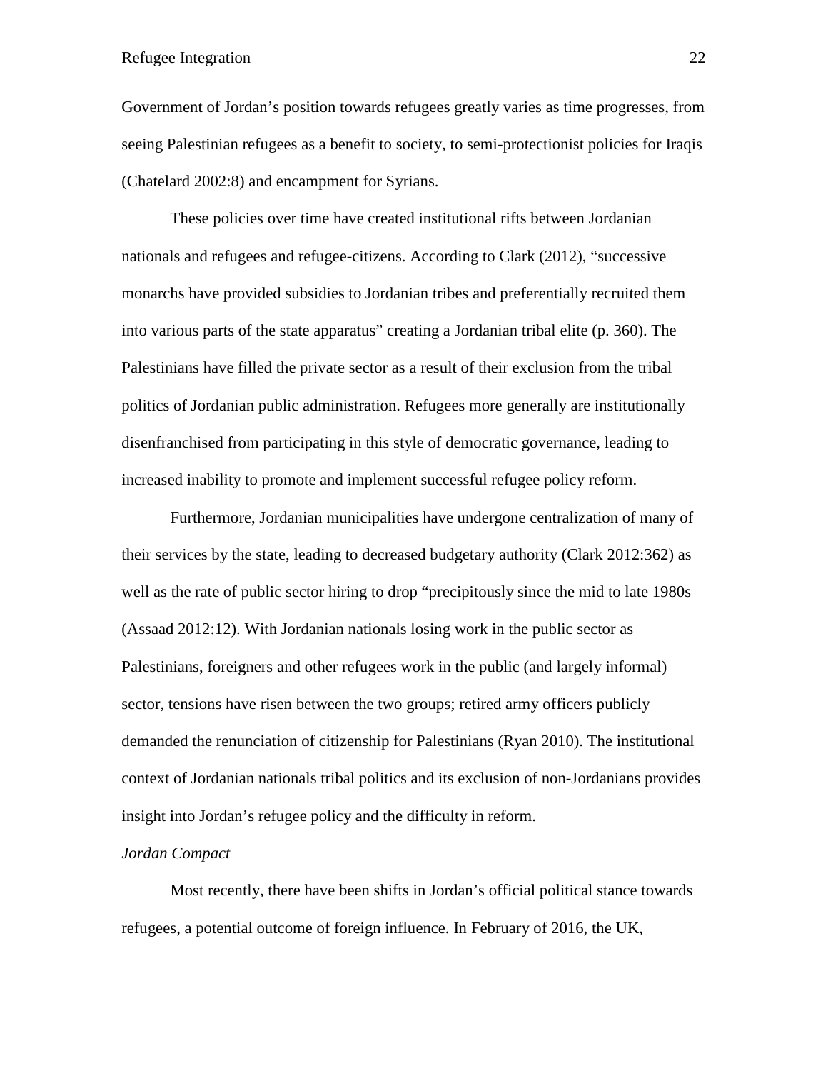Government of Jordan's position towards refugees greatly varies as time progresses, from seeing Palestinian refugees as a benefit to society, to semi-protectionist policies for Iraqis (Chatelard 2002:8) and encampment for Syrians.

These policies over time have created institutional rifts between Jordanian nationals and refugees and refugee-citizens. According to Clark (2012), "successive monarchs have provided subsidies to Jordanian tribes and preferentially recruited them into various parts of the state apparatus" creating a Jordanian tribal elite (p. 360). The Palestinians have filled the private sector as a result of their exclusion from the tribal politics of Jordanian public administration. Refugees more generally are institutionally disenfranchised from participating in this style of democratic governance, leading to increased inability to promote and implement successful refugee policy reform.

Furthermore, Jordanian municipalities have undergone centralization of many of their services by the state, leading to decreased budgetary authority (Clark 2012:362) as well as the rate of public sector hiring to drop "precipitously since the mid to late 1980s (Assaad 2012:12). With Jordanian nationals losing work in the public sector as Palestinians, foreigners and other refugees work in the public (and largely informal) sector, tensions have risen between the two groups; retired army officers publicly demanded the renunciation of citizenship for Palestinians (Ryan 2010). The institutional context of Jordanian nationals tribal politics and its exclusion of non-Jordanians provides insight into Jordan's refugee policy and the difficulty in reform.

*Jordan Compact*

Most recently, there have been shifts in Jordan's official political stance towards refugees, a potential outcome of foreign influence. In February of 2016, the UK,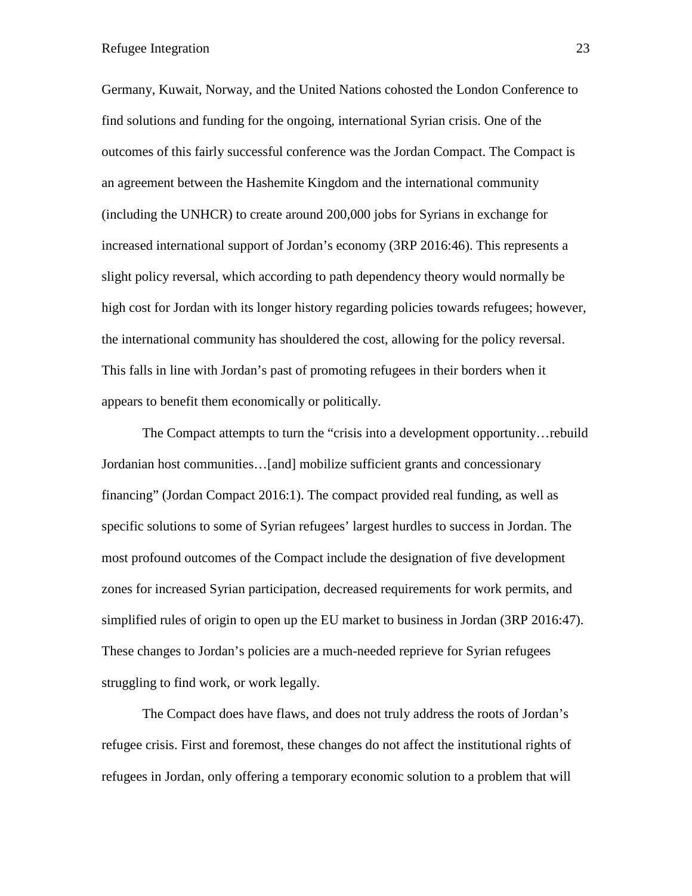Germany, Kuwait, Norway, and the United Nations cohosted the London Conference to find solutions and funding for the ongoing, international Syrian crisis. One of the outcomes of this fairly successful conference was the Jordan Compact. The Compact is an agreement between the Hashemite Kingdom and the international community (including the UNHCR) to create around 200,000 jobs for Syrians in exchange for increased international support of Jordan's economy (3RP 2016:46). This represents a slight policy reversal, which according to path dependency theory would normally be high cost for Jordan with its longer history regarding policies towards refugees; however, the international community has shouldered the cost, allowing for the policy reversal. This falls in line with Jordan's past of promoting refugees in their borders when it appears to benefit them economically or politically.

The Compact attempts to turn the "crisis into a development opportunity…rebuild Jordanian host communities…[and] mobilize sufficient grants and concessionary financing" (Jordan Compact 2016:1). The compact provided real funding, as well as specific solutions to some of Syrian refugees' largest hurdles to success in Jordan. The most profound outcomes of the Compact include the designation of five development zones for increased Syrian participation, decreased requirements for work permits, and simplified rules of origin to open up the EU market to business in Jordan (3RP 2016:47). These changes to Jordan's policies are a much-needed reprieve for Syrian refugees struggling to find work, or work legally.

The Compact does have flaws, and does not truly address the roots of Jordan's refugee crisis. First and foremost, these changes do not affect the institutional rights of refugees in Jordan, only offering a temporary economic solution to a problem that will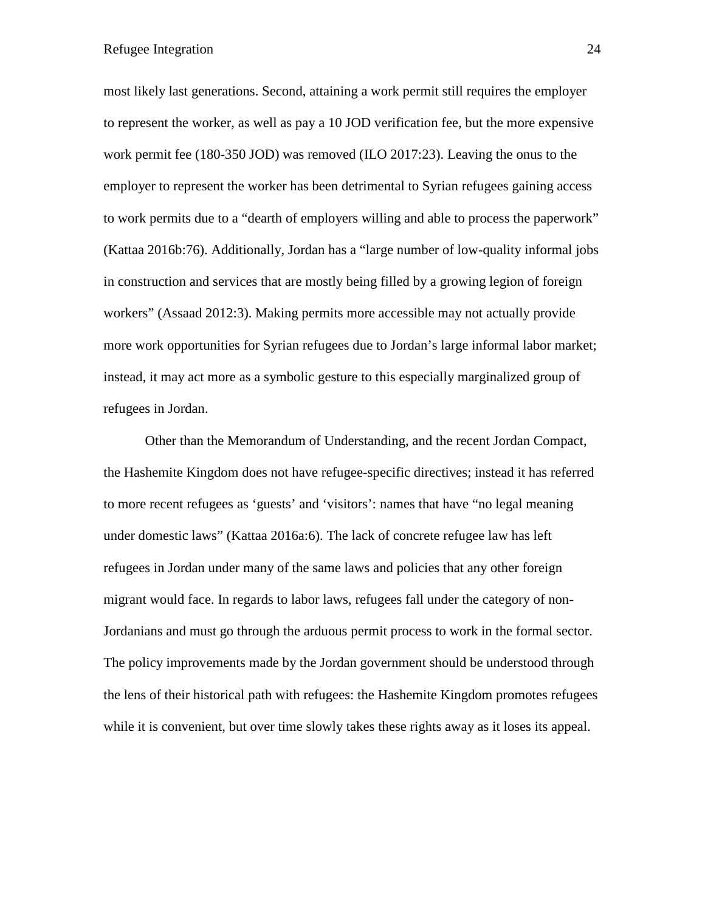most likely last generations. Second, attaining a work permit still requires the employer to represent the worker, as well as pay a 10 JOD verification fee, but the more expensive work permit fee (180-350 JOD) was removed (ILO 2017:23). Leaving the onus to the employer to represent the worker has been detrimental to Syrian refugees gaining access to work permits due to a "dearth of employers willing and able to process the paperwork" (Kattaa 2016b:76). Additionally, Jordan has a "large number of low-quality informal jobs in construction and services that are mostly being filled by a growing legion of foreign workers" (Assaad 2012:3). Making permits more accessible may not actually provide more work opportunities for Syrian refugees due to Jordan's large informal labor market; instead, it may act more as a symbolic gesture to this especially marginalized group of refugees in Jordan.

Other than the Memorandum of Understanding, and the recent Jordan Compact, the Hashemite Kingdom does not have refugee-specific directives; instead it has referred to more recent refugees as 'guests' and 'visitors': names that have "no legal meaning under domestic laws" (Kattaa 2016a:6). The lack of concrete refugee law has left refugees in Jordan under many of the same laws and policies that any other foreign migrant would face. In regards to labor laws, refugees fall under the category of non-Jordanians and must go through the arduous permit process to work in the formal sector. The policy improvements made by the Jordan government should be understood through the lens of their historical path with refugees: the Hashemite Kingdom promotes refugees while it is convenient, but over time slowly takes these rights away as it loses its appeal.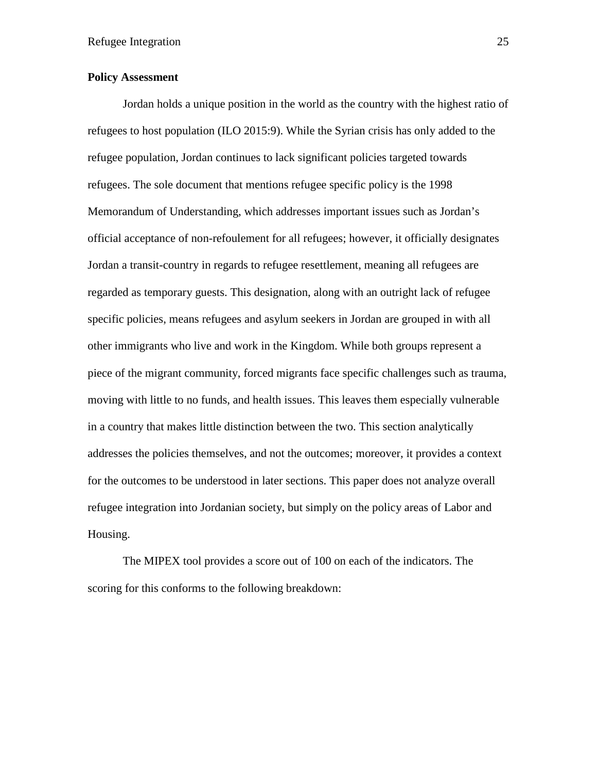**Policy Assessment**

Jordan holds a unique position in the world as the country with the highest ratio of refugees to host population (ILO 2015:9). While the Syrian crisis has only added to the refugee population, Jordan continues to lack significant policies targeted towards refugees. The sole document that mentions refugee specific policy is the 1998 Memorandum of Understanding, which addresses important issues such as Jordan's official acceptance of non-refoulement for all refugees; however, it officially designates Jordan a transit-country in regards to refugee resettlement, meaning all refugees are regarded as temporary guests. This designation, along with an outright lack of refugee specific policies, means refugees and asylum seekers in Jordan are grouped in with all other immigrants who live and work in the Kingdom. While both groups represent a piece of the migrant community, forced migrants face specific challenges such as trauma, moving with little to no funds, and health issues. This leaves them especially vulnerable in a country that makes little distinction between the two. This section analytically addresses the policies themselves, and not the outcomes; moreover, it provides a context for the outcomes to be understood in later sections. This paper does not analyze overall refugee integration into Jordanian society, but simply on the policy areas of Labor and Housing.

The MIPEX tool provides a score out of 100 on each of the indicators. The scoring for this conforms to the following breakdown: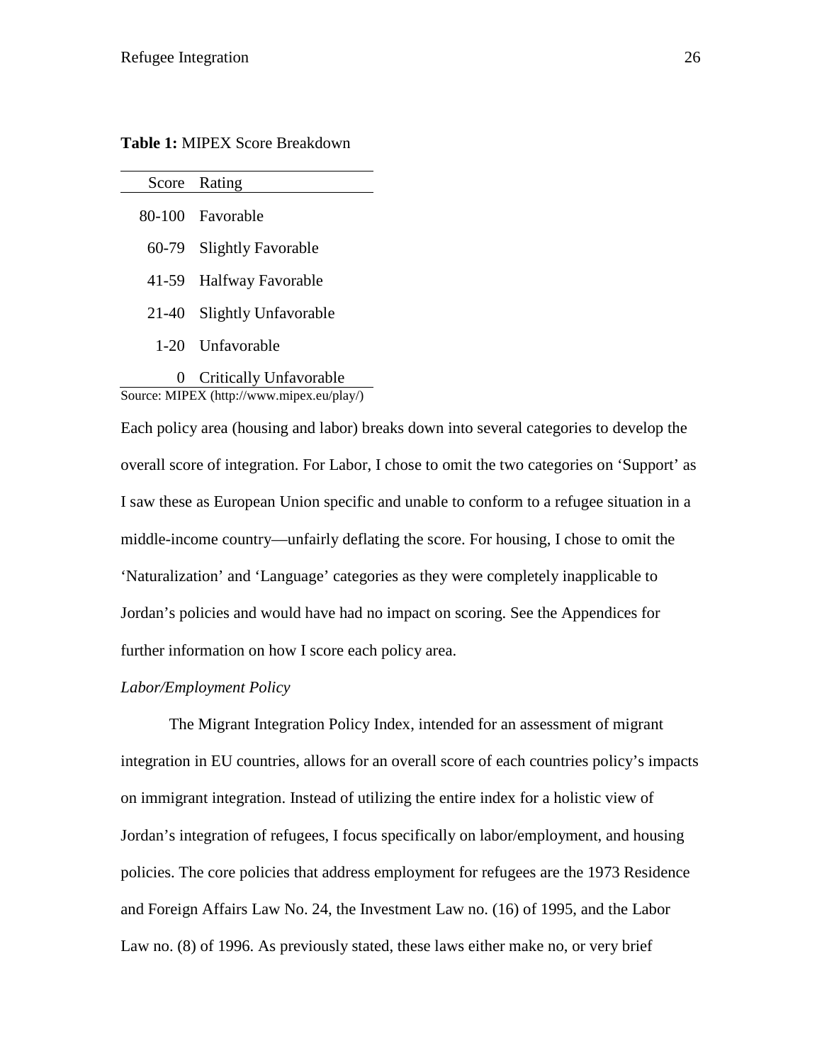**Table 1:** MIPEX Score Breakdown

| Score | Rating |
| --- | --- |
| 80-100 | Favorable |
| 60-79 | Slightly Favorable |
| 41-59 | Halfway Favorable |
| 21-40 | Slightly Unfavorable |
| 1-20 | Unfavorable |
| 0 | Critically Unfavorable |

Source: MIPEX (http://www.mipex.eu/play/)

Each policy area (housing and labor) breaks down into several categories to develop the overall score of integration. For Labor, I chose to omit the two categories on 'Support' as I saw these as European Union specific and unable to conform to a refugee situation in a middle-income country—unfairly deflating the score. For housing, I chose to omit the 'Naturalization' and 'Language' categories as they were completely inapplicable to Jordan's policies and would have had no impact on scoring. See the Appendices for further information on how I score each policy area.

*Labor/Employment Policy*

The Migrant Integration Policy Index, intended for an assessment of migrant integration in EU countries, allows for an overall score of each countries policy's impacts on immigrant integration. Instead of utilizing the entire index for a holistic view of Jordan's integration of refugees, I focus specifically on labor/employment, and housing policies. The core policies that address employment for refugees are the 1973 Residence and Foreign Affairs Law No. 24, the Investment Law no. (16) of 1995, and the Labor Law no. (8) of 1996. As previously stated, these laws either make no, or very brief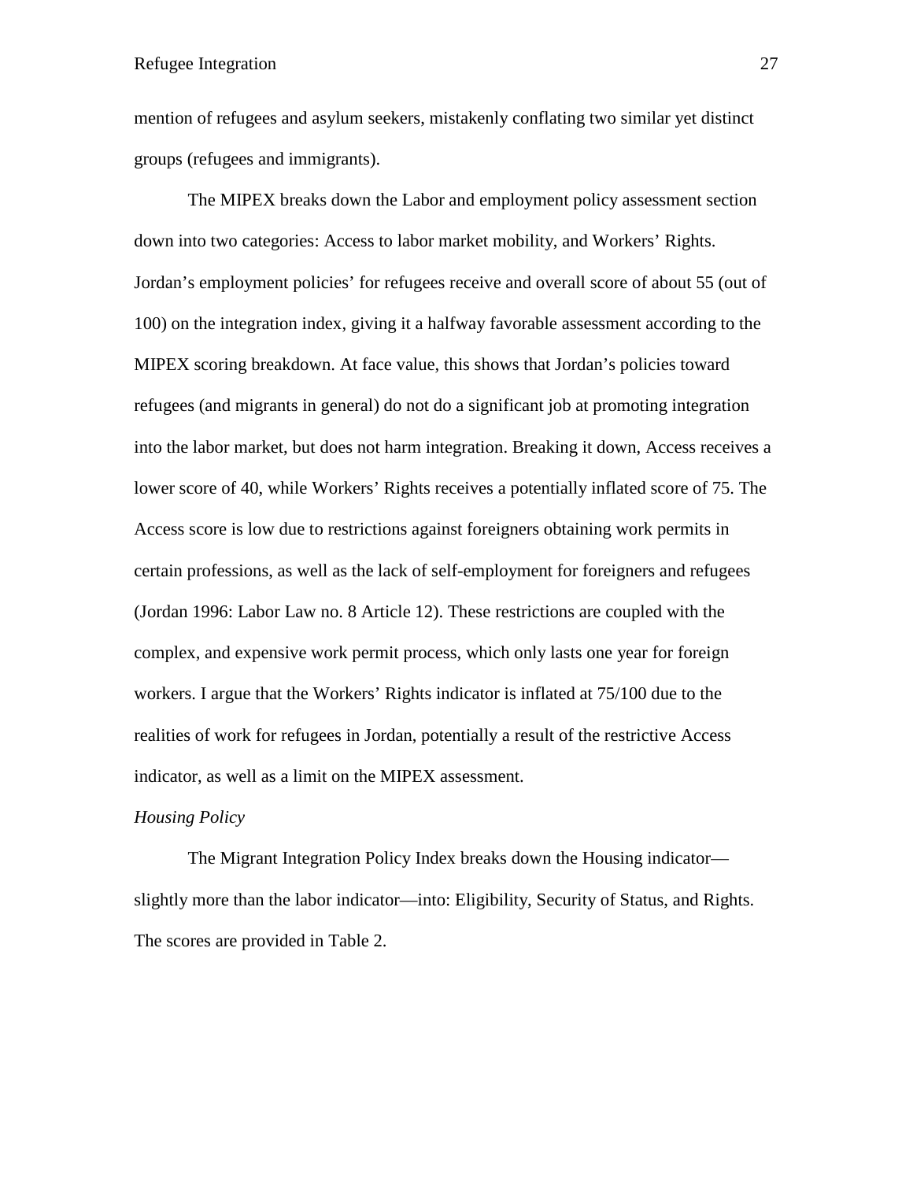mention of refugees and asylum seekers, mistakenly conflating two similar yet distinct groups (refugees and immigrants).

The MIPEX breaks down the Labor and employment policy assessment section down into two categories: Access to labor market mobility, and Workers' Rights. Jordan's employment policies' for refugees receive and overall score of about 55 (out of 100) on the integration index, giving it a halfway favorable assessment according to the MIPEX scoring breakdown. At face value, this shows that Jordan's policies toward refugees (and migrants in general) do not do a significant job at promoting integration into the labor market, but does not harm integration. Breaking it down, Access receives a lower score of 40, while Workers' Rights receives a potentially inflated score of 75. The Access score is low due to restrictions against foreigners obtaining work permits in certain professions, as well as the lack of self-employment for foreigners and refugees (Jordan 1996: Labor Law no. 8 Article 12). These restrictions are coupled with the complex, and expensive work permit process, which only lasts one year for foreign workers. I argue that the Workers' Rights indicator is inflated at 75/100 due to the realities of work for refugees in Jordan, potentially a result of the restrictive Access indicator, as well as a limit on the MIPEX assessment.

*Housing Policy*

The Migrant Integration Policy Index breaks down the Housing indicator—slightly more than the labor indicator—into: Eligibility, Security of Status, and Rights. The scores are provided in Table 2.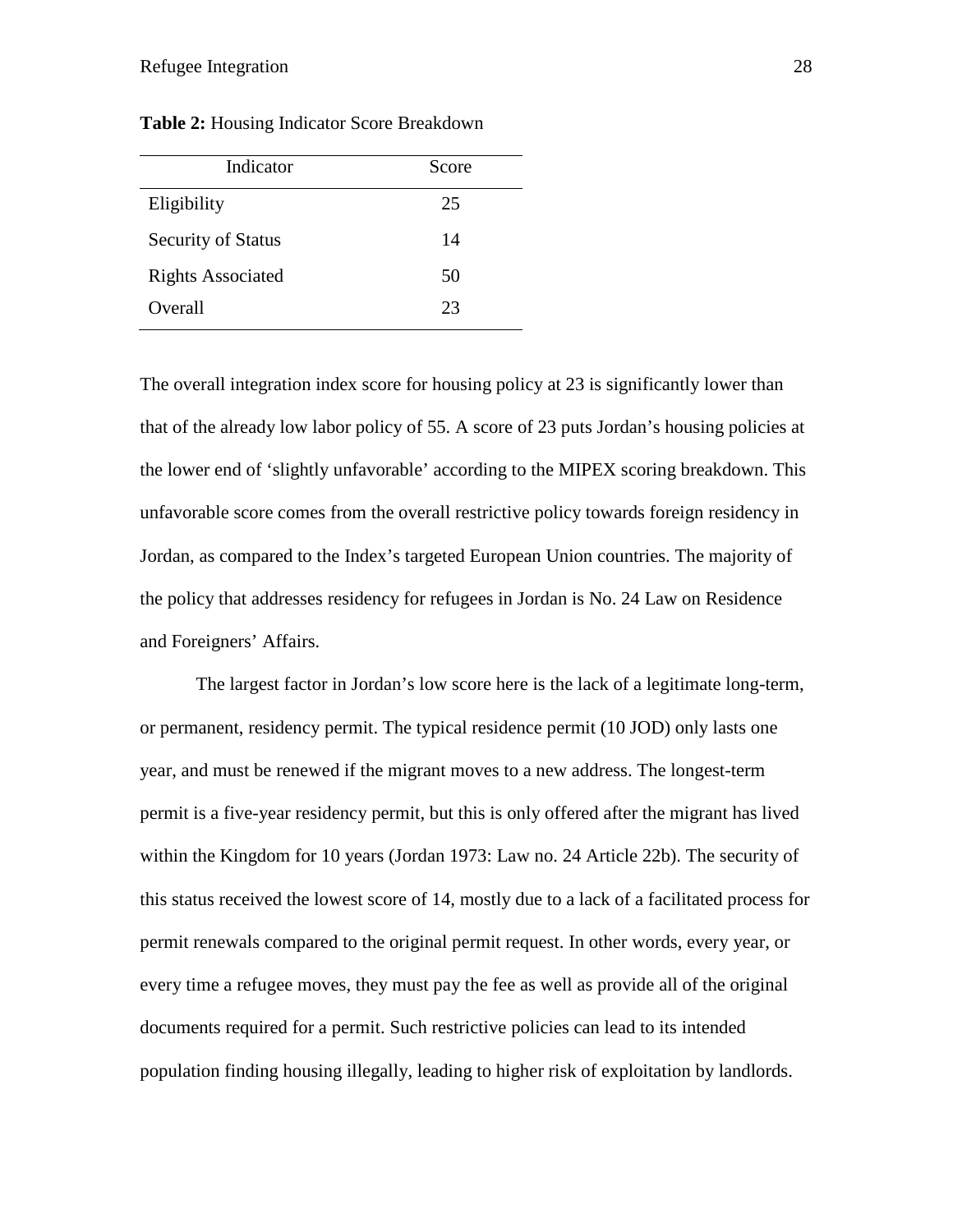**Table 2:** Housing Indicator Score Breakdown

| Indicator | Score |
| --- | --- |
| Eligibility | 25 |
| Security of Status | 14 |
| Rights Associated | 50 |
| Overall | 23 |

The overall integration index score for housing policy at 23 is significantly lower than that of the already low labor policy of 55. A score of 23 puts Jordan's housing policies at the lower end of 'slightly unfavorable' according to the MIPEX scoring breakdown. This unfavorable score comes from the overall restrictive policy towards foreign residency in Jordan, as compared to the Index's targeted European Union countries. The majority of the policy that addresses residency for refugees in Jordan is No. 24 Law on Residence and Foreigners' Affairs.

The largest factor in Jordan's low score here is the lack of a legitimate long-term, or permanent, residency permit. The typical residence permit (10 JOD) only lasts one year, and must be renewed if the migrant moves to a new address. The longest-term permit is a five-year residency permit, but this is only offered after the migrant has lived within the Kingdom for 10 years (Jordan 1973: Law no. 24 Article 22b). The security of this status received the lowest score of 14, mostly due to a lack of a facilitated process for permit renewals compared to the original permit request. In other words, every year, or every time a refugee moves, they must pay the fee as well as provide all of the original documents required for a permit. Such restrictive policies can lead to its intended population finding housing illegally, leading to higher risk of exploitation by landlords.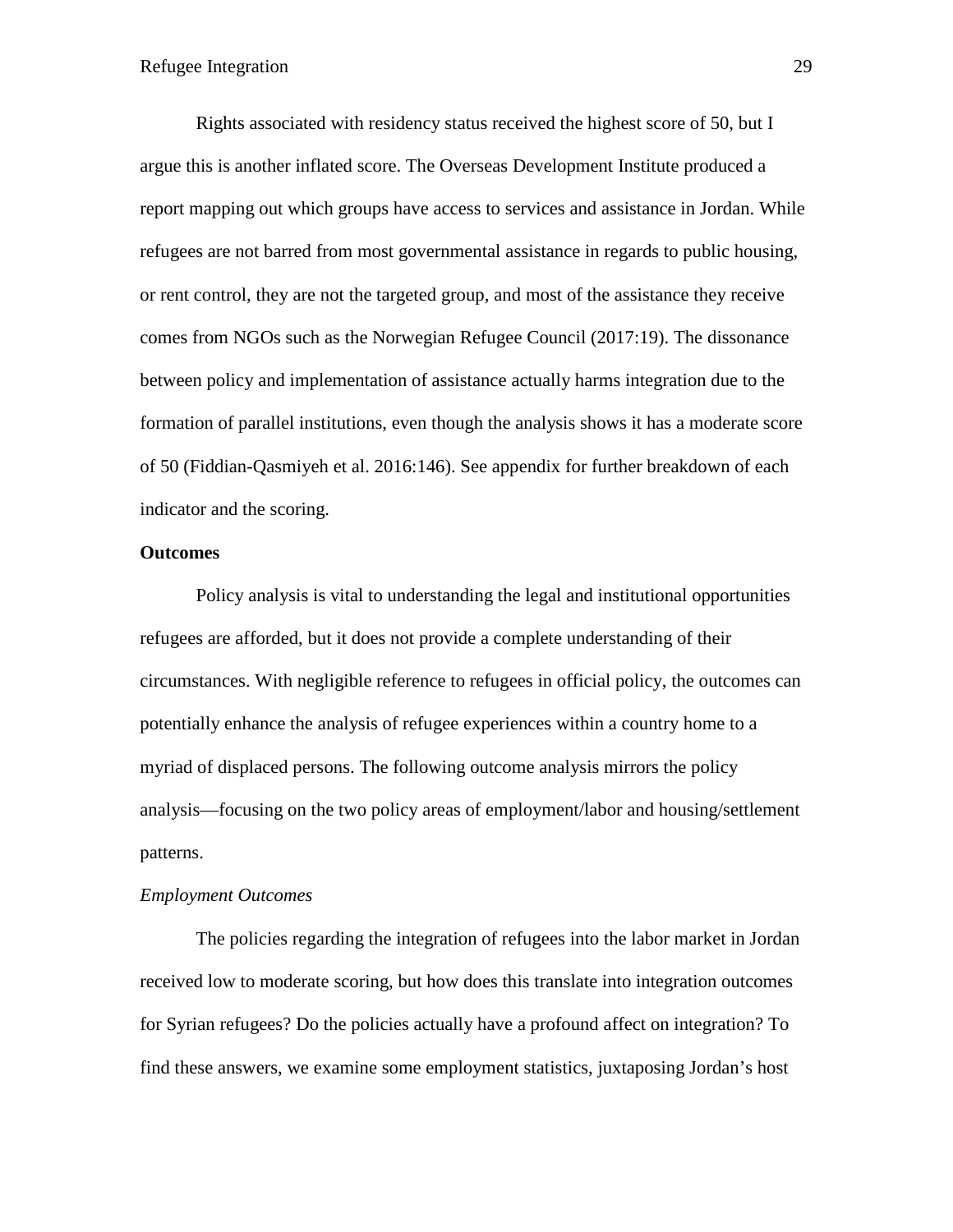Rights associated with residency status received the highest score of 50, but I argue this is another inflated score. The Overseas Development Institute produced a report mapping out which groups have access to services and assistance in Jordan. While refugees are not barred from most governmental assistance in regards to public housing, or rent control, they are not the targeted group, and most of the assistance they receive comes from NGOs such as the Norwegian Refugee Council (2017:19). The dissonance between policy and implementation of assistance actually harms integration due to the formation of parallel institutions, even though the analysis shows it has a moderate score of 50 (Fiddian-Qasmiyeh et al. 2016:146). See appendix for further breakdown of each indicator and the scoring.

**Outcomes**

Policy analysis is vital to understanding the legal and institutional opportunities refugees are afforded, but it does not provide a complete understanding of their circumstances. With negligible reference to refugees in official policy, the outcomes can potentially enhance the analysis of refugee experiences within a country home to a myriad of displaced persons. The following outcome analysis mirrors the policy analysis—focusing on the two policy areas of employment/labor and housing/settlement patterns.

*Employment Outcomes*

The policies regarding the integration of refugees into the labor market in Jordan received low to moderate scoring, but how does this translate into integration outcomes for Syrian refugees? Do the policies actually have a profound affect on integration? To find these answers, we examine some employment statistics, juxtaposing Jordan's host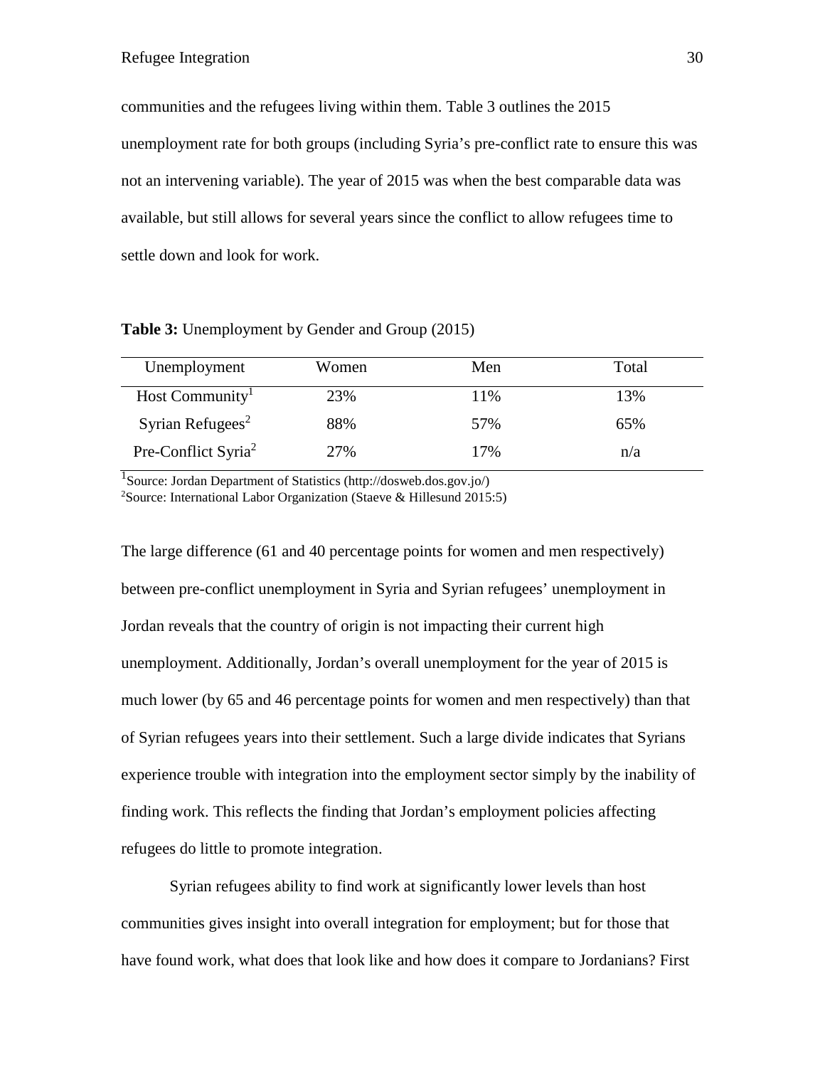communities and the refugees living within them. Table 3 outlines the 2015 unemployment rate for both groups (including Syria's pre-conflict rate to ensure this was not an intervening variable). The year of 2015 was when the best comparable data was available, but still allows for several years since the conflict to allow refugees time to settle down and look for work.

**Table 3:** Unemployment by Gender and Group (2015)

| Unemployment | Women | Men | Total |
|---|---|---|---|
| Host Community[1] | 23% | 11% | 13% |
| Syrian Refugees[2] | 88% | 57% | 65% |
| Pre-Conflict Syria[2] | 27% | 17% | n/a |

[1]Source: Jordan Department of Statistics (http://dosweb.dos.gov.jo/)
[2]Source: International Labor Organization (Staeve & Hillesund 2015:5)

The large difference (61 and 40 percentage points for women and men respectively) between pre-conflict unemployment in Syria and Syrian refugees' unemployment in Jordan reveals that the country of origin is not impacting their current high unemployment. Additionally, Jordan's overall unemployment for the year of 2015 is much lower (by 65 and 46 percentage points for women and men respectively) than that of Syrian refugees years into their settlement. Such a large divide indicates that Syrians experience trouble with integration into the employment sector simply by the inability of finding work. This reflects the finding that Jordan's employment policies affecting refugees do little to promote integration.

Syrian refugees ability to find work at significantly lower levels than host communities gives insight into overall integration for employment; but for those that have found work, what does that look like and how does it compare to Jordanians? First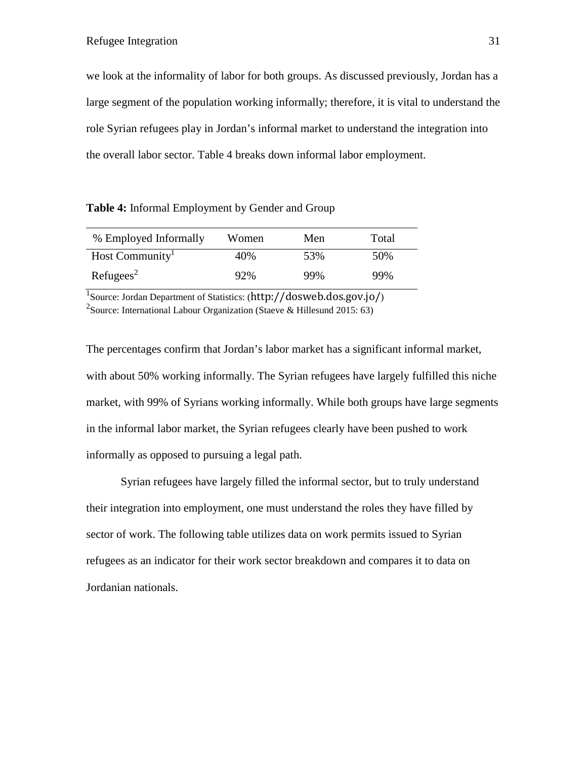we look at the informality of labor for both groups. As discussed previously, Jordan has a large segment of the population working informally; therefore, it is vital to understand the role Syrian refugees play in Jordan's informal market to understand the integration into the overall labor sector. Table 4 breaks down informal labor employment.

**Table 4:** Informal Employment by Gender and Group

| % Employed Informally | Women | Men | Total |
|---|---|---|---|
| Host Community[1] | 40% | 53% | 50% |
| Refugees[2] | 92% | 99% | 99% |

[1]Source: Jordan Department of Statistics: (http://dosweb.dos.gov.jo/)
[2]Source: International Labour Organization (Staeve & Hillesund 2015: 63)

The percentages confirm that Jordan's labor market has a significant informal market, with about 50% working informally. The Syrian refugees have largely fulfilled this niche market, with 99% of Syrians working informally. While both groups have large segments in the informal labor market, the Syrian refugees clearly have been pushed to work informally as opposed to pursuing a legal path.

Syrian refugees have largely filled the informal sector, but to truly understand their integration into employment, one must understand the roles they have filled by sector of work. The following table utilizes data on work permits issued to Syrian refugees as an indicator for their work sector breakdown and compares it to data on Jordanian nationals.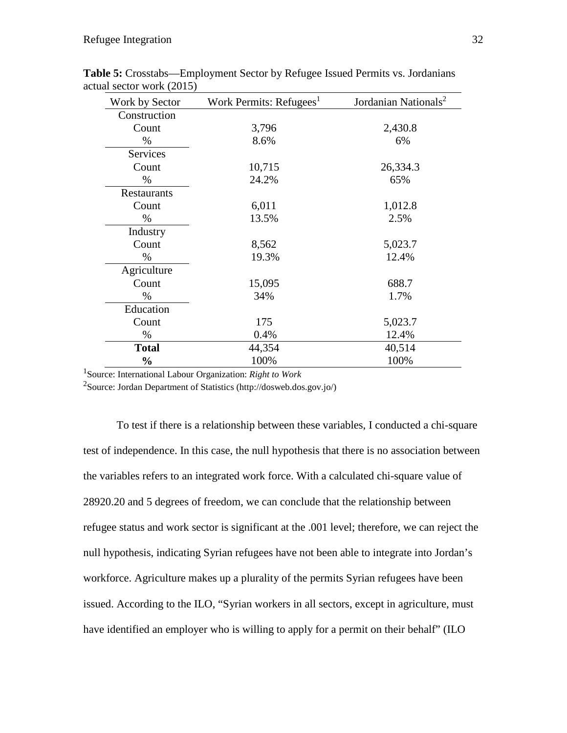**Table 5:** Crosstabs—Employment Sector by Refugee Issued Permits vs. Jordanians actual sector work (2015)

| Work by Sector | Work Permits: Refugees[1] | Jordanian Nationals[2] |
|---|---|---|
| Construction | | |
| Count | 3,796 | 2,430.8 |
| % | 8.6% | 6% |
| Services | | |
| Count | 10,715 | 26,334.3 |
| % | 24.2% | 65% |
| Restaurants | | |
| Count | 6,011 | 1,012.8 |
| % | 13.5% | 2.5% |
| Industry | | |
| Count | 8,562 | 5,023.7 |
| % | 19.3% | 12.4% |
| Agriculture | | |
| Count | 15,095 | 688.7 |
| % | 34% | 1.7% |
| Education | | |
| Count | 175 | 5,023.7 |
| % | 0.4% | 12.4% |
| **Total** | 44,354 | 40,514 |
| **%** | 100% | 100% |

[1]Source: International Labour Organization: *Right to Work*

[2]Source: Jordan Department of Statistics (http://dosweb.dos.gov.jo/)

To test if there is a relationship between these variables, I conducted a chi-square test of independence. In this case, the null hypothesis that there is no association between the variables refers to an integrated work force. With a calculated chi-square value of 28920.20 and 5 degrees of freedom, we can conclude that the relationship between refugee status and work sector is significant at the .001 level; therefore, we can reject the null hypothesis, indicating Syrian refugees have not been able to integrate into Jordan's workforce. Agriculture makes up a plurality of the permits Syrian refugees have been issued. According to the ILO, "Syrian workers in all sectors, except in agriculture, must have identified an employer who is willing to apply for a permit on their behalf" (ILO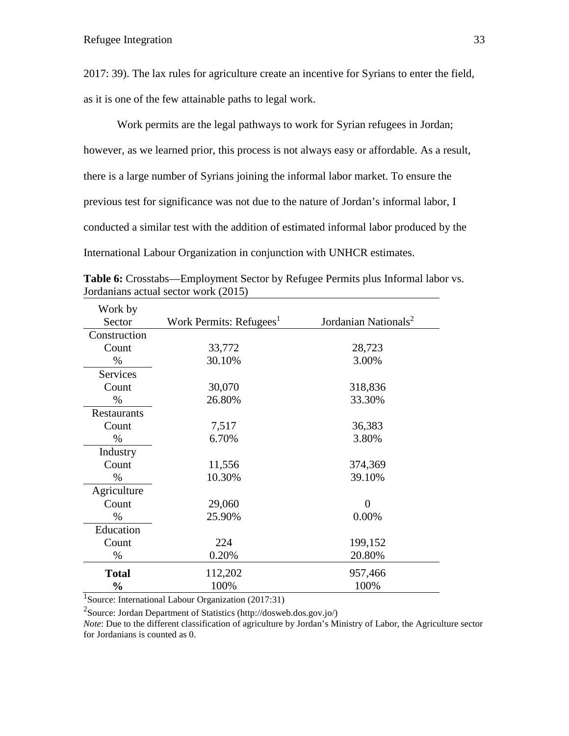2017: 39). The lax rules for agriculture create an incentive for Syrians to enter the field, as it is one of the few attainable paths to legal work.

Work permits are the legal pathways to work for Syrian refugees in Jordan; however, as we learned prior, this process is not always easy or affordable. As a result, there is a large number of Syrians joining the informal labor market. To ensure the previous test for significance was not due to the nature of Jordan's informal labor, I conducted a similar test with the addition of estimated informal labor produced by the International Labour Organization in conjunction with UNHCR estimates.

**Table 6:** Crosstabs—Employment Sector by Refugee Permits plus Informal labor vs. Jordanians actual sector work (2015)

| Work by Sector | Work Permits: Refugees[1] | Jordanian Nationals[2] |
|---|---|---|
| Construction | | |
| Count | 33,772 | 28,723 |
| % | 30.10% | 3.00% |
| Services | | |
| Count | 30,070 | 318,836 |
| % | 26.80% | 33.30% |
| Restaurants | | |
| Count | 7,517 | 36,383 |
| % | 6.70% | 3.80% |
| Industry | | |
| Count | 11,556 | 374,369 |
| % | 10.30% | 39.10% |
| Agriculture | | |
| Count | 29,060 | 0 |
| % | 25.90% | 0.00% |
| Education | | |
| Count | 224 | 199,152 |
| % | 0.20% | 20.80% |
| **Total** | 112,202 | 957,466 |
| **%** | 100% | 100% |

[1]Source: International Labour Organization (2017:31)

[2]Source: Jordan Department of Statistics (http://dosweb.dos.gov.jo/)

*Note*: Due to the different classification of agriculture by Jordan's Ministry of Labor, the Agriculture sector for Jordanians is counted as 0.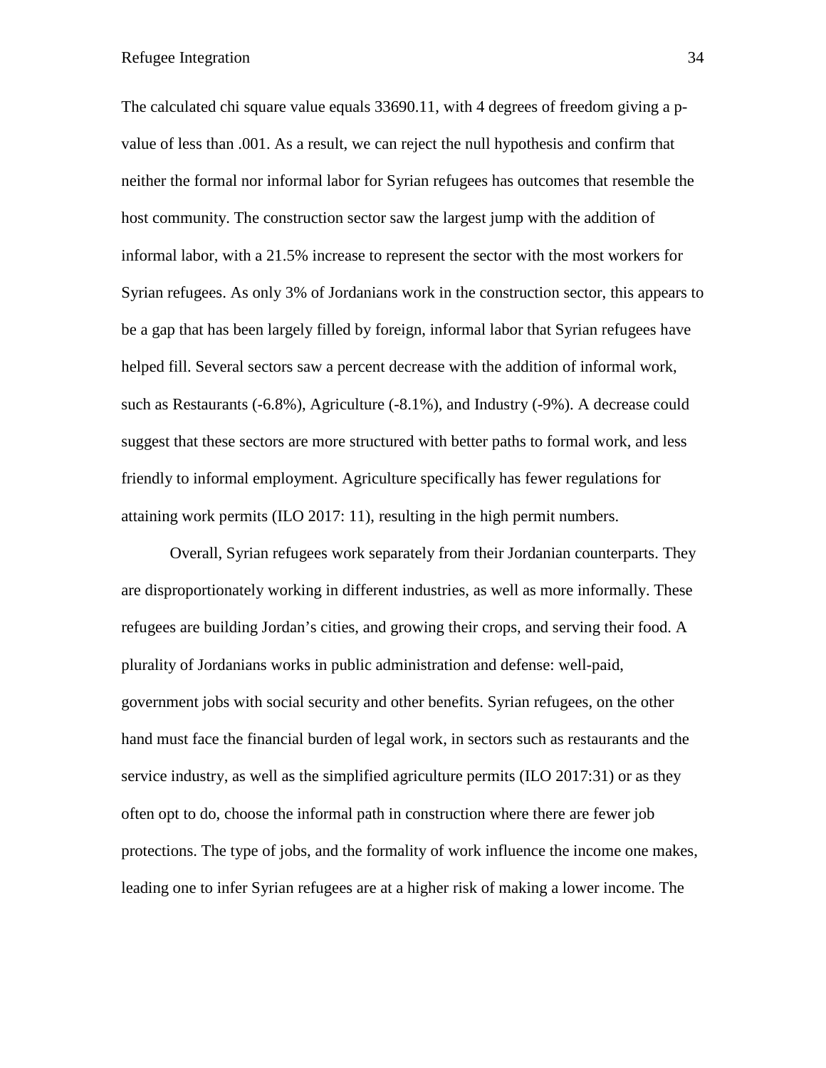The calculated chi square value equals 33690.11, with 4 degrees of freedom giving a p-value of less than .001. As a result, we can reject the null hypothesis and confirm that neither the formal nor informal labor for Syrian refugees has outcomes that resemble the host community. The construction sector saw the largest jump with the addition of informal labor, with a 21.5% increase to represent the sector with the most workers for Syrian refugees. As only 3% of Jordanians work in the construction sector, this appears to be a gap that has been largely filled by foreign, informal labor that Syrian refugees have helped fill. Several sectors saw a percent decrease with the addition of informal work, such as Restaurants (-6.8%), Agriculture (-8.1%), and Industry (-9%). A decrease could suggest that these sectors are more structured with better paths to formal work, and less friendly to informal employment. Agriculture specifically has fewer regulations for attaining work permits (ILO 2017: 11), resulting in the high permit numbers.

Overall, Syrian refugees work separately from their Jordanian counterparts. They are disproportionately working in different industries, as well as more informally. These refugees are building Jordan's cities, and growing their crops, and serving their food. A plurality of Jordanians works in public administration and defense: well-paid, government jobs with social security and other benefits. Syrian refugees, on the other hand must face the financial burden of legal work, in sectors such as restaurants and the service industry, as well as the simplified agriculture permits (ILO 2017:31) or as they often opt to do, choose the informal path in construction where there are fewer job protections. The type of jobs, and the formality of work influence the income one makes, leading one to infer Syrian refugees are at a higher risk of making a lower income. The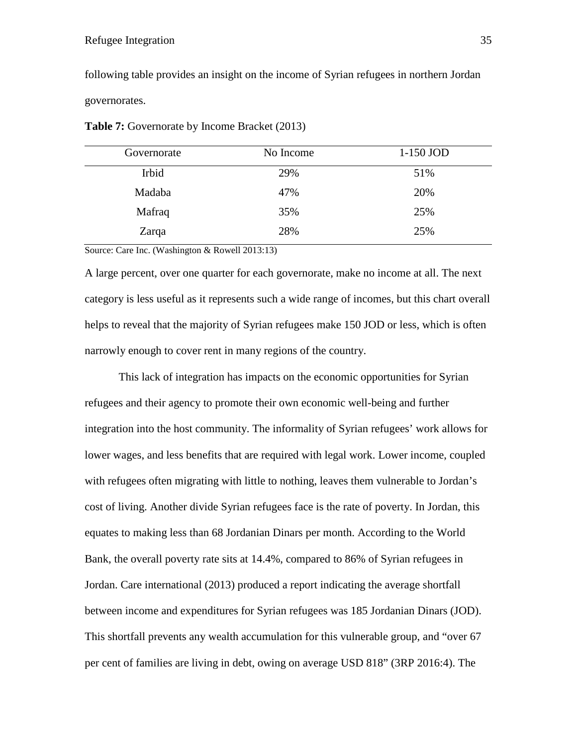following table provides an insight on the income of Syrian refugees in northern Jordan governorates.

**Table 7:** Governorate by Income Bracket (2013)

| Governorate | No Income | 1-150 JOD |
|---|---|---|
| Irbid | 29% | 51% |
| Madaba | 47% | 20% |
| Mafraq | 35% | 25% |
| Zarqa | 28% | 25% |

Source: Care Inc. (Washington & Rowell 2013:13)

A large percent, over one quarter for each governorate, make no income at all. The next category is less useful as it represents such a wide range of incomes, but this chart overall helps to reveal that the majority of Syrian refugees make 150 JOD or less, which is often narrowly enough to cover rent in many regions of the country.

This lack of integration has impacts on the economic opportunities for Syrian refugees and their agency to promote their own economic well-being and further integration into the host community. The informality of Syrian refugees' work allows for lower wages, and less benefits that are required with legal work. Lower income, coupled with refugees often migrating with little to nothing, leaves them vulnerable to Jordan's cost of living. Another divide Syrian refugees face is the rate of poverty. In Jordan, this equates to making less than 68 Jordanian Dinars per month. According to the World Bank, the overall poverty rate sits at 14.4%, compared to 86% of Syrian refugees in Jordan. Care international (2013) produced a report indicating the average shortfall between income and expenditures for Syrian refugees was 185 Jordanian Dinars (JOD). This shortfall prevents any wealth accumulation for this vulnerable group, and "over 67 per cent of families are living in debt, owing on average USD 818" (3RP 2016:4). The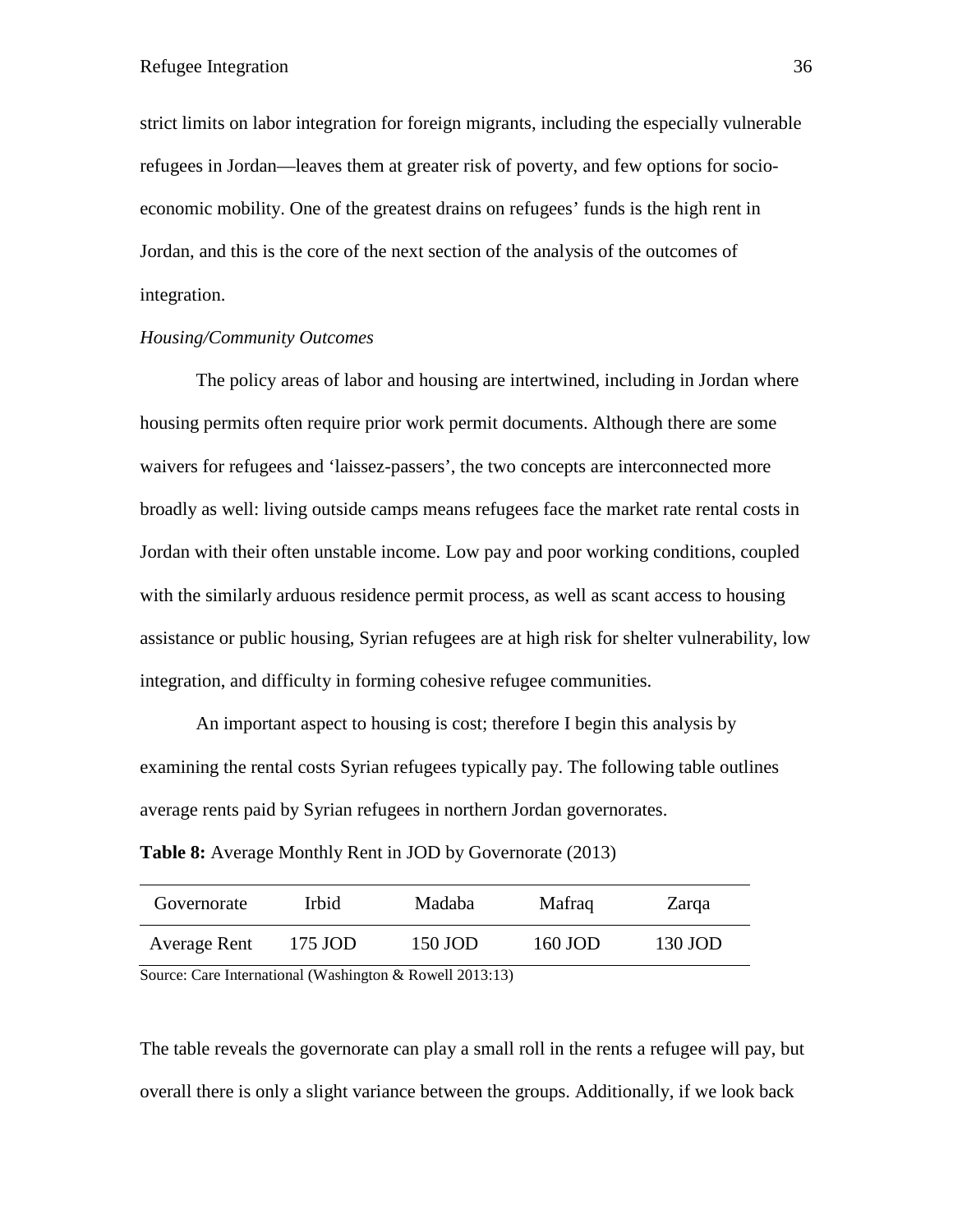strict limits on labor integration for foreign migrants, including the especially vulnerable refugees in Jordan—leaves them at greater risk of poverty, and few options for socio-economic mobility. One of the greatest drains on refugees' funds is the high rent in Jordan, and this is the core of the next section of the analysis of the outcomes of integration.

*Housing/Community Outcomes*

The policy areas of labor and housing are intertwined, including in Jordan where housing permits often require prior work permit documents. Although there are some waivers for refugees and 'laissez-passers', the two concepts are interconnected more broadly as well: living outside camps means refugees face the market rate rental costs in Jordan with their often unstable income. Low pay and poor working conditions, coupled with the similarly arduous residence permit process, as well as scant access to housing assistance or public housing, Syrian refugees are at high risk for shelter vulnerability, low integration, and difficulty in forming cohesive refugee communities.

An important aspect to housing is cost; therefore I begin this analysis by examining the rental costs Syrian refugees typically pay. The following table outlines average rents paid by Syrian refugees in northern Jordan governorates.

**Table 8:** Average Monthly Rent in JOD by Governorate (2013)

| Governorate | Irbid | Madaba | Mafraq | Zarqa |
|---|---|---|---|---|
| Average Rent | 175 JOD | 150 JOD | 160 JOD | 130 JOD |

Source: Care International (Washington & Rowell 2013:13)

The table reveals the governorate can play a small roll in the rents a refugee will pay, but overall there is only a slight variance between the groups. Additionally, if we look back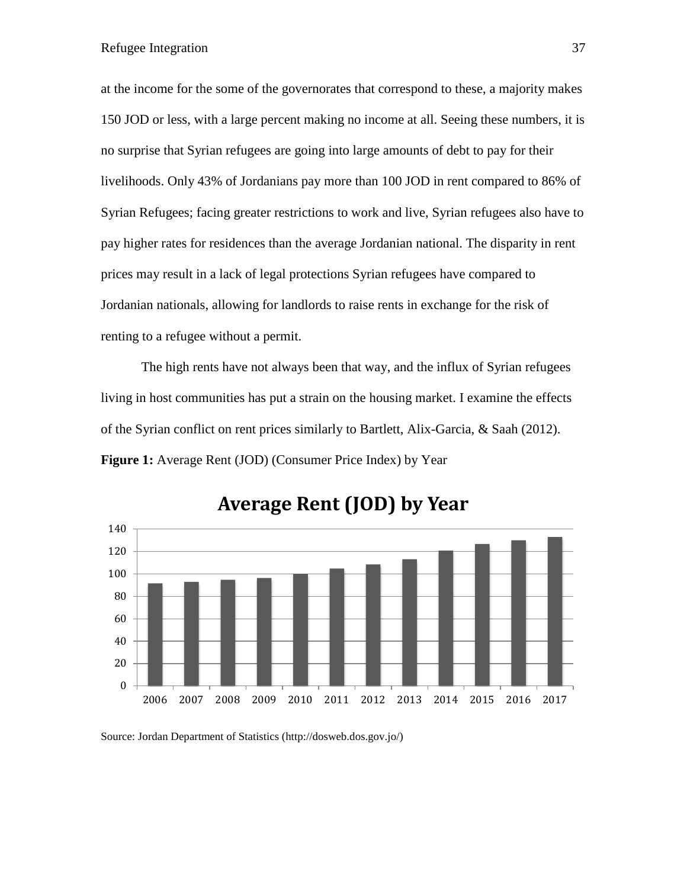at the income for the some of the governorates that correspond to these, a majority makes 150 JOD or less, with a large percent making no income at all. Seeing these numbers, it is no surprise that Syrian refugees are going into large amounts of debt to pay for their livelihoods. Only 43% of Jordanians pay more than 100 JOD in rent compared to 86% of Syrian Refugees; facing greater restrictions to work and live, Syrian refugees also have to pay higher rates for residences than the average Jordanian national. The disparity in rent prices may result in a lack of legal protections Syrian refugees have compared to Jordanian nationals, allowing for landlords to raise rents in exchange for the risk of renting to a refugee without a permit.

The high rents have not always been that way, and the influx of Syrian refugees living in host communities has put a strain on the housing market. I examine the effects of the Syrian conflict on rent prices similarly to Bartlett, Alix-Garcia, & Saah (2012).

**Figure 1:** Average Rent (JOD) (Consumer Price Index) by Year

Source: Jordan Department of Statistics (http://dosweb.dos.gov.jo/)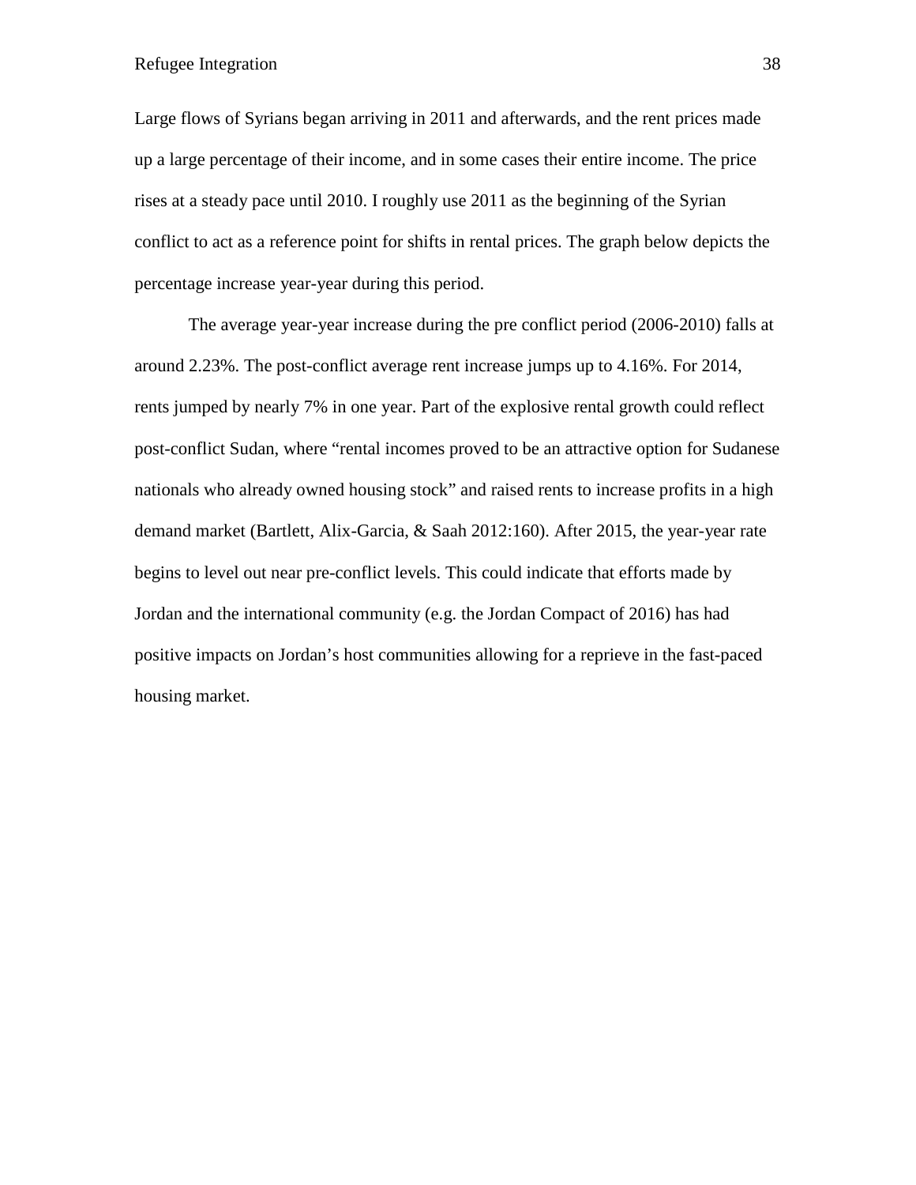Large flows of Syrians began arriving in 2011 and afterwards, and the rent prices made up a large percentage of their income, and in some cases their entire income. The price rises at a steady pace until 2010. I roughly use 2011 as the beginning of the Syrian conflict to act as a reference point for shifts in rental prices. The graph below depicts the percentage increase year-year during this period.

The average year-year increase during the pre conflict period (2006-2010) falls at around 2.23%. The post-conflict average rent increase jumps up to 4.16%. For 2014, rents jumped by nearly 7% in one year. Part of the explosive rental growth could reflect post-conflict Sudan, where "rental incomes proved to be an attractive option for Sudanese nationals who already owned housing stock" and raised rents to increase profits in a high demand market (Bartlett, Alix-Garcia, & Saah 2012:160). After 2015, the year-year rate begins to level out near pre-conflict levels. This could indicate that efforts made by Jordan and the international community (e.g. the Jordan Compact of 2016) has had positive impacts on Jordan's host communities allowing for a reprieve in the fast-paced housing market.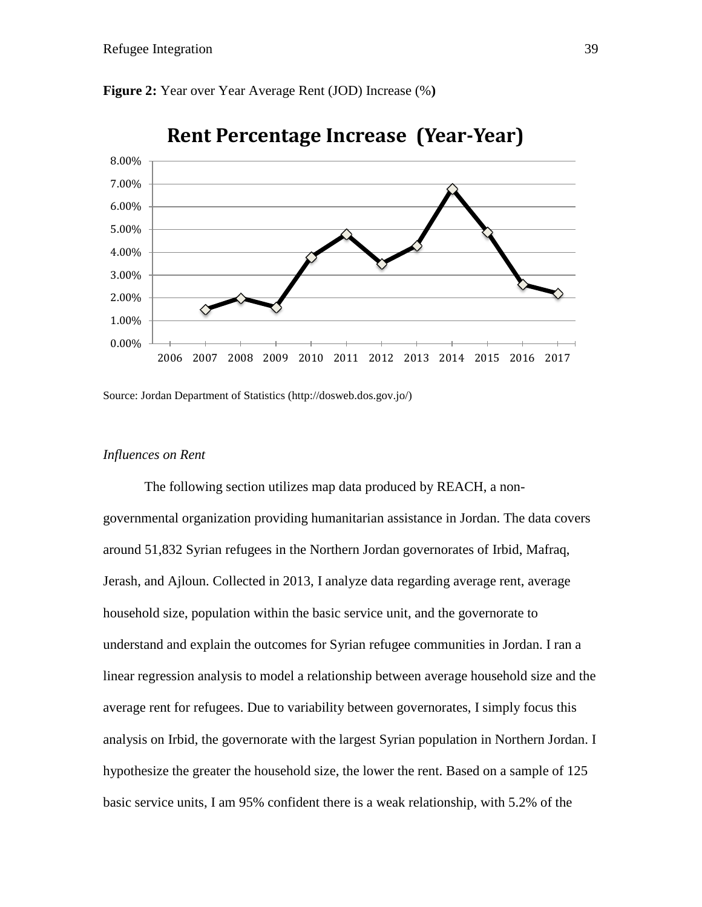**Figure 2:** Year over Year Average Rent (JOD) Increase (%**)**

Rent Percentage Increase (Year-Year)

Source: Jordan Department of Statistics (http://dosweb.dos.gov.jo/)

*Influences on Rent*

The following section utilizes map data produced by REACH, a non-governmental organization providing humanitarian assistance in Jordan. The data covers around 51,832 Syrian refugees in the Northern Jordan governorates of Irbid, Mafraq, Jerash, and Ajloun. Collected in 2013, I analyze data regarding average rent, average household size, population within the basic service unit, and the governorate to understand and explain the outcomes for Syrian refugee communities in Jordan. I ran a linear regression analysis to model a relationship between average household size and the average rent for refugees. Due to variability between governorates, I simply focus this analysis on Irbid, the governorate with the largest Syrian population in Northern Jordan. I hypothesize the greater the household size, the lower the rent. Based on a sample of 125 basic service units, I am 95% confident there is a weak relationship, with 5.2% of the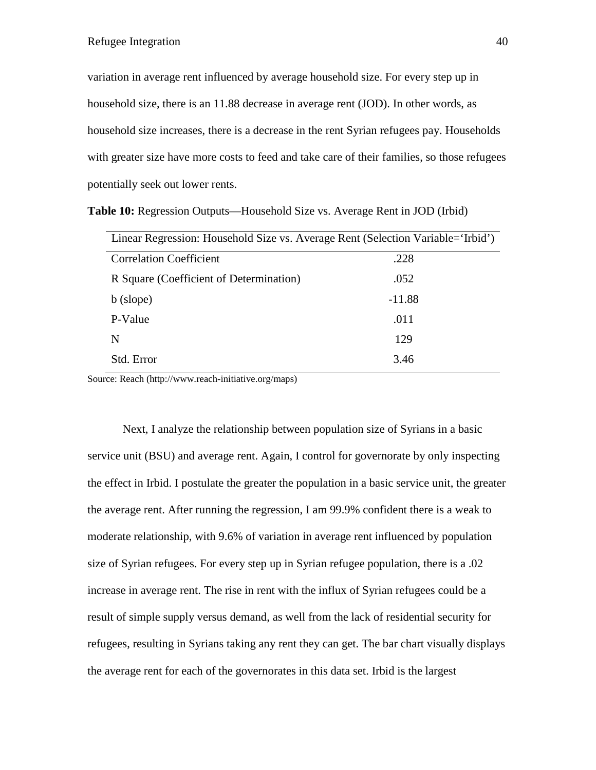variation in average rent influenced by average household size. For every step up in household size, there is an 11.88 decrease in average rent (JOD). In other words, as household size increases, there is a decrease in the rent Syrian refugees pay. Households with greater size have more costs to feed and take care of their families, so those refugees potentially seek out lower rents.

**Table 10:** Regression Outputs—Household Size vs. Average Rent in JOD (Irbid)

| Linear Regression: Household Size vs. Average Rent (Selection Variable='Irbid') | |
|---|---|
| Correlation Coefficient | .228 |
| R Square (Coefficient of Determination) | .052 |
| b (slope) | -11.88 |
| P-Value | .011 |
| N | 129 |
| Std. Error | 3.46 |

Source: Reach (http://www.reach-initiative.org/maps)

Next, I analyze the relationship between population size of Syrians in a basic service unit (BSU) and average rent. Again, I control for governorate by only inspecting the effect in Irbid. I postulate the greater the population in a basic service unit, the greater the average rent. After running the regression, I am 99.9% confident there is a weak to moderate relationship, with 9.6% of variation in average rent influenced by population size of Syrian refugees. For every step up in Syrian refugee population, there is a .02 increase in average rent. The rise in rent with the influx of Syrian refugees could be a result of simple supply versus demand, as well from the lack of residential security for refugees, resulting in Syrians taking any rent they can get. The bar chart visually displays the average rent for each of the governorates in this data set. Irbid is the largest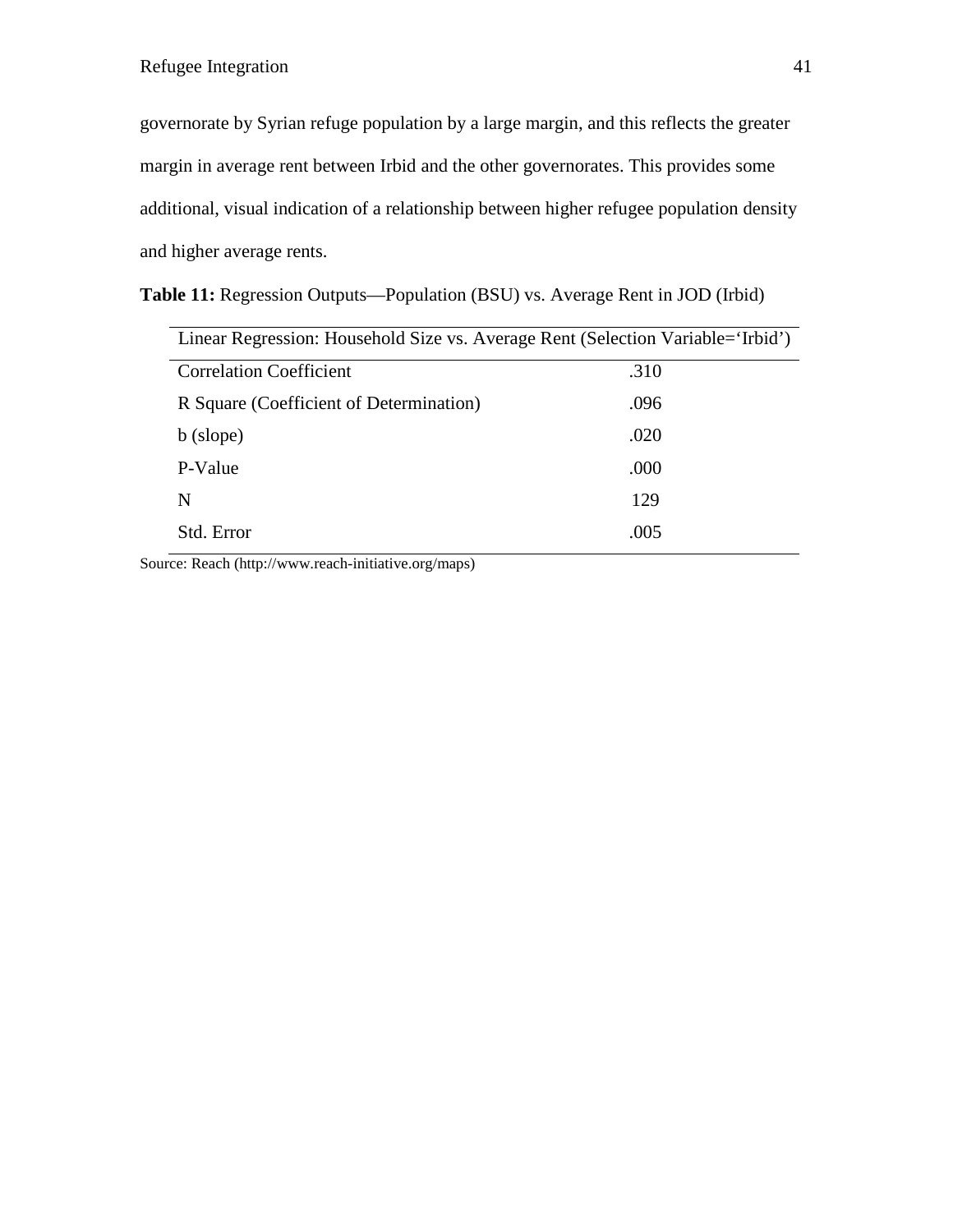governorate by Syrian refuge population by a large margin, and this reflects the greater margin in average rent between Irbid and the other governorates. This provides some additional, visual indication of a relationship between higher refugee population density and higher average rents.

**Table 11:** Regression Outputs—Population (BSU) vs. Average Rent in JOD (Irbid)

| Linear Regression: Household Size vs. Average Rent (Selection Variable=‘Irbid’) | |
|---|---|
| Correlation Coefficient | .310 |
| R Square (Coefficient of Determination) | .096 |
| b (slope) | .020 |
| P-Value | .000 |
| N | 129 |
| Std. Error | .005 |

Source: Reach (http://www.reach-initiative.org/maps)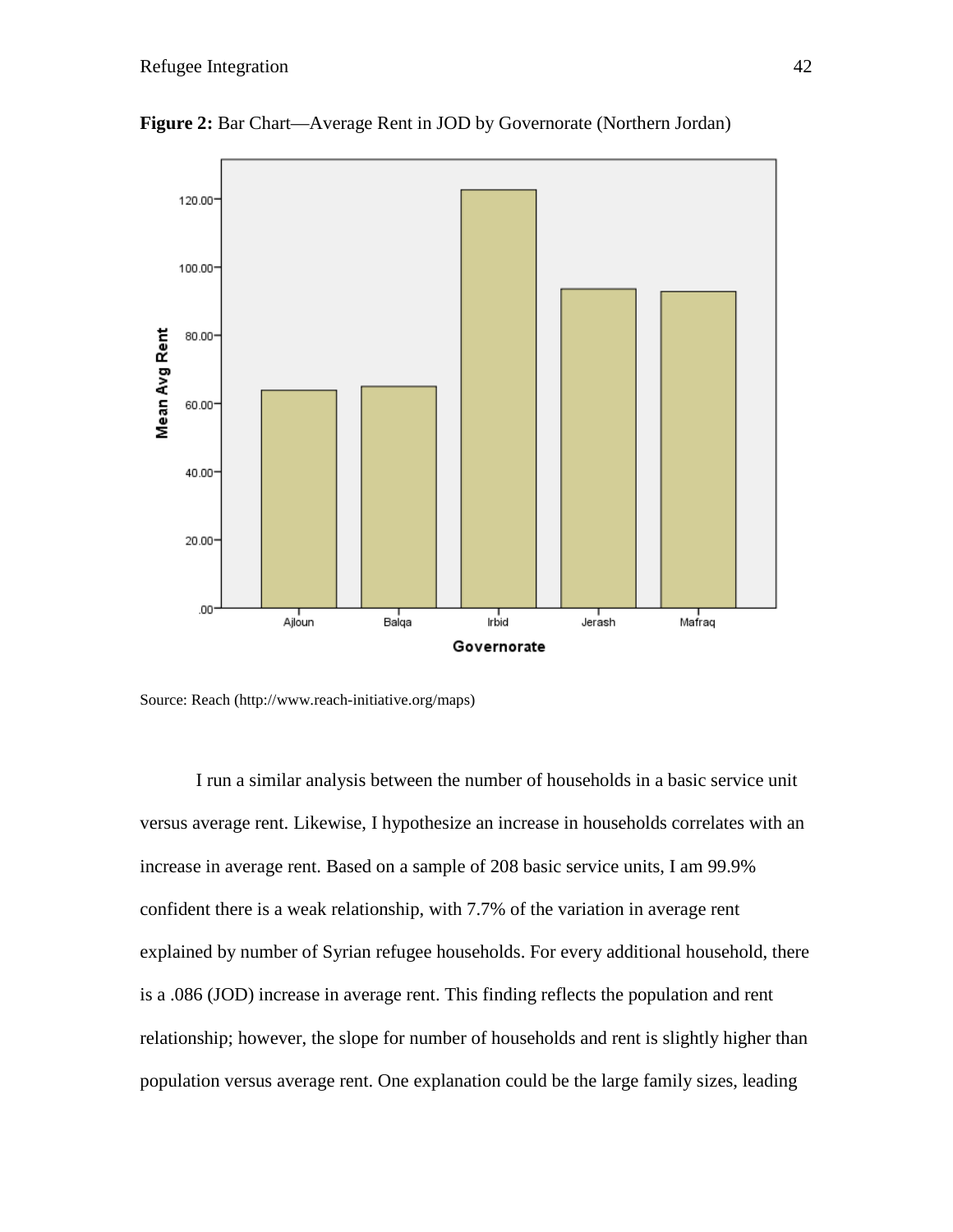**Figure 2:** Bar Chart—Average Rent in JOD by Governorate (Northern Jordan)

Source: Reach (http://www.reach-initiative.org/maps)

I run a similar analysis between the number of households in a basic service unit versus average rent. Likewise, I hypothesize an increase in households correlates with an increase in average rent. Based on a sample of 208 basic service units, I am 99.9% confident there is a weak relationship, with 7.7% of the variation in average rent explained by number of Syrian refugee households. For every additional household, there is a .086 (JOD) increase in average rent. This finding reflects the population and rent relationship; however, the slope for number of households and rent is slightly higher than population versus average rent. One explanation could be the large family sizes, leading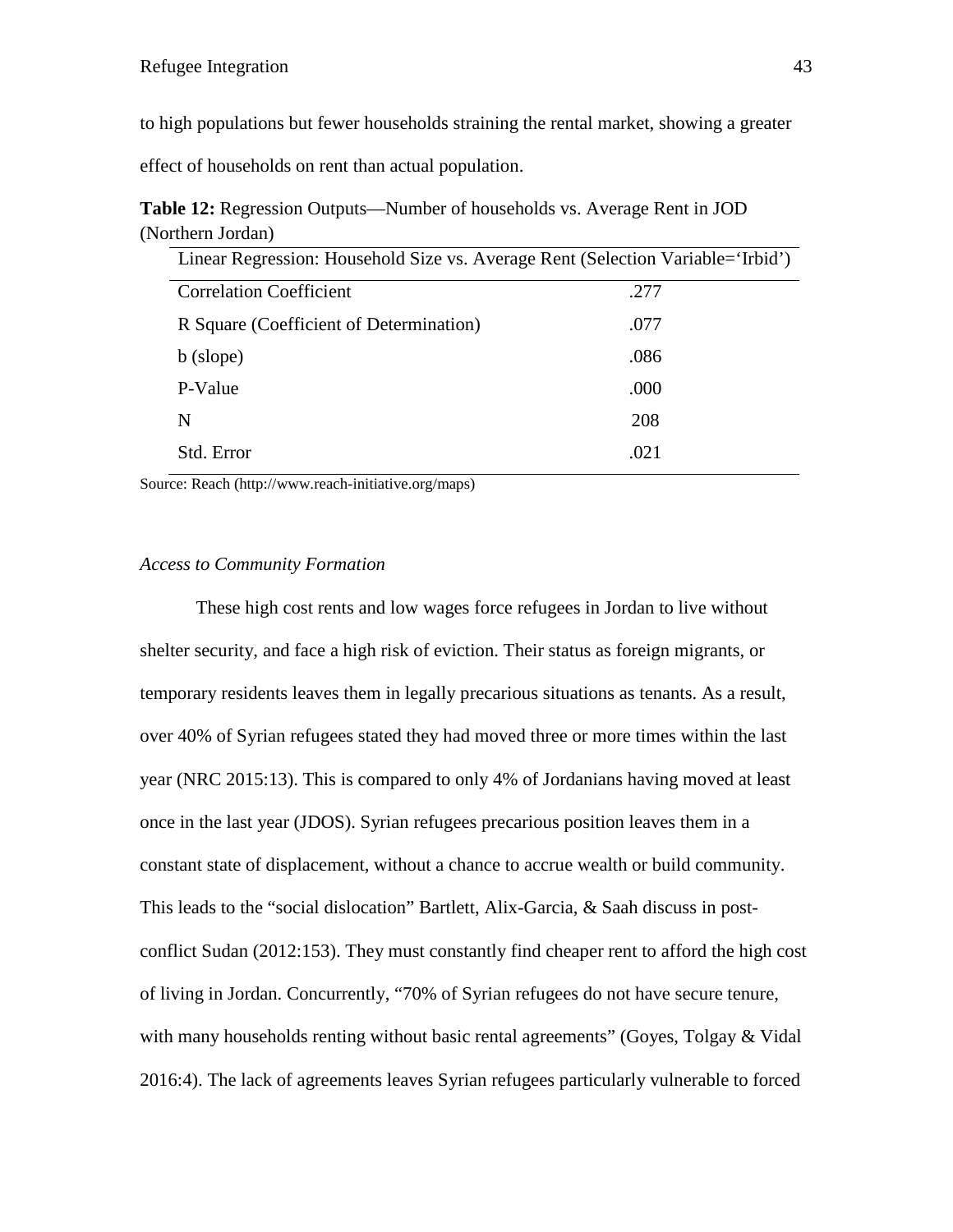to high populations but fewer households straining the rental market, showing a greater effect of households on rent than actual population.

**Table 12:** Regression Outputs—Number of households vs. Average Rent in JOD (Northern Jordan)

| Linear Regression: Household Size vs. Average Rent (Selection Variable='Irbid') | |
|---|---|
| Correlation Coefficient | .277 |
| R Square (Coefficient of Determination) | .077 |
| b (slope) | .086 |
| P-Value | .000 |
| N | 208 |
| Std. Error | .021 |

Source: Reach (http://www.reach-initiative.org/maps)

*Access to Community Formation*

These high cost rents and low wages force refugees in Jordan to live without shelter security, and face a high risk of eviction. Their status as foreign migrants, or temporary residents leaves them in legally precarious situations as tenants. As a result, over 40% of Syrian refugees stated they had moved three or more times within the last year (NRC 2015:13). This is compared to only 4% of Jordanians having moved at least once in the last year (JDOS). Syrian refugees precarious position leaves them in a constant state of displacement, without a chance to accrue wealth or build community. This leads to the "social dislocation" Bartlett, Alix-Garcia, & Saah discuss in post-conflict Sudan (2012:153). They must constantly find cheaper rent to afford the high cost of living in Jordan. Concurrently, "70% of Syrian refugees do not have secure tenure, with many households renting without basic rental agreements" (Goyes, Tolgay & Vidal 2016:4). The lack of agreements leaves Syrian refugees particularly vulnerable to forced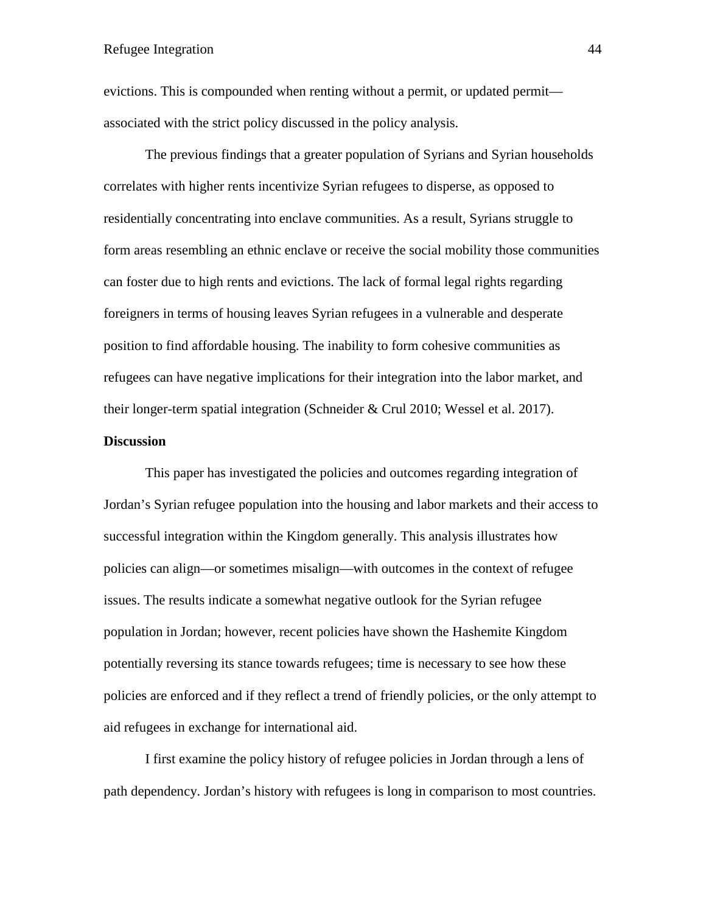evictions. This is compounded when renting without a permit, or updated permit—associated with the strict policy discussed in the policy analysis.

The previous findings that a greater population of Syrians and Syrian households correlates with higher rents incentivize Syrian refugees to disperse, as opposed to residentially concentrating into enclave communities. As a result, Syrians struggle to form areas resembling an ethnic enclave or receive the social mobility those communities can foster due to high rents and evictions. The lack of formal legal rights regarding foreigners in terms of housing leaves Syrian refugees in a vulnerable and desperate position to find affordable housing. The inability to form cohesive communities as refugees can have negative implications for their integration into the labor market, and their longer-term spatial integration (Schneider & Crul 2010; Wessel et al. 2017).

## Discussion

This paper has investigated the policies and outcomes regarding integration of Jordan's Syrian refugee population into the housing and labor markets and their access to successful integration within the Kingdom generally. This analysis illustrates how policies can align—or sometimes misalign—with outcomes in the context of refugee issues. The results indicate a somewhat negative outlook for the Syrian refugee population in Jordan; however, recent policies have shown the Hashemite Kingdom potentially reversing its stance towards refugees; time is necessary to see how these policies are enforced and if they reflect a trend of friendly policies, or the only attempt to aid refugees in exchange for international aid.

I first examine the policy history of refugee policies in Jordan through a lens of path dependency. Jordan's history with refugees is long in comparison to most countries.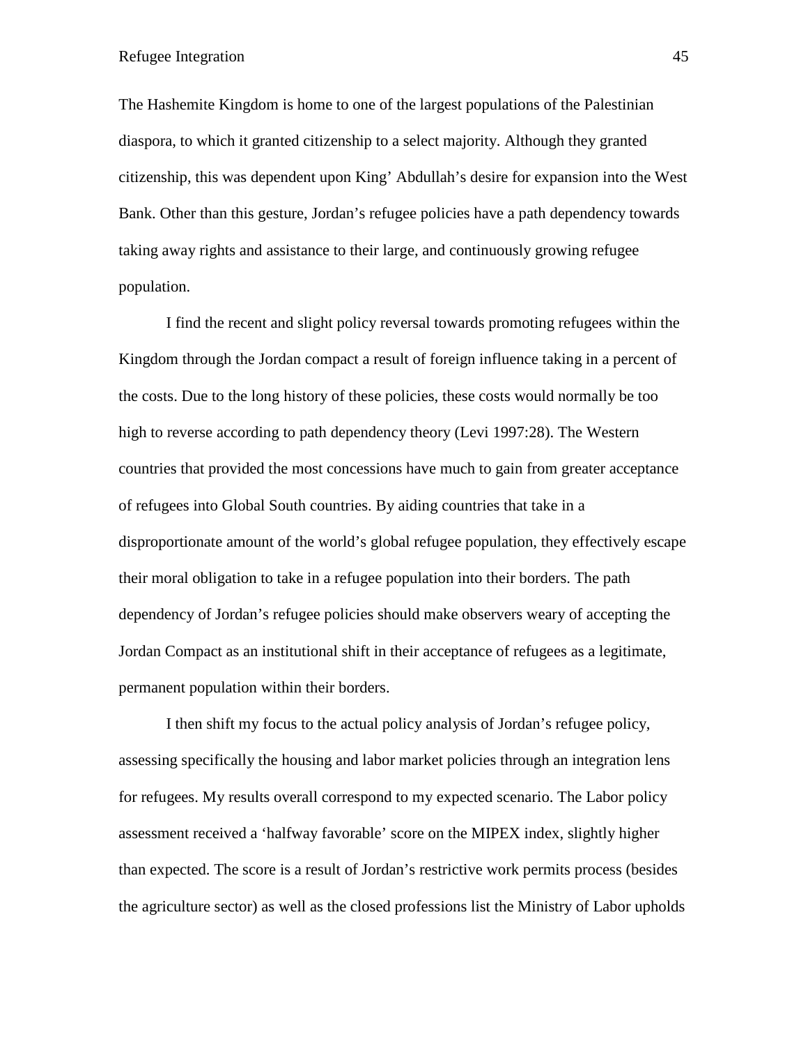The Hashemite Kingdom is home to one of the largest populations of the Palestinian diaspora, to which it granted citizenship to a select majority. Although they granted citizenship, this was dependent upon King' Abdullah's desire for expansion into the West Bank. Other than this gesture, Jordan's refugee policies have a path dependency towards taking away rights and assistance to their large, and continuously growing refugee population.

I find the recent and slight policy reversal towards promoting refugees within the Kingdom through the Jordan compact a result of foreign influence taking in a percent of the costs. Due to the long history of these policies, these costs would normally be too high to reverse according to path dependency theory (Levi 1997:28). The Western countries that provided the most concessions have much to gain from greater acceptance of refugees into Global South countries. By aiding countries that take in a disproportionate amount of the world's global refugee population, they effectively escape their moral obligation to take in a refugee population into their borders. The path dependency of Jordan's refugee policies should make observers weary of accepting the Jordan Compact as an institutional shift in their acceptance of refugees as a legitimate, permanent population within their borders.

I then shift my focus to the actual policy analysis of Jordan's refugee policy, assessing specifically the housing and labor market policies through an integration lens for refugees. My results overall correspond to my expected scenario. The Labor policy assessment received a 'halfway favorable' score on the MIPEX index, slightly higher than expected. The score is a result of Jordan's restrictive work permits process (besides the agriculture sector) as well as the closed professions list the Ministry of Labor upholds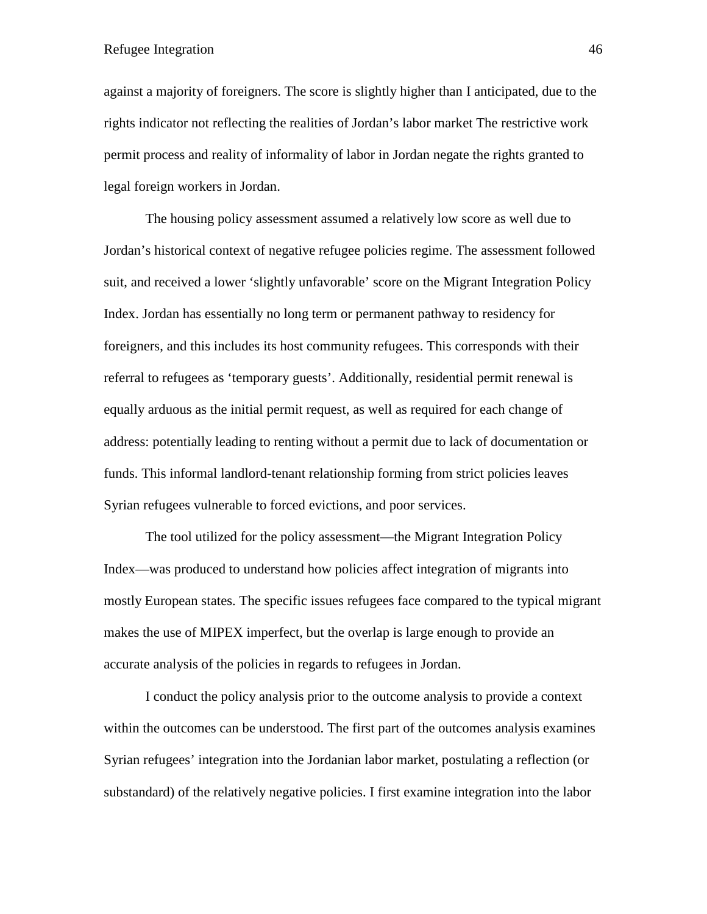against a majority of foreigners. The score is slightly higher than I anticipated, due to the rights indicator not reflecting the realities of Jordan's labor market The restrictive work permit process and reality of informality of labor in Jordan negate the rights granted to legal foreign workers in Jordan.

The housing policy assessment assumed a relatively low score as well due to Jordan's historical context of negative refugee policies regime. The assessment followed suit, and received a lower 'slightly unfavorable' score on the Migrant Integration Policy Index. Jordan has essentially no long term or permanent pathway to residency for foreigners, and this includes its host community refugees. This corresponds with their referral to refugees as 'temporary guests'. Additionally, residential permit renewal is equally arduous as the initial permit request, as well as required for each change of address: potentially leading to renting without a permit due to lack of documentation or funds. This informal landlord-tenant relationship forming from strict policies leaves Syrian refugees vulnerable to forced evictions, and poor services.

The tool utilized for the policy assessment—the Migrant Integration Policy Index—was produced to understand how policies affect integration of migrants into mostly European states. The specific issues refugees face compared to the typical migrant makes the use of MIPEX imperfect, but the overlap is large enough to provide an accurate analysis of the policies in regards to refugees in Jordan.

I conduct the policy analysis prior to the outcome analysis to provide a context within the outcomes can be understood. The first part of the outcomes analysis examines Syrian refugees' integration into the Jordanian labor market, postulating a reflection (or substandard) of the relatively negative policies. I first examine integration into the labor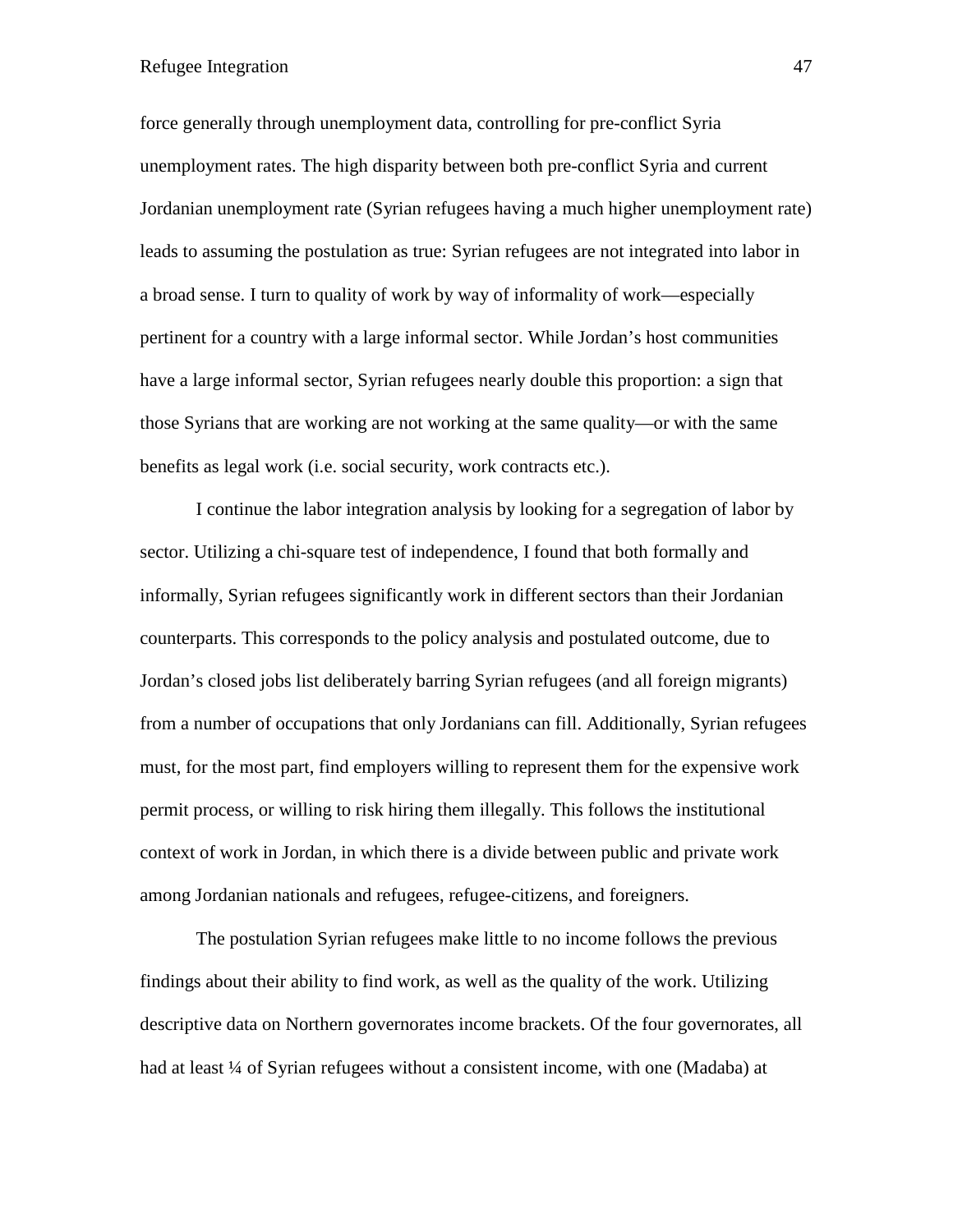force generally through unemployment data, controlling for pre-conflict Syria unemployment rates. The high disparity between both pre-conflict Syria and current Jordanian unemployment rate (Syrian refugees having a much higher unemployment rate) leads to assuming the postulation as true: Syrian refugees are not integrated into labor in a broad sense. I turn to quality of work by way of informality of work—especially pertinent for a country with a large informal sector. While Jordan's host communities have a large informal sector, Syrian refugees nearly double this proportion: a sign that those Syrians that are working are not working at the same quality—or with the same benefits as legal work (i.e. social security, work contracts etc.).

I continue the labor integration analysis by looking for a segregation of labor by sector. Utilizing a chi-square test of independence, I found that both formally and informally, Syrian refugees significantly work in different sectors than their Jordanian counterparts. This corresponds to the policy analysis and postulated outcome, due to Jordan's closed jobs list deliberately barring Syrian refugees (and all foreign migrants) from a number of occupations that only Jordanians can fill. Additionally, Syrian refugees must, for the most part, find employers willing to represent them for the expensive work permit process, or willing to risk hiring them illegally. This follows the institutional context of work in Jordan, in which there is a divide between public and private work among Jordanian nationals and refugees, refugee-citizens, and foreigners.

The postulation Syrian refugees make little to no income follows the previous findings about their ability to find work, as well as the quality of the work. Utilizing descriptive data on Northern governorates income brackets. Of the four governorates, all had at least ¼ of Syrian refugees without a consistent income, with one (Madaba) at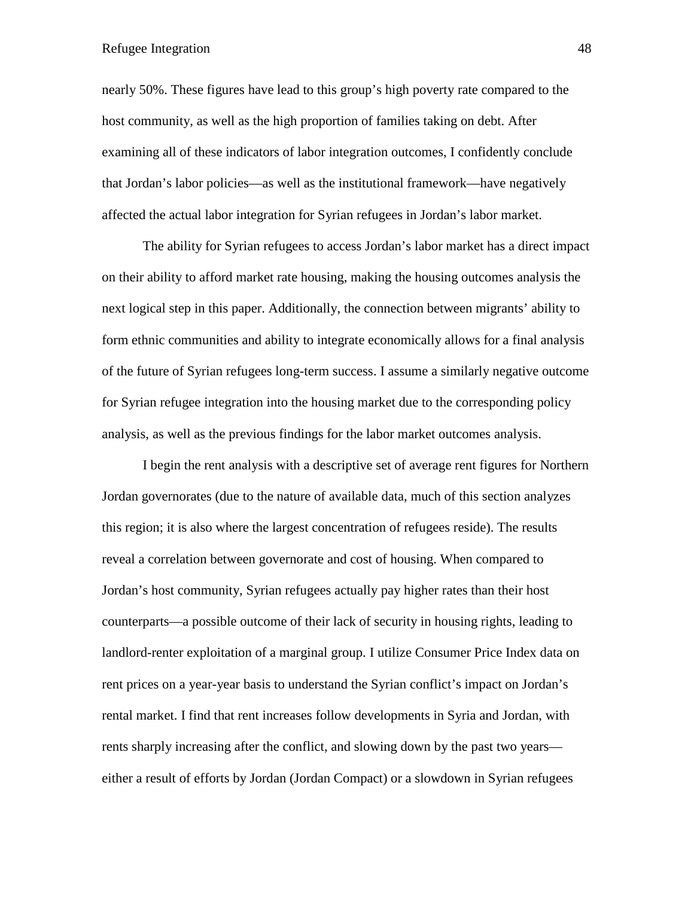nearly 50%. These figures have lead to this group's high poverty rate compared to the host community, as well as the high proportion of families taking on debt. After examining all of these indicators of labor integration outcomes, I confidently conclude that Jordan's labor policies—as well as the institutional framework—have negatively affected the actual labor integration for Syrian refugees in Jordan's labor market.

The ability for Syrian refugees to access Jordan's labor market has a direct impact on their ability to afford market rate housing, making the housing outcomes analysis the next logical step in this paper. Additionally, the connection between migrants' ability to form ethnic communities and ability to integrate economically allows for a final analysis of the future of Syrian refugees long-term success. I assume a similarly negative outcome for Syrian refugee integration into the housing market due to the corresponding policy analysis, as well as the previous findings for the labor market outcomes analysis.

I begin the rent analysis with a descriptive set of average rent figures for Northern Jordan governorates (due to the nature of available data, much of this section analyzes this region; it is also where the largest concentration of refugees reside). The results reveal a correlation between governorate and cost of housing. When compared to Jordan's host community, Syrian refugees actually pay higher rates than their host counterparts—a possible outcome of their lack of security in housing rights, leading to landlord-renter exploitation of a marginal group. I utilize Consumer Price Index data on rent prices on a year-year basis to understand the Syrian conflict's impact on Jordan's rental market. I find that rent increases follow developments in Syria and Jordan, with rents sharply increasing after the conflict, and slowing down by the past two years—either a result of efforts by Jordan (Jordan Compact) or a slowdown in Syrian refugees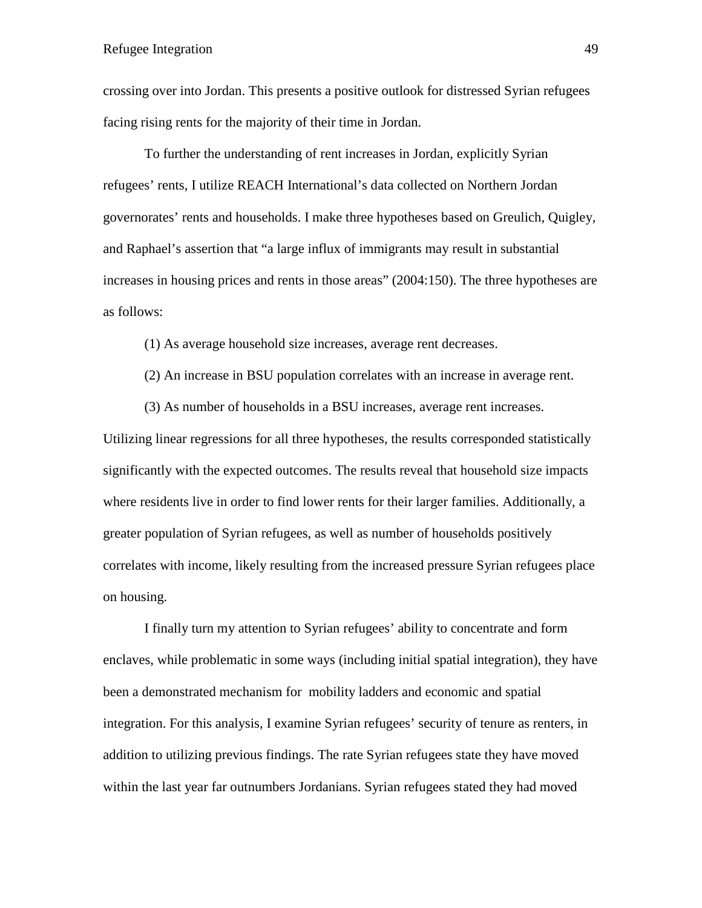crossing over into Jordan. This presents a positive outlook for distressed Syrian refugees facing rising rents for the majority of their time in Jordan.

To further the understanding of rent increases in Jordan, explicitly Syrian refugees' rents, I utilize REACH International's data collected on Northern Jordan governorates' rents and households. I make three hypotheses based on Greulich, Quigley, and Raphael's assertion that "a large influx of immigrants may result in substantial increases in housing prices and rents in those areas" (2004:150). The three hypotheses are as follows:

(1) As average household size increases, average rent decreases.

(2) An increase in BSU population correlates with an increase in average rent.

(3) As number of households in a BSU increases, average rent increases.

Utilizing linear regressions for all three hypotheses, the results corresponded statistically significantly with the expected outcomes. The results reveal that household size impacts where residents live in order to find lower rents for their larger families. Additionally, a greater population of Syrian refugees, as well as number of households positively correlates with income, likely resulting from the increased pressure Syrian refugees place on housing.

I finally turn my attention to Syrian refugees' ability to concentrate and form enclaves, while problematic in some ways (including initial spatial integration), they have been a demonstrated mechanism for mobility ladders and economic and spatial integration. For this analysis, I examine Syrian refugees' security of tenure as renters, in addition to utilizing previous findings. The rate Syrian refugees state they have moved within the last year far outnumbers Jordanians. Syrian refugees stated they had moved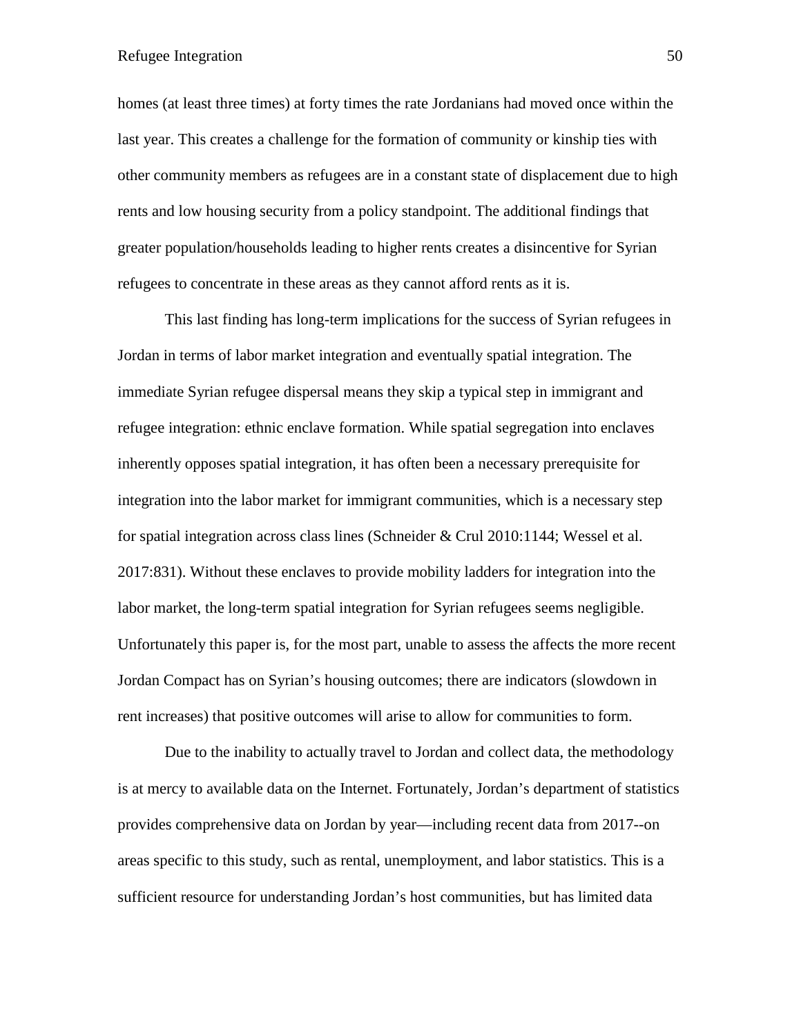homes (at least three times) at forty times the rate Jordanians had moved once within the last year. This creates a challenge for the formation of community or kinship ties with other community members as refugees are in a constant state of displacement due to high rents and low housing security from a policy standpoint. The additional findings that greater population/households leading to higher rents creates a disincentive for Syrian refugees to concentrate in these areas as they cannot afford rents as it is.

This last finding has long-term implications for the success of Syrian refugees in Jordan in terms of labor market integration and eventually spatial integration. The immediate Syrian refugee dispersal means they skip a typical step in immigrant and refugee integration: ethnic enclave formation. While spatial segregation into enclaves inherently opposes spatial integration, it has often been a necessary prerequisite for integration into the labor market for immigrant communities, which is a necessary step for spatial integration across class lines (Schneider & Crul 2010:1144; Wessel et al. 2017:831). Without these enclaves to provide mobility ladders for integration into the labor market, the long-term spatial integration for Syrian refugees seems negligible. Unfortunately this paper is, for the most part, unable to assess the affects the more recent Jordan Compact has on Syrian's housing outcomes; there are indicators (slowdown in rent increases) that positive outcomes will arise to allow for communities to form.

Due to the inability to actually travel to Jordan and collect data, the methodology is at mercy to available data on the Internet. Fortunately, Jordan's department of statistics provides comprehensive data on Jordan by year—including recent data from 2017--on areas specific to this study, such as rental, unemployment, and labor statistics. This is a sufficient resource for understanding Jordan's host communities, but has limited data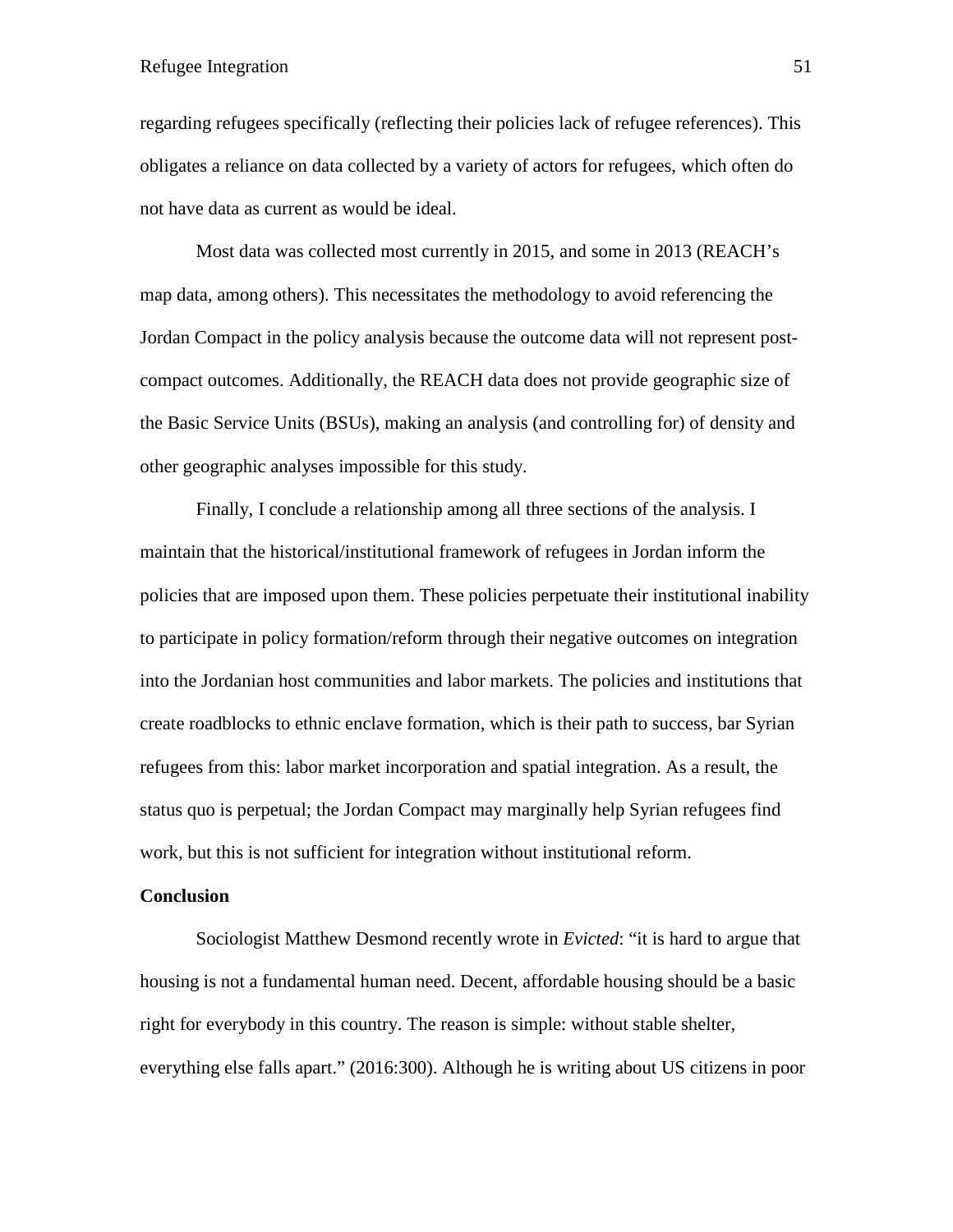regarding refugees specifically (reflecting their policies lack of refugee references). This obligates a reliance on data collected by a variety of actors for refugees, which often do not have data as current as would be ideal.

Most data was collected most currently in 2015, and some in 2013 (REACH's map data, among others). This necessitates the methodology to avoid referencing the Jordan Compact in the policy analysis because the outcome data will not represent post-compact outcomes. Additionally, the REACH data does not provide geographic size of the Basic Service Units (BSUs), making an analysis (and controlling for) of density and other geographic analyses impossible for this study.

Finally, I conclude a relationship among all three sections of the analysis. I maintain that the historical/institutional framework of refugees in Jordan inform the policies that are imposed upon them. These policies perpetuate their institutional inability to participate in policy formation/reform through their negative outcomes on integration into the Jordanian host communities and labor markets. The policies and institutions that create roadblocks to ethnic enclave formation, which is their path to success, bar Syrian refugees from this: labor market incorporation and spatial integration. As a result, the status quo is perpetual; the Jordan Compact may marginally help Syrian refugees find work, but this is not sufficient for integration without institutional reform.

**Conclusion**

Sociologist Matthew Desmond recently wrote in *Evicted*: "it is hard to argue that housing is not a fundamental human need. Decent, affordable housing should be a basic right for everybody in this country. The reason is simple: without stable shelter, everything else falls apart." (2016:300). Although he is writing about US citizens in poor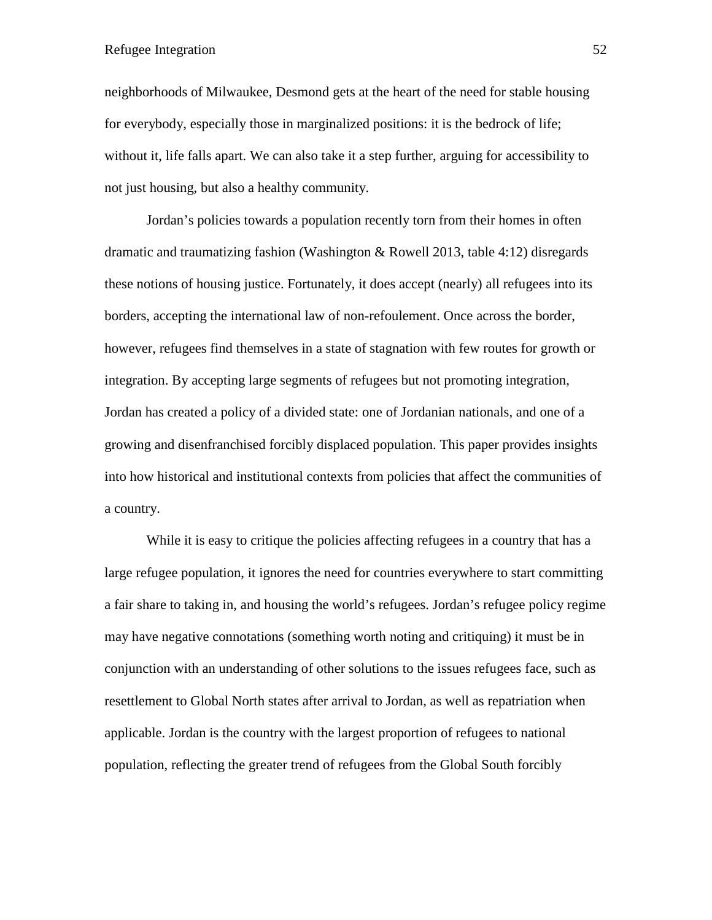neighborhoods of Milwaukee, Desmond gets at the heart of the need for stable housing for everybody, especially those in marginalized positions: it is the bedrock of life; without it, life falls apart. We can also take it a step further, arguing for accessibility to not just housing, but also a healthy community.

Jordan's policies towards a population recently torn from their homes in often dramatic and traumatizing fashion (Washington & Rowell 2013, table 4:12) disregards these notions of housing justice. Fortunately, it does accept (nearly) all refugees into its borders, accepting the international law of non-refoulement. Once across the border, however, refugees find themselves in a state of stagnation with few routes for growth or integration. By accepting large segments of refugees but not promoting integration, Jordan has created a policy of a divided state: one of Jordanian nationals, and one of a growing and disenfranchised forcibly displaced population. This paper provides insights into how historical and institutional contexts from policies that affect the communities of a country.

While it is easy to critique the policies affecting refugees in a country that has a large refugee population, it ignores the need for countries everywhere to start committing a fair share to taking in, and housing the world's refugees. Jordan's refugee policy regime may have negative connotations (something worth noting and critiquing) it must be in conjunction with an understanding of other solutions to the issues refugees face, such as resettlement to Global North states after arrival to Jordan, as well as repatriation when applicable. Jordan is the country with the largest proportion of refugees to national population, reflecting the greater trend of refugees from the Global South forcibly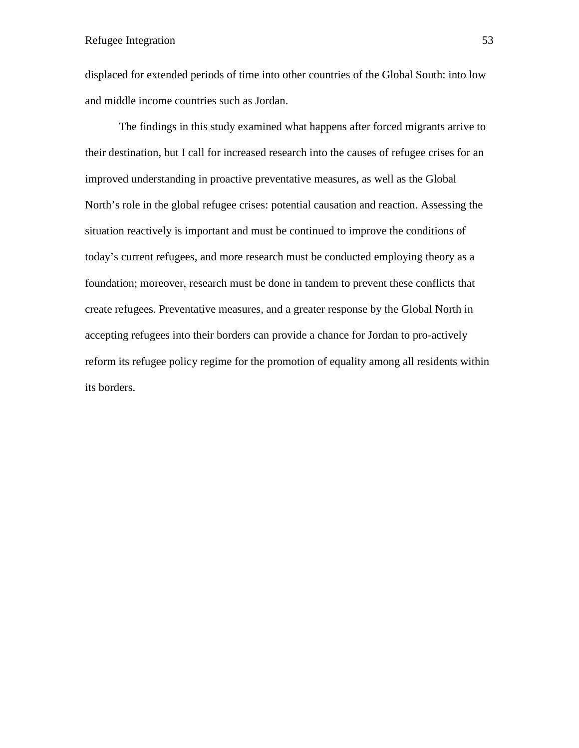displaced for extended periods of time into other countries of the Global South: into low and middle income countries such as Jordan.

The findings in this study examined what happens after forced migrants arrive to their destination, but I call for increased research into the causes of refugee crises for an improved understanding in proactive preventative measures, as well as the Global North's role in the global refugee crises: potential causation and reaction. Assessing the situation reactively is important and must be continued to improve the conditions of today's current refugees, and more research must be conducted employing theory as a foundation; moreover, research must be done in tandem to prevent these conflicts that create refugees. Preventative measures, and a greater response by the Global North in accepting refugees into their borders can provide a chance for Jordan to pro-actively reform its refugee policy regime for the promotion of equality among all residents within its borders.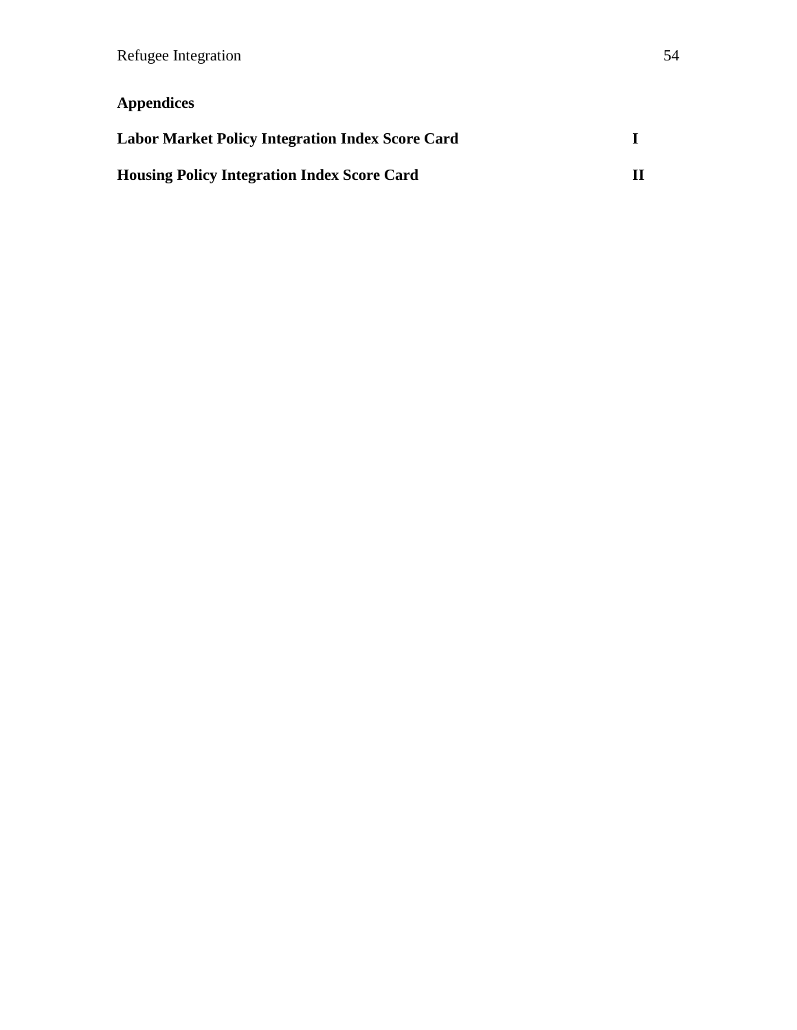## Appendices

**Labor Market Policy Integration Index Score Card** **I**

**Housing Policy Integration Index Score Card** **II**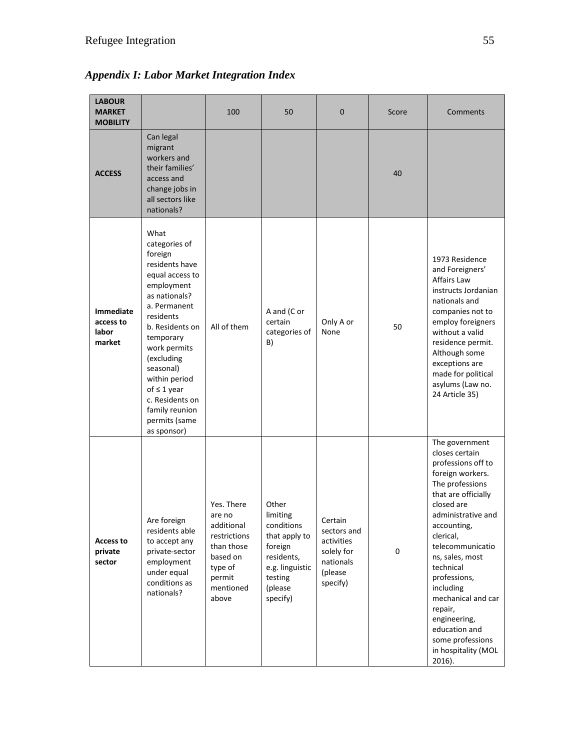## *Appendix I: Labor Market Integration Index*

| LABOUR MARKET MOBILITY | | 100 | 50 | 0 | Score | Comments |
|---|---|---|---|---|---|---|
| **ACCESS** | Can legal migrant workers and their families' access and change jobs in all sectors like nationals? | | | | 40 | |
| **Immediate access to labor market** | What categories of foreign residents have equal access to employment as nationals? a. Permanent residents b. Residents on temporary work permits (excluding seasonal) within period of ≤ 1 year c. Residents on family reunion permits (same as sponsor) | All of them | A and (C or certain categories of B) | Only A or None | 50 | 1973 Residence and Foreigners' Affairs Law instructs Jordanian nationals and companies not to employ foreigners without a valid residence permit. Although some exceptions are made for political asylums (Law no. 24 Article 35) |
| **Access to private sector** | Are foreign residents able to accept any private-sector employment under equal conditions as nationals? | Yes. There are no additional restrictions than those based on type of permit mentioned above | Other limiting conditions that apply to foreign residents, e.g. linguistic testing (please specify) | Certain sectors and activities solely for nationals (please specify) | 0 | The government closes certain professions off to foreign workers. The professions that are officially closed are administrative and accounting, clerical, telecommunications, sales, most technical professions, including mechanical and car repair, engineering, education and some professions in hospitality (MOL 2016). |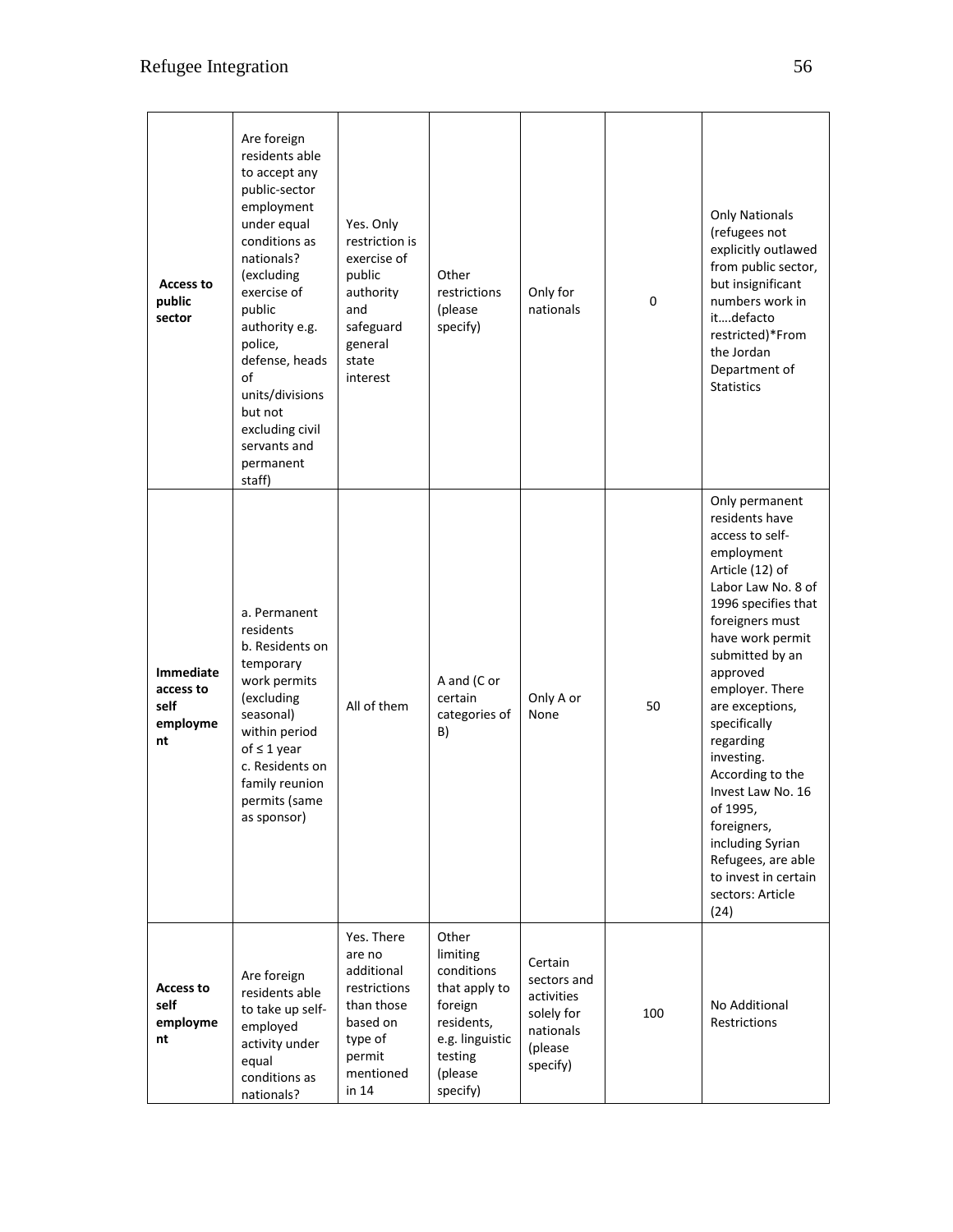| | | | | | | |
|---|---|---|---|---|---|---|
| **Access to public sector** | Are foreign residents able to accept any public-sector employment under equal conditions as nationals? (excluding exercise of public authority e.g. police, defense, heads of units/divisions but not excluding civil servants and permanent staff) | Yes. Only restriction is exercise of public authority and safeguard general state interest | Other restrictions (please specify) | Only for nationals | 0 | Only Nationals (refugees not explicitly outlawed from public sector, but insignificant numbers work in it....defacto restricted)*From the Jordan Department of Statistics |
| **Immediate access to self employment** | a. Permanent residents<br>b. Residents on temporary work permits (excluding seasonal) within period of ≤ 1 year<br>c. Residents on family reunion permits (same as sponsor) | All of them | A and (C or certain categories of B) | Only A or None | 50 | Only permanent residents have access to self-employment Article (12) of Labor Law No. 8 of 1996 specifies that foreigners must have work permit submitted by an approved employer. There are exceptions, specifically regarding investing. According to the Invest Law No. 16 of 1995, foreigners, including Syrian Refugees, are able to invest in certain sectors: Article (24) |
| **Access to self employment** | Are foreign residents able to take up self-employed activity under equal conditions as nationals? | Yes. There are no additional restrictions than those based on type of permit mentioned in 14 | Other limiting conditions that apply to foreign residents, e.g. linguistic testing (please specify) | Certain sectors and activities solely for nationals (please specify) | 100 | No Additional Restrictions |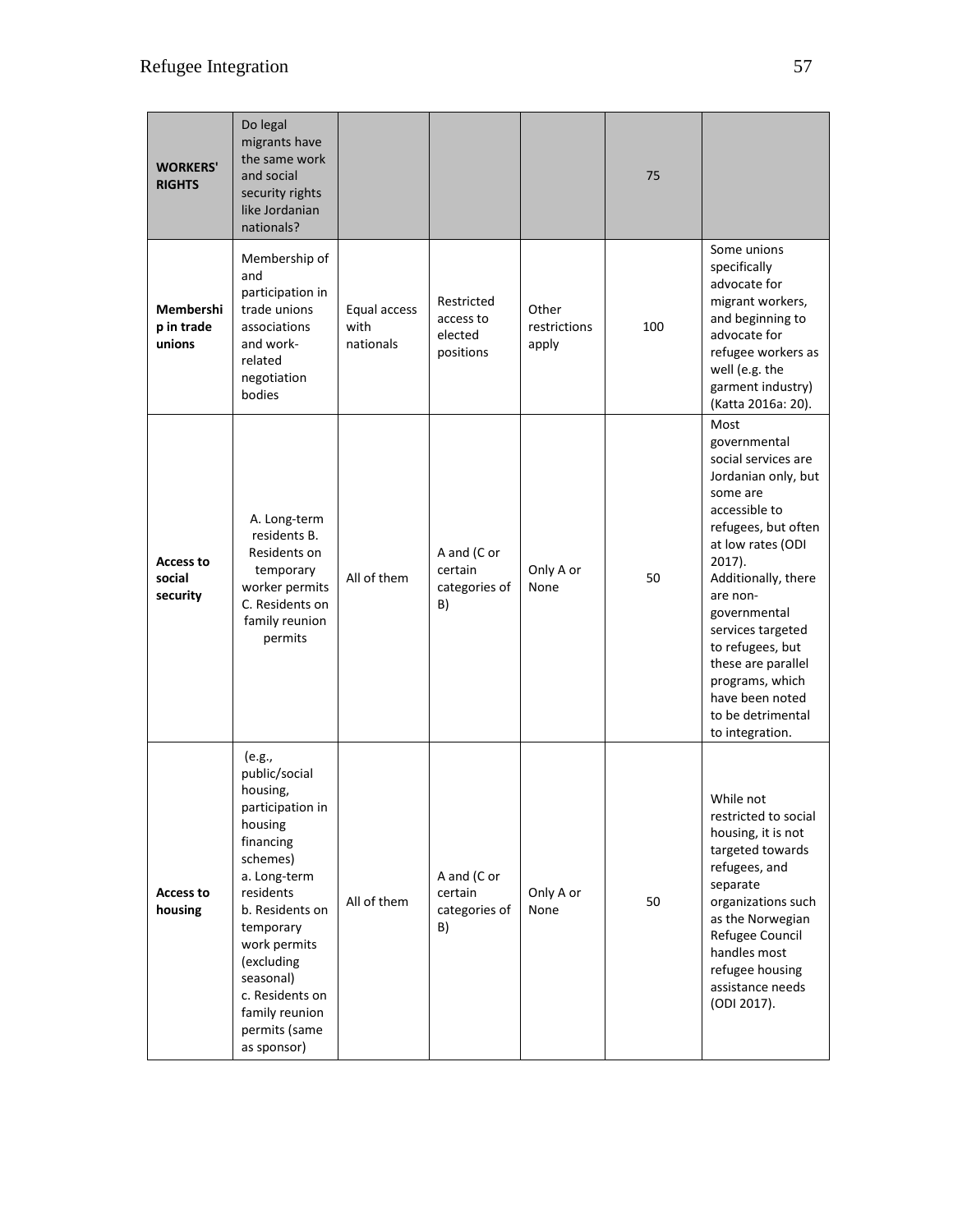| **WORKERS' RIGHTS** | Do legal migrants have the same work and social security rights like Jordanian nationals? | | | | 75 | |
|---|---|---|---|---|---|---|
| **Membership in trade unions** | Membership of and participation in trade unions associations and work-related negotiation bodies | Equal access with nationals | Restricted access to elected positions | Other restrictions apply | 100 | Some unions specifically advocate for migrant workers, and beginning to advocate for refugee workers as well (e.g. the garment industry) (Katta 2016a: 20). |
| **Access to social security** | A. Long-term residents B. Residents on temporary worker permits C. Residents on family reunion permits | All of them | A and (C or certain categories of B) | Only A or None | 50 | Most governmental social services are Jordanian only, but some are accessible to refugees, but often at low rates (ODI 2017). Additionally, there are non-governmental services targeted to refugees, but these are parallel programs, which have been noted to be detrimental to integration. |
| **Access to housing** | (e.g., public/social housing, participation in housing financing schemes) a. Long-term residents b. Residents on temporary work permits (excluding seasonal) c. Residents on family reunion permits (same as sponsor) | All of them | A and (C or certain categories of B) | Only A or None | 50 | While not restricted to social housing, it is not targeted towards refugees, and separate organizations such as the Norwegian Refugee Council handles most refugee housing assistance needs (ODI 2017). |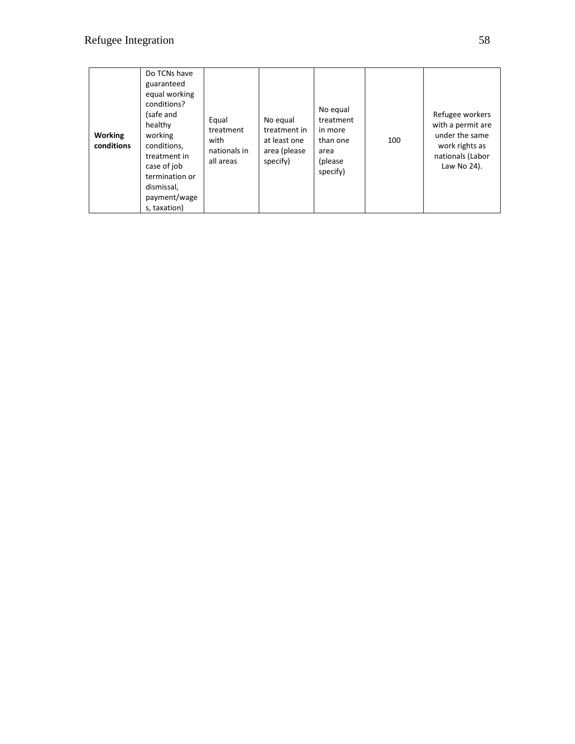| **Working conditions** | Do TCNs have guaranteed equal working conditions? (safe and healthy working conditions, treatment in case of job termination or dismissal, payment/wages, taxation) | Equal treatment with nationals in all areas | No equal treatment in at least one area (please specify) | No equal treatment in more than one area (please specify) | 100 | Refugee workers with a permit are under the same work rights as nationals (Labor Law No 24). |
|---|---|---|---|---|---|---|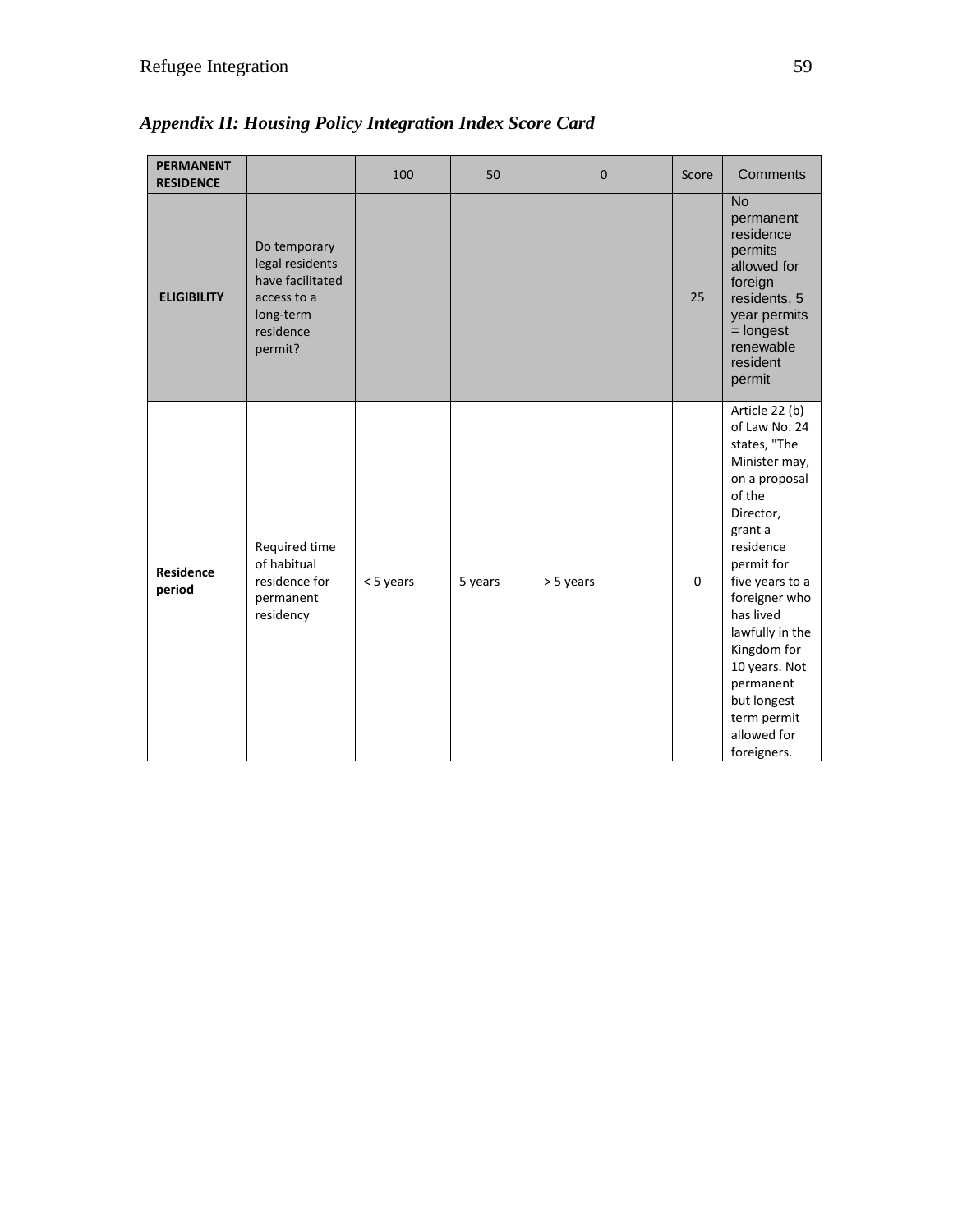*Appendix II: Housing Policy Integration Index Score Card*

| PERMANENT RESIDENCE | | 100 | 50 | 0 | Score | Comments |
|---|---|---|---|---|---|---|
| ELIGIBILITY | Do temporary legal residents have facilitated access to a long-term residence permit? | | | | 25 | No permanent residence permits allowed for foreign residents. 5 year permits = longest renewable resident permit |
| Residence period | Required time of habitual residence for permanent residency | < 5 years | 5 years | > 5 years | 0 | Article 22 (b) of Law No. 24 states, "The Minister may, on a proposal of the Director, grant a residence permit for five years to a foreigner who has lived lawfully in the Kingdom for 10 years. Not permanent but longest term permit allowed for foreigners. |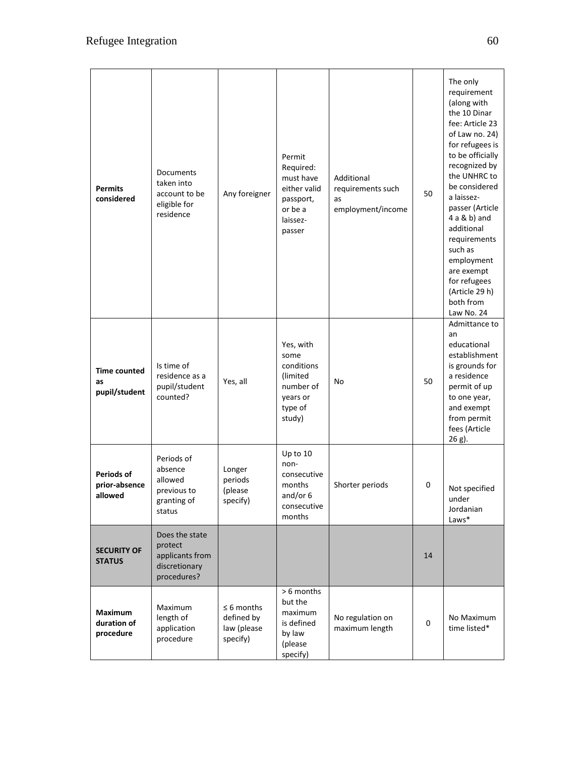| | | | | | | |
|---|---|---|---|---|---|---|
| **Permits considered** | Documents taken into account to be eligible for residence | Any foreigner | Permit Required: must have either valid passport, or be a laissez-passer | Additional requirements such as employment/income | 50 | The only requirement (along with the 10 Dinar fee: Article 23 of Law no. 24) for refugees is to be officially recognized by the UNHRC to be considered a laissez-passer (Article 4 a & b) and additional requirements such as employment are exempt for refugees (Article 29 h) both from Law No. 24 |
| **Time counted as pupil/student** | Is time of residence as a pupil/student counted? | Yes, all | Yes, with some conditions (limited number of years or type of study) | No | 50 | Admittance to an educational establishment is grounds for a residence permit of up to one year, and exempt from permit fees (Article 26 g). |
| **Periods of prior-absence allowed** | Periods of absence allowed previous to granting of status | Longer periods (please specify) | Up to 10 non-consecutive months and/or 6 consecutive months | Shorter periods | 0 | Not specified under Jordanian Laws* |
| **SECURITY OF STATUS** | Does the state protect applicants from discretionary procedures? | | | | 14 | |
| **Maximum duration of procedure** | Maximum length of application procedure | ≤ 6 months defined by law (please specify) | > 6 months but the maximum is defined by law (please specify) | No regulation on maximum length | 0 | No Maximum time listed* |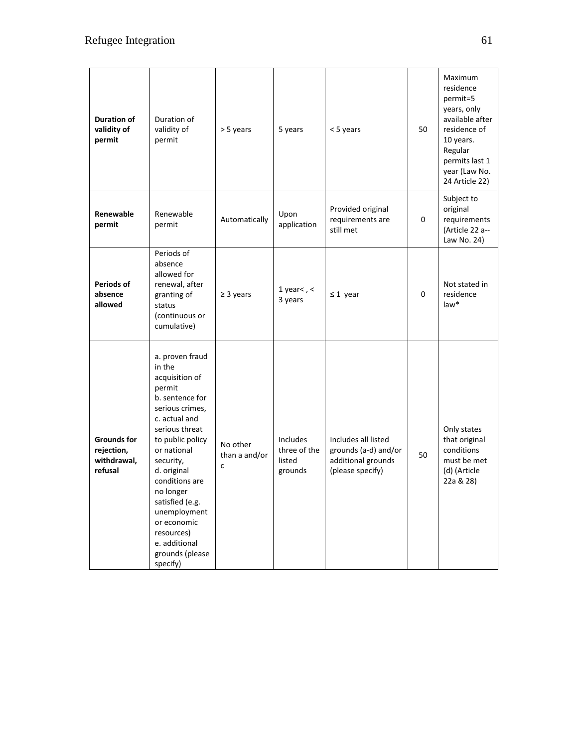| **Duration of validity of permit** | Duration of validity of permit | > 5 years | 5 years | < 5 years | 50 | Maximum residence permit=5 years, only available after residence of 10 years. Regular permits last 1 year (Law No. 24 Article 22) |
|---|---|---|---|---|---|---|
| **Renewable permit** | Renewable permit | Automatically | Upon application | Provided original requirements are still met | 0 | Subject to original requirements (Article 22 a-- Law No. 24) |
| **Periods of absence allowed** | Periods of absence allowed for renewal, after granting of status (continuous or cumulative) | ≥ 3 years | 1 year< , < 3 years | ≤ 1 year | 0 | Not stated in residence law* |
| **Grounds for rejection, withdrawal, refusal** | a. proven fraud in the acquisition of permit b. sentence for serious crimes, c. actual and serious threat to public policy or national security, d. original conditions are no longer satisfied (e.g. unemployment or economic resources) e. additional grounds (please specify) | No other than a and/or c | Includes three of the listed grounds | Includes all listed grounds (a-d) and/or additional grounds (please specify) | 50 | Only states that original conditions must be met (d) (Article 22a & 28) |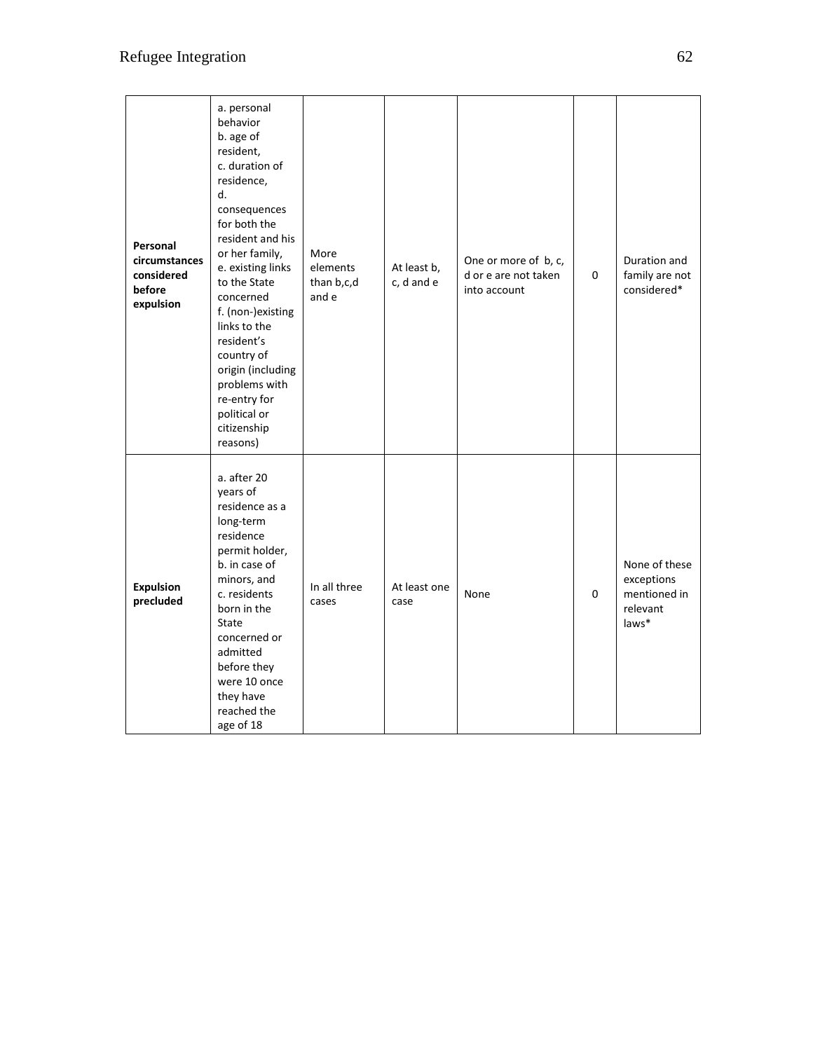| | | | | | | |
|---|---|---|---|---|---|---|
| **Personal circumstances considered before expulsion** | a. personal behavior b. age of resident, c. duration of residence, d. consequences for both the resident and his or her family, e. existing links to the State concerned f. (non-)existing links to the resident's country of origin (including problems with re-entry for political or citizenship reasons) | More elements than b,c,d and e | At least b, c, d and e | One or more of b, c, d or e are not taken into account | 0 | Duration and family are not considered* |
| **Expulsion precluded** | a. after 20 years of residence as a long-term residence permit holder, b. in case of minors, and c. residents born in the State concerned or admitted before they were 10 once they have reached the age of 18 | In all three cases | At least one case | None | 0 | None of these exceptions mentioned in relevant laws* |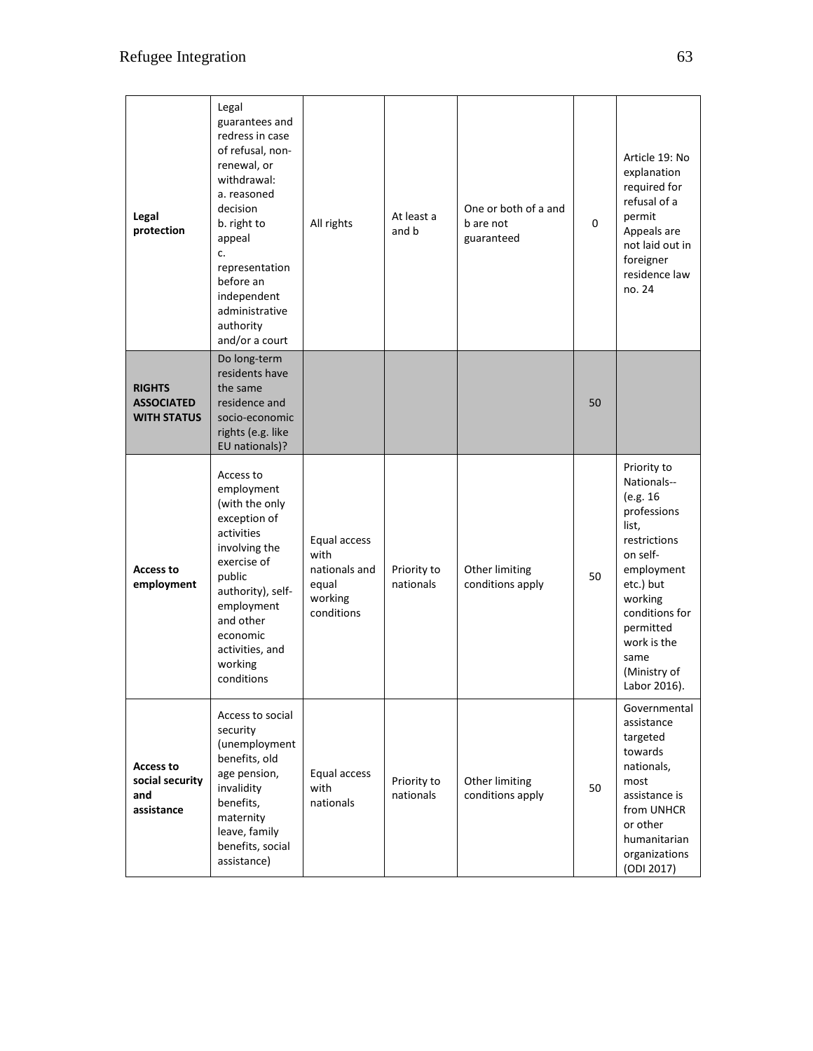| | | | | | | |
|---|---|---|---|---|---|---|
| **Legal protection** | Legal guarantees and redress in case of refusal, non-renewal, or withdrawal: a. reasoned decision b. right to appeal c. representation before an independent administrative authority and/or a court | All rights | At least a and b | One or both of a and b are not guaranteed | 0 | Article 19: No explanation required for refusal of a permit Appeals are not laid out in foreigner residence law no. 24 |
| **RIGHTS ASSOCIATED WITH STATUS** | Do long-term residents have the same residence and socio-economic rights (e.g. like EU nationals)? | | | | 50 | |
| **Access to employment** | Access to employment (with the only exception of activities involving the exercise of public authority), self-employment and other economic activities, and working conditions | Equal access with nationals and equal working conditions | Priority to nationals | Other limiting conditions apply | 50 | Priority to Nationals-- (e.g. 16 professions list, restrictions on self-employment etc.) but working conditions for permitted work is the same (Ministry of Labor 2016). |
| **Access to social security and assistance** | Access to social security (unemployment benefits, old age pension, invalidity benefits, maternity leave, family benefits, social assistance) | Equal access with nationals | Priority to nationals | Other limiting conditions apply | 50 | Governmental assistance targeted towards nationals, most assistance is from UNHCR or other humanitarian organizations (ODI 2017) |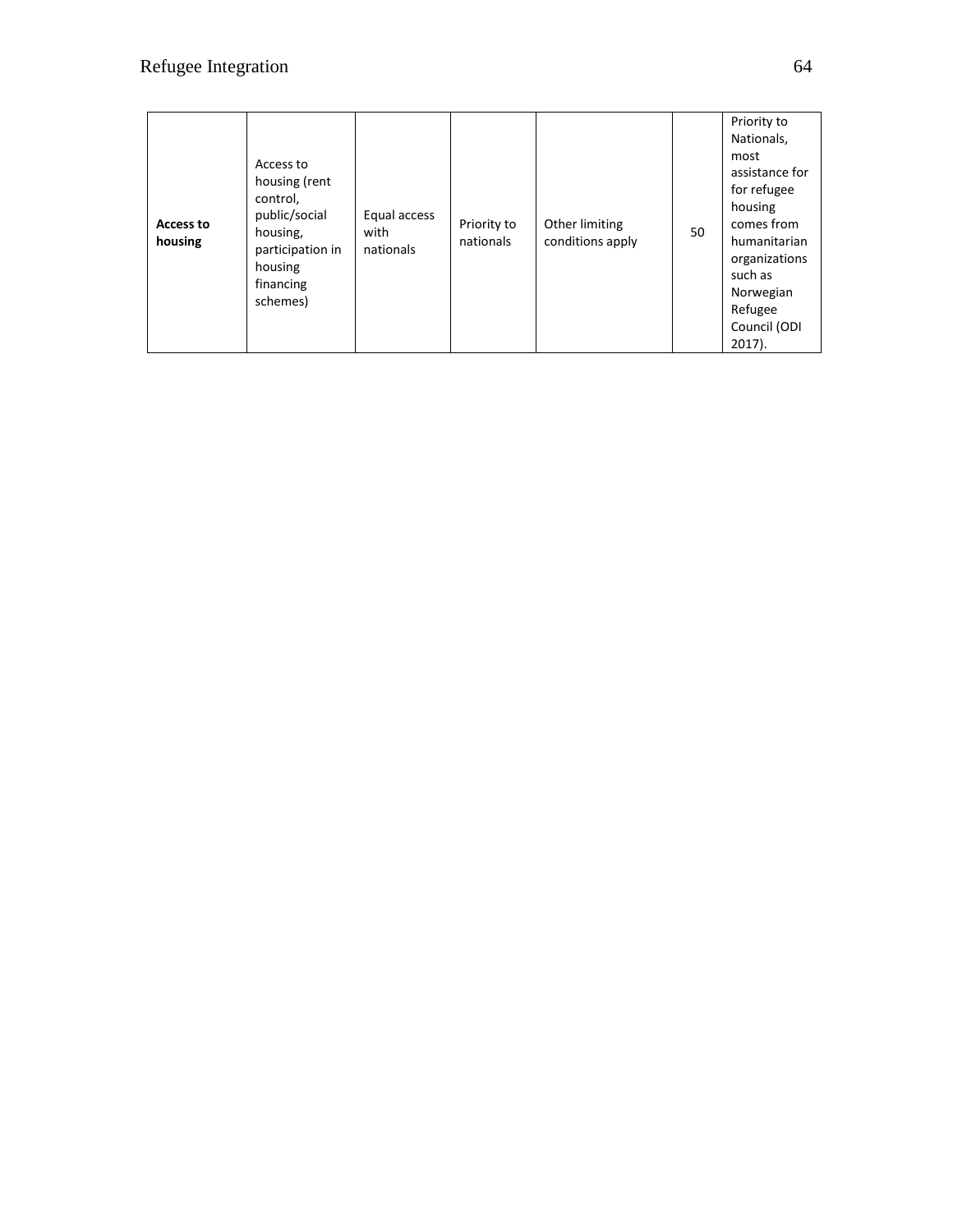| **Access to housing** | Access to housing (rent control, public/social housing, participation in housing financing schemes) | Equal access with nationals | Priority to nationals | Other limiting conditions apply | 50 | Priority to Nationals, most assistance for for refugee housing comes from humanitarian organizations such as Norwegian Refugee Council (ODI 2017). |
|---|---|---|---|---|---|---|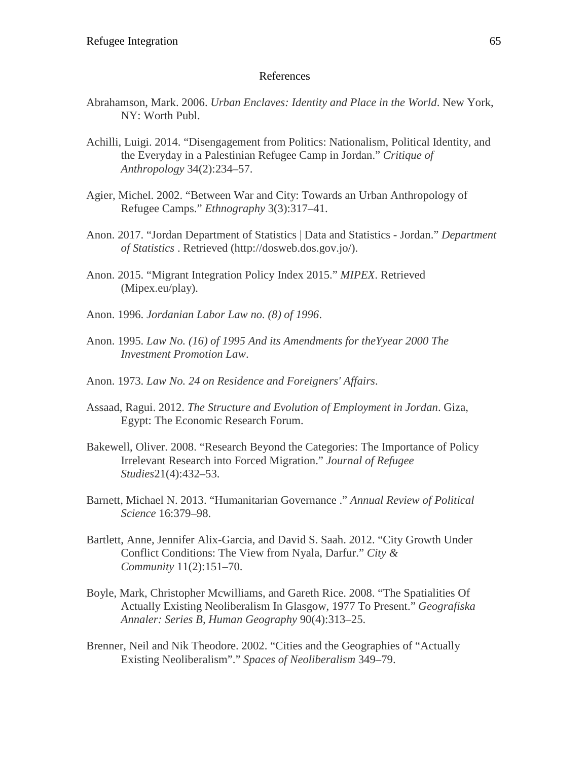# References

Abrahamson, Mark. 2006. *Urban Enclaves: Identity and Place in the World*. New York, NY: Worth Publ.

Achilli, Luigi. 2014. "Disengagement from Politics: Nationalism, Political Identity, and the Everyday in a Palestinian Refugee Camp in Jordan." *Critique of Anthropology* 34(2):234–57.

Agier, Michel. 2002. "Between War and City: Towards an Urban Anthropology of Refugee Camps." *Ethnography* 3(3):317–41.

Anon. 2017. "Jordan Department of Statistics | Data and Statistics - Jordan." *Department of Statistics* . Retrieved (http://dosweb.dos.gov.jo/).

Anon. 2015. "Migrant Integration Policy Index 2015." *MIPEX*. Retrieved (Mipex.eu/play).

Anon. 1996. *Jordanian Labor Law no. (8) of 1996*.

Anon. 1995. *Law No. (16) of 1995 And its Amendments for theYyear 2000 The Investment Promotion Law*.

Anon. 1973. *Law No. 24 on Residence and Foreigners' Affairs*.

Assaad, Ragui. 2012. *The Structure and Evolution of Employment in Jordan*. Giza, Egypt: The Economic Research Forum.

Bakewell, Oliver. 2008. "Research Beyond the Categories: The Importance of Policy Irrelevant Research into Forced Migration." *Journal of Refugee Studies*21(4):432–53.

Barnett, Michael N. 2013. "Humanitarian Governance ." *Annual Review of Political Science* 16:379–98.

Bartlett, Anne, Jennifer Alix-Garcia, and David S. Saah. 2012. "City Growth Under Conflict Conditions: The View from Nyala, Darfur." *City & Community* 11(2):151–70.

Boyle, Mark, Christopher Mcwilliams, and Gareth Rice. 2008. "The Spatialities Of Actually Existing Neoliberalism In Glasgow, 1977 To Present." *Geografiska Annaler: Series B, Human Geography* 90(4):313–25.

Brenner, Neil and Nik Theodore. 2002. "Cities and the Geographies of "Actually Existing Neoliberalism"." *Spaces of Neoliberalism* 349–79.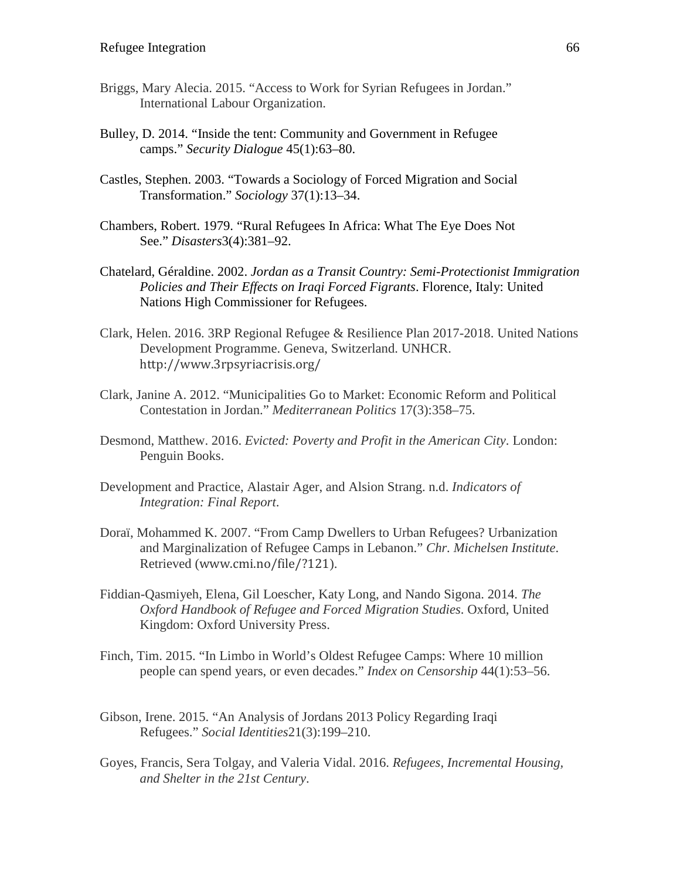Briggs, Mary Alecia. 2015. "Access to Work for Syrian Refugees in Jordan." International Labour Organization.

Bulley, D. 2014. "Inside the tent: Community and Government in Refugee camps." *Security Dialogue* 45(1):63–80.

Castles, Stephen. 2003. "Towards a Sociology of Forced Migration and Social Transformation." *Sociology* 37(1):13–34.

Chambers, Robert. 1979. "Rural Refugees In Africa: What The Eye Does Not See." *Disasters*3(4):381–92.

Chatelard, Géraldine. 2002. *Jordan as a Transit Country: Semi-Protectionist Immigration Policies and Their Effects on Iraqi Forced Figrants*. Florence, Italy: United Nations High Commissioner for Refugees.

Clark, Helen. 2016. 3RP Regional Refugee & Resilience Plan 2017-2018. United Nations Development Programme. Geneva, Switzerland. UNHCR. http://www.3rpsyriacrisis.org/

Clark, Janine A. 2012. "Municipalities Go to Market: Economic Reform and Political Contestation in Jordan." *Mediterranean Politics* 17(3):358–75.

Desmond, Matthew. 2016. *Evicted: Poverty and Profit in the American City*. London: Penguin Books.

Development and Practice, Alastair Ager, and Alsion Strang. n.d. *Indicators of Integration: Final Report*.

Doraï, Mohammed K. 2007. "From Camp Dwellers to Urban Refugees? Urbanization and Marginalization of Refugee Camps in Lebanon." *Chr. Michelsen Institute*. Retrieved (www.cmi.no/file/?121).

Fiddian-Qasmiyeh, Elena, Gil Loescher, Katy Long, and Nando Sigona. 2014. *The Oxford Handbook of Refugee and Forced Migration Studies*. Oxford, United Kingdom: Oxford University Press.

Finch, Tim. 2015. "In Limbo in World's Oldest Refugee Camps: Where 10 million people can spend years, or even decades." *Index on Censorship* 44(1):53–56.

Gibson, Irene. 2015. "An Analysis of Jordans 2013 Policy Regarding Iraqi Refugees." *Social Identities*21(3):199–210.

Goyes, Francis, Sera Tolgay, and Valeria Vidal. 2016. *Refugees, Incremental Housing, and Shelter in the 21st Century*.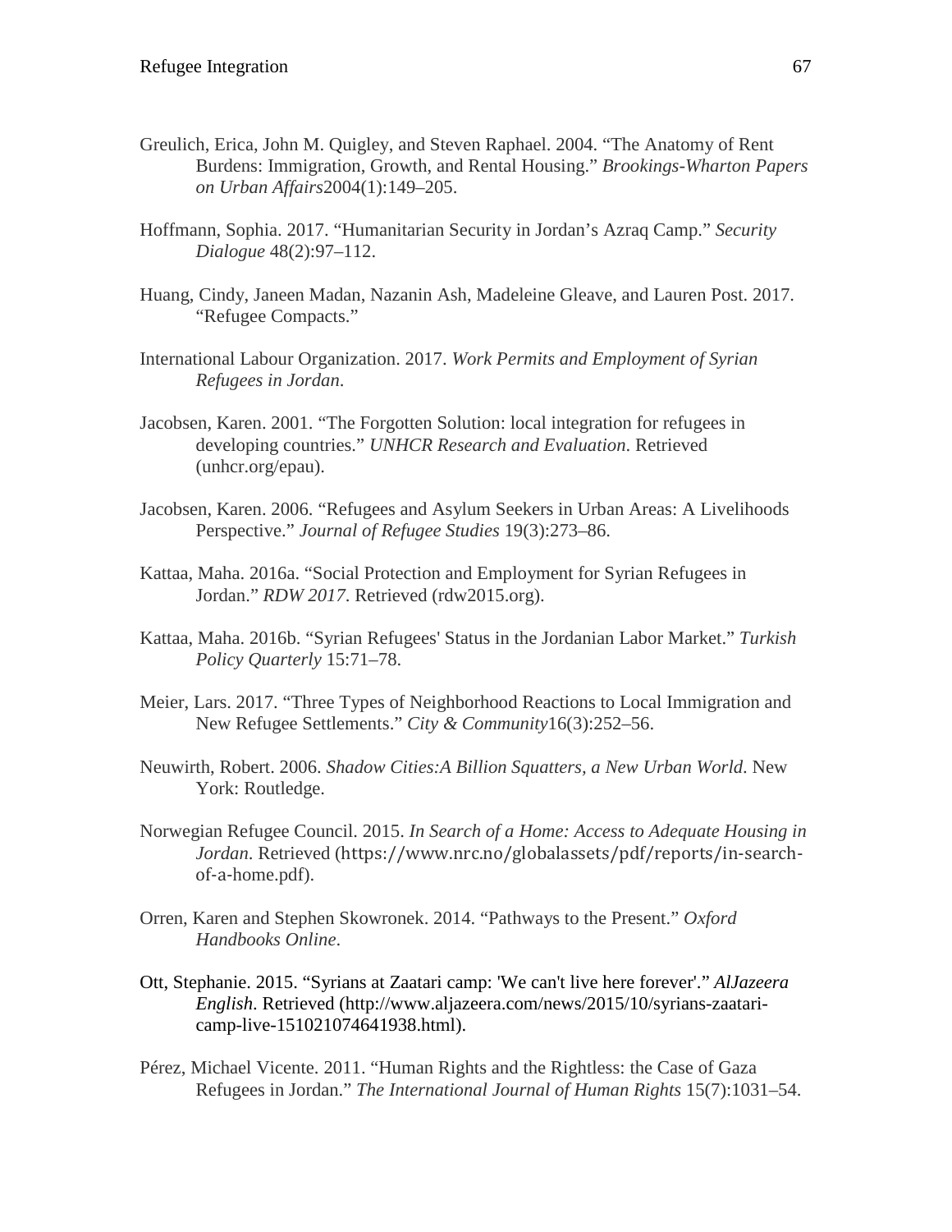Greulich, Erica, John M. Quigley, and Steven Raphael. 2004. "The Anatomy of Rent Burdens: Immigration, Growth, and Rental Housing." *Brookings-Wharton Papers on Urban Affairs*2004(1):149–205.

Hoffmann, Sophia. 2017. "Humanitarian Security in Jordan's Azraq Camp." *Security Dialogue* 48(2):97–112.

Huang, Cindy, Janeen Madan, Nazanin Ash, Madeleine Gleave, and Lauren Post. 2017. "Refugee Compacts."

International Labour Organization. 2017. *Work Permits and Employment of Syrian Refugees in Jordan*.

Jacobsen, Karen. 2001. "The Forgotten Solution: local integration for refugees in developing countries." *UNHCR Research and Evaluation*. Retrieved (unhcr.org/epau).

Jacobsen, Karen. 2006. "Refugees and Asylum Seekers in Urban Areas: A Livelihoods Perspective." *Journal of Refugee Studies* 19(3):273–86.

Kattaa, Maha. 2016a. "Social Protection and Employment for Syrian Refugees in Jordan." *RDW 2017*. Retrieved (rdw2015.org).

Kattaa, Maha. 2016b. "Syrian Refugees' Status in the Jordanian Labor Market." *Turkish Policy Quarterly* 15:71–78.

Meier, Lars. 2017. "Three Types of Neighborhood Reactions to Local Immigration and New Refugee Settlements." *City & Community*16(3):252–56.

Neuwirth, Robert. 2006. *Shadow Cities:A Billion Squatters, a New Urban World*. New York: Routledge.

Norwegian Refugee Council. 2015. *In Search of a Home: Access to Adequate Housing in Jordan*. Retrieved (https://www.nrc.no/globalassets/pdf/reports/in-search-of-a-home.pdf).

Orren, Karen and Stephen Skowronek. 2014. "Pathways to the Present." *Oxford Handbooks Online*.

Ott, Stephanie. 2015. "Syrians at Zaatari camp: 'We can't live here forever'." *AlJazeera English*. Retrieved (http://www.aljazeera.com/news/2015/10/syrians-zaatari-camp-live-151021074641938.html).

Pérez, Michael Vicente. 2011. "Human Rights and the Rightless: the Case of Gaza Refugees in Jordan." *The International Journal of Human Rights* 15(7):1031–54.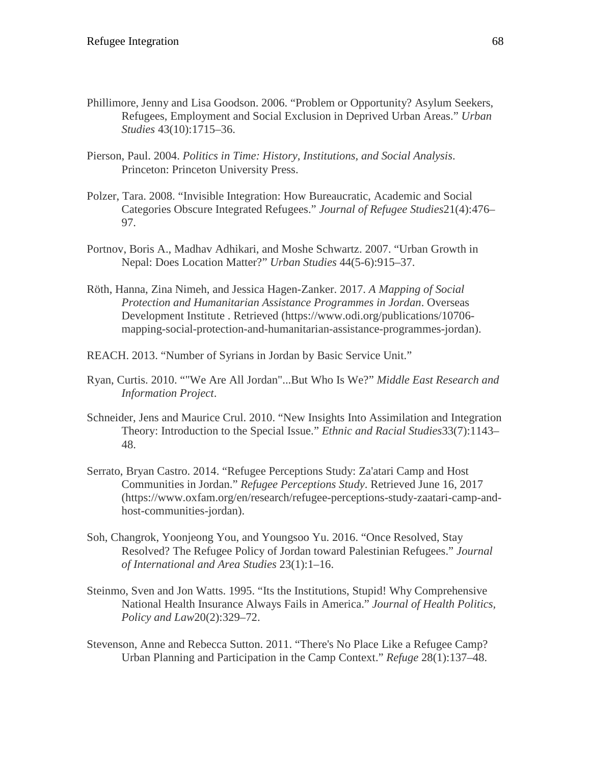Phillimore, Jenny and Lisa Goodson. 2006. “Problem or Opportunity? Asylum Seekers, Refugees, Employment and Social Exclusion in Deprived Urban Areas.” *Urban Studies* 43(10):1715–36.

Pierson, Paul. 2004. *Politics in Time: History, Institutions, and Social Analysis*. Princeton: Princeton University Press.

Polzer, Tara. 2008. “Invisible Integration: How Bureaucratic, Academic and Social Categories Obscure Integrated Refugees.” *Journal of Refugee Studies*21(4):476–97.

Portnov, Boris A., Madhav Adhikari, and Moshe Schwartz. 2007. “Urban Growth in Nepal: Does Location Matter?” *Urban Studies* 44(5-6):915–37.

Röth, Hanna, Zina Nimeh, and Jessica Hagen-Zanker. 2017. *A Mapping of Social Protection and Humanitarian Assistance Programmes in Jordan*. Overseas Development Institute . Retrieved (https://www.odi.org/publications/10706-mapping-social-protection-and-humanitarian-assistance-programmes-jordan).

REACH. 2013. “Number of Syrians in Jordan by Basic Service Unit.”

Ryan, Curtis. 2010. “"We Are All Jordan"...But Who Is We?” *Middle East Research and Information Project*.

Schneider, Jens and Maurice Crul. 2010. “New Insights Into Assimilation and Integration Theory: Introduction to the Special Issue.” *Ethnic and Racial Studies*33(7):1143–48.

Serrato, Bryan Castro. 2014. “Refugee Perceptions Study: Za'atari Camp and Host Communities in Jordan.” *Refugee Perceptions Study*. Retrieved June 16, 2017 (https://www.oxfam.org/en/research/refugee-perceptions-study-zaatari-camp-and-host-communities-jordan).

Soh, Changrok, Yoonjeong You, and Youngsoo Yu. 2016. “Once Resolved, Stay Resolved? The Refugee Policy of Jordan toward Palestinian Refugees.” *Journal of International and Area Studies* 23(1):1–16.

Steinmo, Sven and Jon Watts. 1995. “Its the Institutions, Stupid! Why Comprehensive National Health Insurance Always Fails in America.” *Journal of Health Politics, Policy and Law*20(2):329–72.

Stevenson, Anne and Rebecca Sutton. 2011. “There's No Place Like a Refugee Camp? Urban Planning and Participation in the Camp Context.” *Refuge* 28(1):137–48.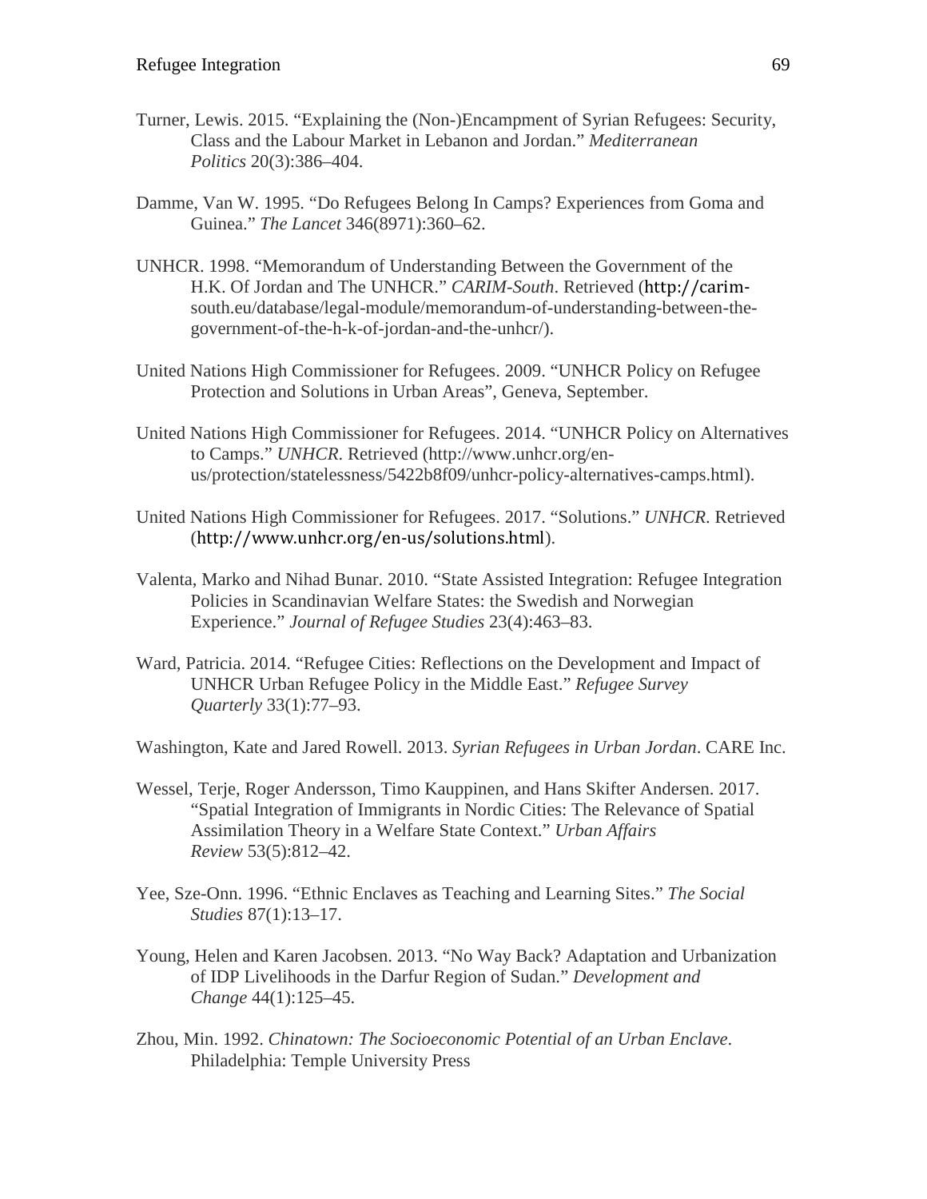Turner, Lewis. 2015. "Explaining the (Non-)Encampment of Syrian Refugees: Security, Class and the Labour Market in Lebanon and Jordan." *Mediterranean Politics* 20(3):386–404.

Damme, Van W. 1995. "Do Refugees Belong In Camps? Experiences from Goma and Guinea." *The Lancet* 346(8971):360–62.

UNHCR. 1998. "Memorandum of Understanding Between the Government of the H.K. Of Jordan and The UNHCR." *CARIM-South*. Retrieved (http://carim-south.eu/database/legal-module/memorandum-of-understanding-between-the-government-of-the-h-k-of-jordan-and-the-unhcr/).

United Nations High Commissioner for Refugees. 2009. "UNHCR Policy on Refugee Protection and Solutions in Urban Areas", Geneva, September.

United Nations High Commissioner for Refugees. 2014. "UNHCR Policy on Alternatives to Camps." *UNHCR*. Retrieved (http://www.unhcr.org/en-us/protection/statelessness/5422b8f09/unhcr-policy-alternatives-camps.html).

United Nations High Commissioner for Refugees. 2017. "Solutions." *UNHCR*. Retrieved (http://www.unhcr.org/en-us/solutions.html).

Valenta, Marko and Nihad Bunar. 2010. "State Assisted Integration: Refugee Integration Policies in Scandinavian Welfare States: the Swedish and Norwegian Experience." *Journal of Refugee Studies* 23(4):463–83.

Ward, Patricia. 2014. "Refugee Cities: Reflections on the Development and Impact of UNHCR Urban Refugee Policy in the Middle East." *Refugee Survey Quarterly* 33(1):77–93.

Washington, Kate and Jared Rowell. 2013. *Syrian Refugees in Urban Jordan*. CARE Inc.

Wessel, Terje, Roger Andersson, Timo Kauppinen, and Hans Skifter Andersen. 2017. "Spatial Integration of Immigrants in Nordic Cities: The Relevance of Spatial Assimilation Theory in a Welfare State Context." *Urban Affairs Review* 53(5):812–42.

Yee, Sze-Onn. 1996. "Ethnic Enclaves as Teaching and Learning Sites." *The Social Studies* 87(1):13–17.

Young, Helen and Karen Jacobsen. 2013. "No Way Back? Adaptation and Urbanization of IDP Livelihoods in the Darfur Region of Sudan." *Development and Change* 44(1):125–45.

Zhou, Min. 1992. *Chinatown: The Socioeconomic Potential of an Urban Enclave*. Philadelphia: Temple University Press